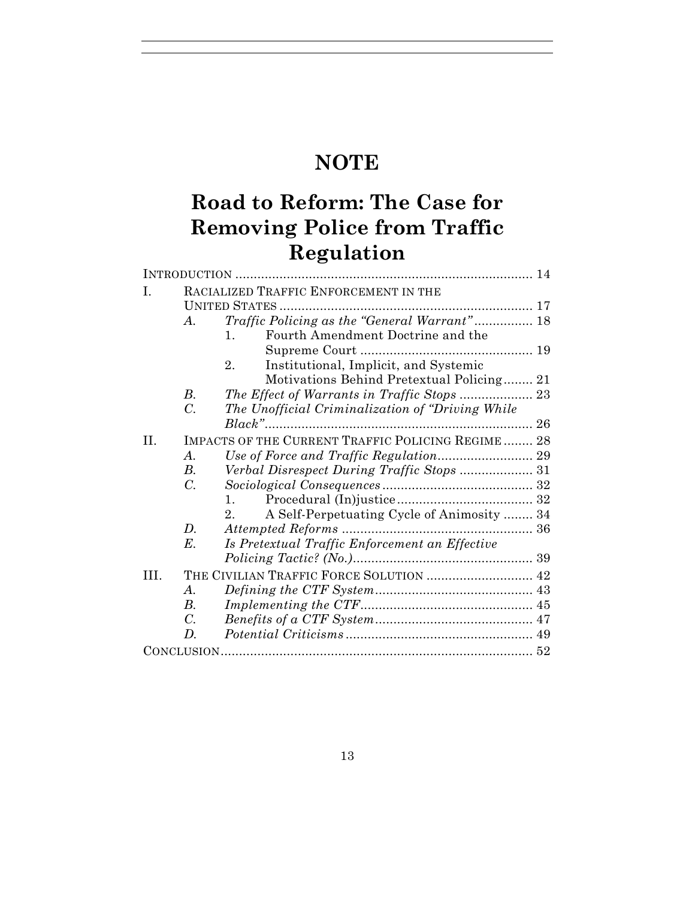# NOTE

# Road to Reform: The Case for Removing Police from Traffic Regulation

INTRODUCTION .................................................................................. 14

I. RACIALIZED TRAFFIC ENFORCEMENT IN THE UNITED STATES ..................................................................... 17
   - A. *Traffic Policing as the "General Warrant"* ................ 18
     1. Fourth Amendment Doctrine and the Supreme Court ............................................... 19
     2. Institutional, Implicit, and Systemic Motivations Behind Pretextual Policing........ 21
   - B. *The Effect of Warrants in Traffic Stops* .................... 23
   - C. *The Unofficial Criminalization of "Driving While Black"*.......................................................................... 26

II. IMPACTS OF THE CURRENT TRAFFIC POLICING REGIME ........ 28
   - A. *Use of Force and Traffic Regulation*.......................... 29
   - B. *Verbal Disrespect During Traffic Stops* .................... 31
   - C. *Sociological Consequences*......................................... 32
     1. Procedural (In)justice..................................... 32
     2. A Self-Perpetuating Cycle of Animosity ........ 34
   - D. *Attempted Reforms* .................................................... 36
   - E. *Is Pretextual Traffic Enforcement an Effective Policing Tactic? (No.)*................................................. 39

III. THE CIVILIAN TRAFFIC FORCE SOLUTION ............................. 42
   - A. *Defining the CTF System*........................................... 43
   - B. *Implementing the CTF*............................................... 45
   - C. *Benefits of a CTF System*........................................... 47
   - D. *Potential Criticisms*................................................... 49

CONCLUSION...................................................................................... 52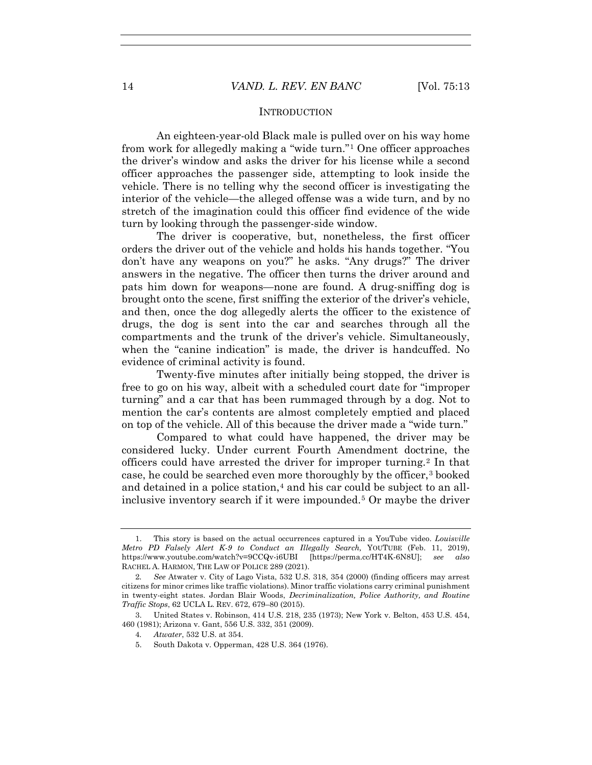## INTRODUCTION

An eighteen-year-old Black male is pulled over on his way home from work for allegedly making a "wide turn."[1] One officer approaches the driver's window and asks the driver for his license while a second officer approaches the passenger side, attempting to look inside the vehicle. There is no telling why the second officer is investigating the interior of the vehicle—the alleged offense was a wide turn, and by no stretch of the imagination could this officer find evidence of the wide turn by looking through the passenger-side window.

The driver is cooperative, but, nonetheless, the first officer orders the driver out of the vehicle and holds his hands together. "You don't have any weapons on you?" he asks. "Any drugs?" The driver answers in the negative. The officer then turns the driver around and pats him down for weapons—none are found. A drug-sniffing dog is brought onto the scene, first sniffing the exterior of the driver's vehicle, and then, once the dog allegedly alerts the officer to the existence of drugs, the dog is sent into the car and searches through all the compartments and the trunk of the driver's vehicle. Simultaneously, when the "canine indication" is made, the driver is handcuffed. No evidence of criminal activity is found.

Twenty-five minutes after initially being stopped, the driver is free to go on his way, albeit with a scheduled court date for "improper turning" and a car that has been rummaged through by a dog. Not to mention the car's contents are almost completely emptied and placed on top of the vehicle. All of this because the driver made a "wide turn."

Compared to what could have happened, the driver may be considered lucky. Under current Fourth Amendment doctrine, the officers could have arrested the driver for improper turning.[2] In that case, he could be searched even more thoroughly by the officer,[3] booked and detained in a police station,[4] and his car could be subject to an all-inclusive inventory search if it were impounded.[5] Or maybe the driver

---

1. This story is based on the actual occurrences captured in a YouTube video. *Louisville Metro PD Falsely Alert K-9 to Conduct an Illegally Search*, YOUTUBE (Feb. 11, 2019), https://www.youtube.com/watch?v=9CCQv-i6UBI [https://perma.cc/HT4K-6N8U]; *see also* RACHEL A. HARMON, THE LAW OF POLICE 289 (2021).

2. *See* Atwater v. City of Lago Vista, 532 U.S. 318, 354 (2000) (finding officers may arrest citizens for minor crimes like traffic violations). Minor traffic violations carry criminal punishment in twenty-eight states. Jordan Blair Woods, *Decriminalization, Police Authority, and Routine Traffic Stops*, 62 UCLA L. REV. 672, 679–80 (2015).

3. United States v. Robinson, 414 U.S. 218, 235 (1973); New York v. Belton, 453 U.S. 454, 460 (1981); Arizona v. Gant, 556 U.S. 332, 351 (2009).

4. *Atwater*, 532 U.S. at 354.

5. South Dakota v. Opperman, 428 U.S. 364 (1976).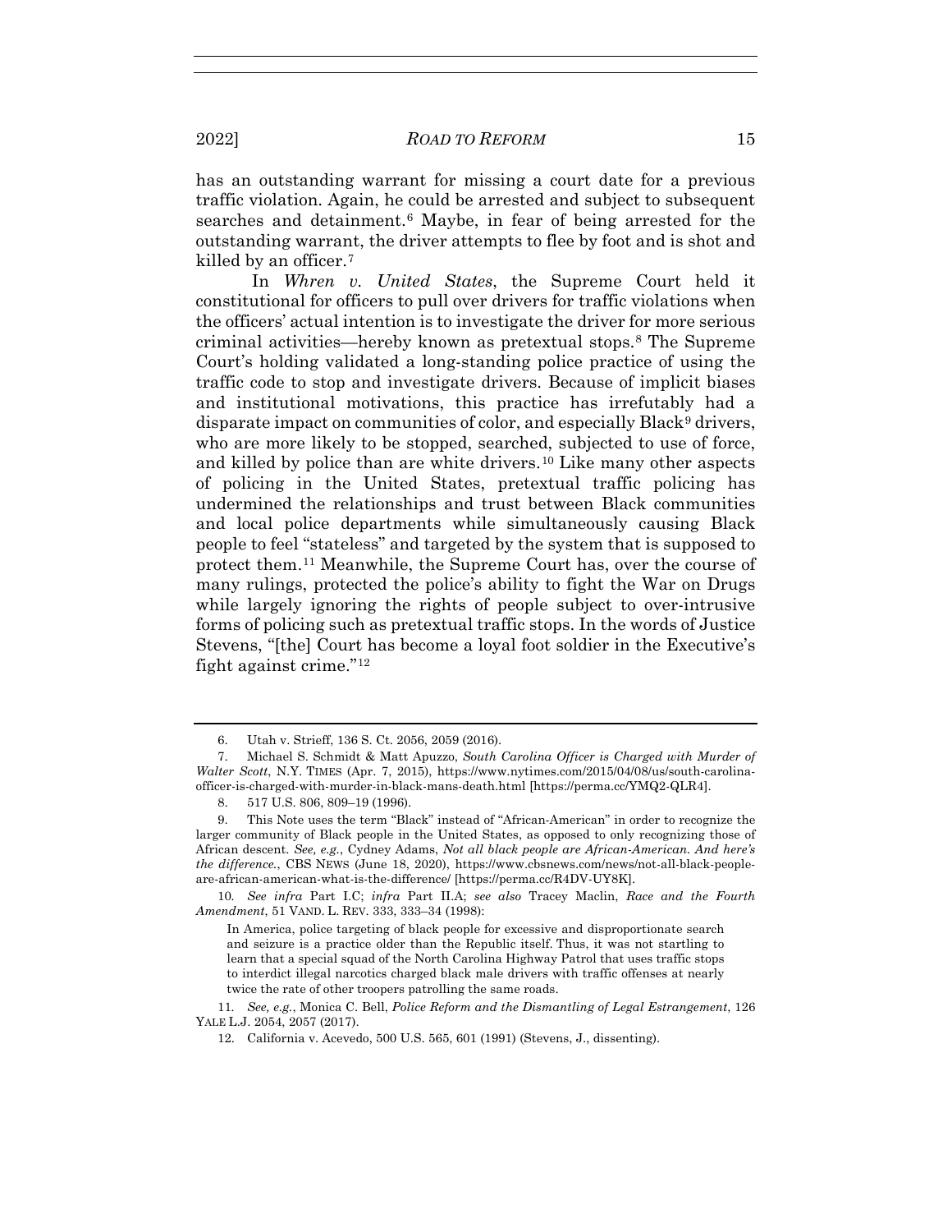has an outstanding warrant for missing a court date for a previous traffic violation. Again, he could be arrested and subject to subsequent searches and detainment.[6] Maybe, in fear of being arrested for the outstanding warrant, the driver attempts to flee by foot and is shot and killed by an officer.[7]

In *Whren v. United States*, the Supreme Court held it constitutional for officers to pull over drivers for traffic violations when the officers' actual intention is to investigate the driver for more serious criminal activities—hereby known as pretextual stops.[8] The Supreme Court's holding validated a long-standing police practice of using the traffic code to stop and investigate drivers. Because of implicit biases and institutional motivations, this practice has irrefutably had a disparate impact on communities of color, and especially Black[9] drivers, who are more likely to be stopped, searched, subjected to use of force, and killed by police than are white drivers.[10] Like many other aspects of policing in the United States, pretextual traffic policing has undermined the relationships and trust between Black communities and local police departments while simultaneously causing Black people to feel "stateless" and targeted by the system that is supposed to protect them.[11] Meanwhile, the Supreme Court has, over the course of many rulings, protected the police's ability to fight the War on Drugs while largely ignoring the rights of people subject to over-intrusive forms of policing such as pretextual traffic stops. In the words of Justice Stevens, "[the] Court has become a loyal foot soldier in the Executive's fight against crime."[12]

---

6. Utah v. Strieff, 136 S. Ct. 2056, 2059 (2016).

7. Michael S. Schmidt & Matt Apuzzo, *South Carolina Officer is Charged with Murder of Walter Scott*, N.Y. TIMES (Apr. 7, 2015), https://www.nytimes.com/2015/04/08/us/south-carolina-officer-is-charged-with-murder-in-black-mans-death.html [https://perma.cc/YMQ2-QLR4].

8. 517 U.S. 806, 809–19 (1996).

9. This Note uses the term "Black" instead of "African-American" in order to recognize the larger community of Black people in the United States, as opposed to only recognizing those of African descent. *See, e.g.*, Cydney Adams, *Not all black people are African-American. And here's the difference.*, CBS NEWS (June 18, 2020), https://www.cbsnews.com/news/not-all-black-people-are-african-american-what-is-the-difference/ [https://perma.cc/R4DV-UY8K].

10. *See infra* Part I.C; *infra* Part II.A; *see also* Tracey Maclin, *Race and the Fourth Amendment*, 51 VAND. L. REV. 333, 333–34 (1998):

> In America, police targeting of black people for excessive and disproportionate search and seizure is a practice older than the Republic itself. Thus, it was not startling to learn that a special squad of the North Carolina Highway Patrol that uses traffic stops to interdict illegal narcotics charged black male drivers with traffic offenses at nearly twice the rate of other troopers patrolling the same roads.

11. *See, e.g.*, Monica C. Bell, *Police Reform and the Dismantling of Legal Estrangement*, 126 YALE L.J. 2054, 2057 (2017).

12. California v. Acevedo, 500 U.S. 565, 601 (1991) (Stevens, J., dissenting).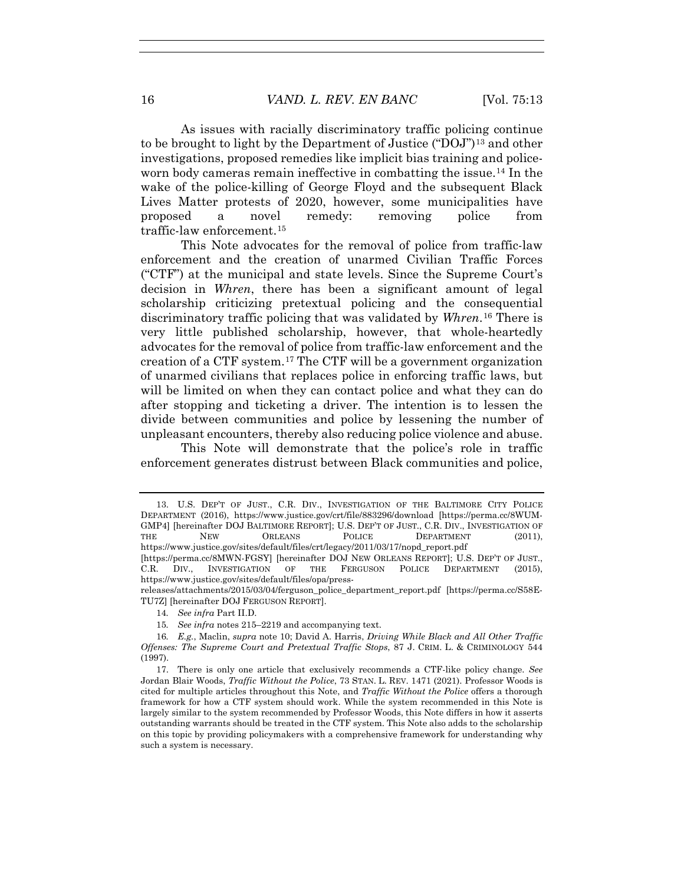As issues with racially discriminatory traffic policing continue to be brought to light by the Department of Justice ("DOJ")[13] and other investigations, proposed remedies like implicit bias training and police-worn body cameras remain ineffective in combatting the issue.[14] In the wake of the police-killing of George Floyd and the subsequent Black Lives Matter protests of 2020, however, some municipalities have proposed a novel remedy: removing police from traffic-law enforcement.[15]

This Note advocates for the removal of police from traffic-law enforcement and the creation of unarmed Civilian Traffic Forces ("CTF") at the municipal and state levels. Since the Supreme Court's decision in *Whren*, there has been a significant amount of legal scholarship criticizing pretextual policing and the consequential discriminatory traffic policing that was validated by *Whren*.[16] There is very little published scholarship, however, that whole-heartedly advocates for the removal of police from traffic-law enforcement and the creation of a CTF system.[17] The CTF will be a government organization of unarmed civilians that replaces police in enforcing traffic laws, but will be limited on when they can contact police and what they can do after stopping and ticketing a driver. The intention is to lessen the divide between communities and police by lessening the number of unpleasant encounters, thereby also reducing police violence and abuse.

This Note will demonstrate that the police's role in traffic enforcement generates distrust between Black communities and police,

---

13. U.S. DEP'T OF JUST., C.R. DIV., INVESTIGATION OF THE BALTIMORE CITY POLICE DEPARTMENT (2016), https://www.justice.gov/crt/file/883296/download [https://perma.cc/8WUM-GMP4] [hereinafter DOJ BALTIMORE REPORT]; U.S. DEP'T OF JUST., C.R. DIV., INVESTIGATION OF THE NEW ORLEANS POLICE DEPARTMENT (2011), https://www.justice.gov/sites/default/files/crt/legacy/2011/03/17/nopd_report.pdf [https://perma.cc/8MWN-FGSY] [hereinafter DOJ NEW ORLEANS REPORT]; U.S. DEP'T OF JUST., C.R. DIV., INVESTIGATION OF THE FERGUSON POLICE DEPARTMENT (2015), https://www.justice.gov/sites/default/files/opa/press-releases/attachments/2015/03/04/ferguson_police_department_report.pdf [https://perma.cc/S58E-TU7Z] [hereinafter DOJ FERGUSON REPORT].

14. *See infra* Part II.D.

15. *See infra* notes 215–2219 and accompanying text.

16. *E.g.*, Maclin, *supra* note 10; David A. Harris, *Driving While Black and All Other Traffic Offenses: The Supreme Court and Pretextual Traffic Stops*, 87 J. CRIM. L. & CRIMINOLOGY 544 (1997).

17. There is only one article that exclusively recommends a CTF-like policy change. *See* Jordan Blair Woods, *Traffic Without the Police*, 73 STAN. L. REV. 1471 (2021). Professor Woods is cited for multiple articles throughout this Note, and *Traffic Without the Police* offers a thorough framework for how a CTF system should work. While the system recommended in this Note is largely similar to the system recommended by Professor Woods, this Note differs in how it asserts outstanding warrants should be treated in the CTF system. This Note also adds to the scholarship on this topic by providing policymakers with a comprehensive framework for understanding why such a system is necessary.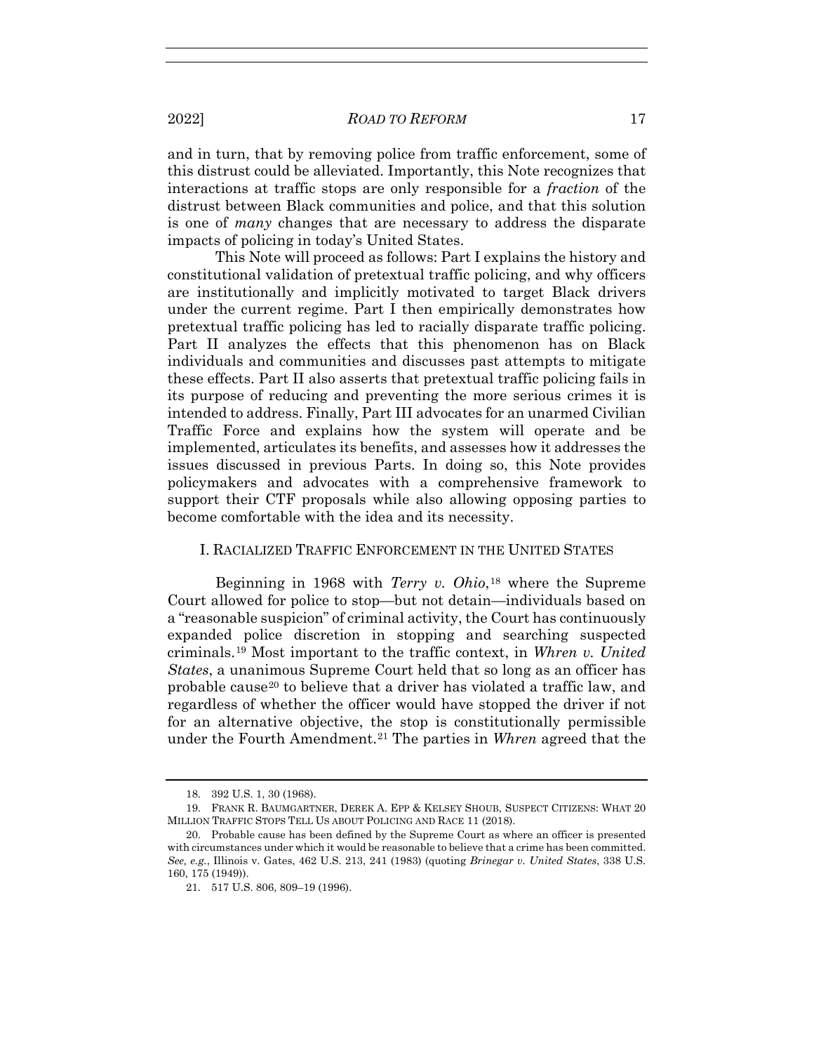and in turn, that by removing police from traffic enforcement, some of this distrust could be alleviated. Importantly, this Note recognizes that interactions at traffic stops are only responsible for a *fraction* of the distrust between Black communities and police, and that this solution is one of *many* changes that are necessary to address the disparate impacts of policing in today's United States.

This Note will proceed as follows: Part I explains the history and constitutional validation of pretextual traffic policing, and why officers are institutionally and implicitly motivated to target Black drivers under the current regime. Part I then empirically demonstrates how pretextual traffic policing has led to racially disparate traffic policing. Part II analyzes the effects that this phenomenon has on Black individuals and communities and discusses past attempts to mitigate these effects. Part II also asserts that pretextual traffic policing fails in its purpose of reducing and preventing the more serious crimes it is intended to address. Finally, Part III advocates for an unarmed Civilian Traffic Force and explains how the system will operate and be implemented, articulates its benefits, and assesses how it addresses the issues discussed in previous Parts. In doing so, this Note provides policymakers and advocates with a comprehensive framework to support their CTF proposals while also allowing opposing parties to become comfortable with the idea and its necessity.

## I. Racialized Traffic Enforcement in the United States

Beginning in 1968 with *Terry v. Ohio*,[18] where the Supreme Court allowed for police to stop—but not detain—individuals based on a "reasonable suspicion" of criminal activity, the Court has continuously expanded police discretion in stopping and searching suspected criminals.[19] Most important to the traffic context, in *Whren v. United States*, a unanimous Supreme Court held that so long as an officer has probable cause[20] to believe that a driver has violated a traffic law, and regardless of whether the officer would have stopped the driver if not for an alternative objective, the stop is constitutionally permissible under the Fourth Amendment.[21] The parties in *Whren* agreed that the

---

18. 392 U.S. 1, 30 (1968).

19. Frank R. Baumgartner, Derek A. Epp & Kelsey Shoub, Suspect Citizens: What 20 Million Traffic Stops Tell Us about Policing and Race 11 (2018).

20. Probable cause has been defined by the Supreme Court as where an officer is presented with circumstances under which it would be reasonable to believe that a crime has been committed. *See, e.g.*, Illinois v. Gates, 462 U.S. 213, 241 (1983) (quoting *Brinegar v. United States*, 338 U.S. 160, 175 (1949)).

21. 517 U.S. 806, 809–19 (1996).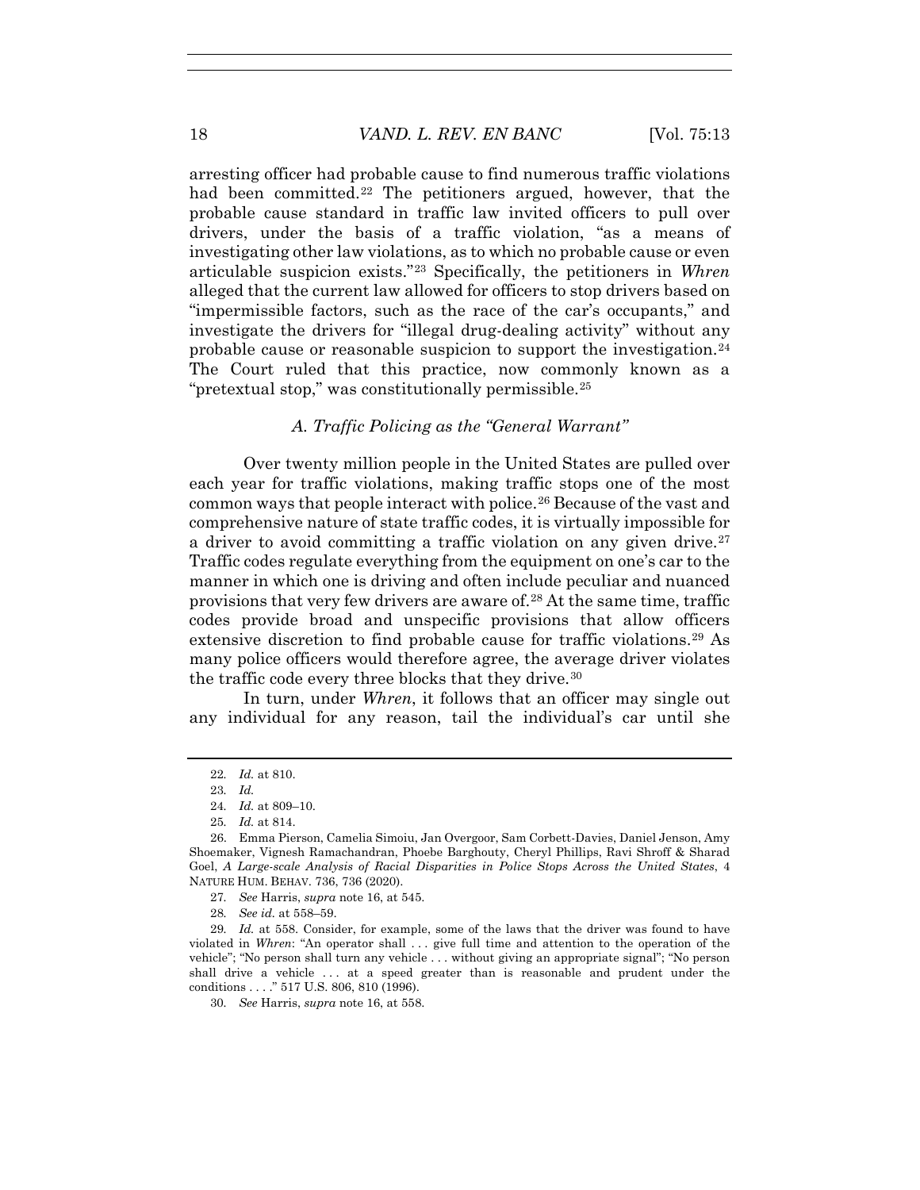arresting officer had probable cause to find numerous traffic violations had been committed.[22] The petitioners argued, however, that the probable cause standard in traffic law invited officers to pull over drivers, under the basis of a traffic violation, "as a means of investigating other law violations, as to which no probable cause or even articulable suspicion exists."[23] Specifically, the petitioners in *Whren* alleged that the current law allowed for officers to stop drivers based on "impermissible factors, such as the race of the car's occupants," and investigate the drivers for "illegal drug-dealing activity" without any probable cause or reasonable suspicion to support the investigation.[24] The Court ruled that this practice, now commonly known as a "pretextual stop," was constitutionally permissible.[25]

### *A. Traffic Policing as the "General Warrant"*

Over twenty million people in the United States are pulled over each year for traffic violations, making traffic stops one of the most common ways that people interact with police.[26] Because of the vast and comprehensive nature of state traffic codes, it is virtually impossible for a driver to avoid committing a traffic violation on any given drive.[27] Traffic codes regulate everything from the equipment on one's car to the manner in which one is driving and often include peculiar and nuanced provisions that very few drivers are aware of.[28] At the same time, traffic codes provide broad and unspecific provisions that allow officers extensive discretion to find probable cause for traffic violations.[29] As many police officers would therefore agree, the average driver violates the traffic code every three blocks that they drive.[30]

In turn, under *Whren*, it follows that an officer may single out any individual for any reason, tail the individual's car until she

---

22. *Id.* at 810.

23. *Id.*

24. *Id.* at 809–10.

25. *Id.* at 814.

26. Emma Pierson, Camelia Simoiu, Jan Overgoor, Sam Corbett-Davies, Daniel Jenson, Amy Shoemaker, Vignesh Ramachandran, Phoebe Barghouty, Cheryl Phillips, Ravi Shroff & Sharad Goel, *A Large-scale Analysis of Racial Disparities in Police Stops Across the United States*, 4 NATURE HUM. BEHAV. 736, 736 (2020).

27. *See* Harris, *supra* note 16, at 545.

28. *See id.* at 558–59.

29. *Id.* at 558. Consider, for example, some of the laws that the driver was found to have violated in *Whren*: "An operator shall . . . give full time and attention to the operation of the vehicle"; "No person shall turn any vehicle . . . without giving an appropriate signal"; "No person shall drive a vehicle . . . at a speed greater than is reasonable and prudent under the conditions . . . ." 517 U.S. 806, 810 (1996).

30. *See* Harris, *supra* note 16, at 558.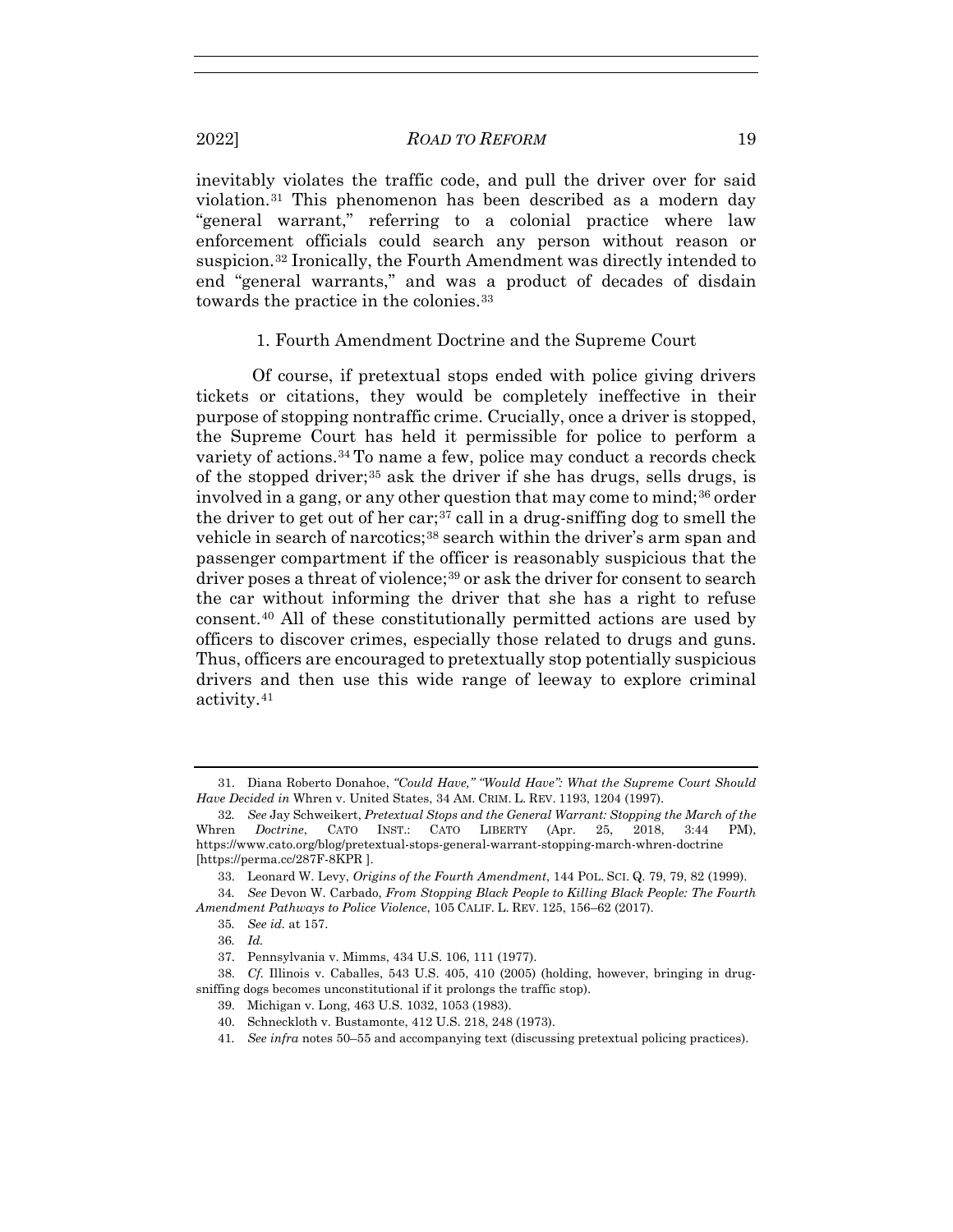inevitably violates the traffic code, and pull the driver over for said violation.[31] This phenomenon has been described as a modern day "general warrant," referring to a colonial practice where law enforcement officials could search any person without reason or suspicion.[32] Ironically, the Fourth Amendment was directly intended to end "general warrants," and was a product of decades of disdain towards the practice in the colonies.[33]

### 1. Fourth Amendment Doctrine and the Supreme Court

Of course, if pretextual stops ended with police giving drivers tickets or citations, they would be completely ineffective in their purpose of stopping nontraffic crime. Crucially, once a driver is stopped, the Supreme Court has held it permissible for police to perform a variety of actions.[34] To name a few, police may conduct a records check of the stopped driver;[35] ask the driver if she has drugs, sells drugs, is involved in a gang, or any other question that may come to mind;[36] order the driver to get out of her car;[37] call in a drug-sniffing dog to smell the vehicle in search of narcotics;[38] search within the driver's arm span and passenger compartment if the officer is reasonably suspicious that the driver poses a threat of violence;[39] or ask the driver for consent to search the car without informing the driver that she has a right to refuse consent.[40] All of these constitutionally permitted actions are used by officers to discover crimes, especially those related to drugs and guns. Thus, officers are encouraged to pretextually stop potentially suspicious drivers and then use this wide range of leeway to explore criminal activity.[41]

---

31. Diana Roberto Donahoe, *"Could Have," "Would Have": What the Supreme Court Should Have Decided in* Whren v. United States, 34 AM. CRIM. L. REV. 1193, 1204 (1997).

32. *See* Jay Schweikert, *Pretextual Stops and the General Warrant: Stopping the March of the* Whren *Doctrine*, CATO INST.: CATO LIBERTY (Apr. 25, 2018, 3:44 PM), https://www.cato.org/blog/pretextual-stops-general-warrant-stopping-march-whren-doctrine [https://perma.cc/287F-8KPR ].

33. Leonard W. Levy, *Origins of the Fourth Amendment*, 144 POL. SCI. Q. 79, 79, 82 (1999).

34. *See* Devon W. Carbado, *From Stopping Black People to Killing Black People: The Fourth Amendment Pathways to Police Violence*, 105 CALIF. L. REV. 125, 156–62 (2017).

35. *See id.* at 157.

36. *Id.*

37. Pennsylvania v. Mimms, 434 U.S. 106, 111 (1977).

38. *Cf.* Illinois v. Caballes, 543 U.S. 405, 410 (2005) (holding, however, bringing in drug-sniffing dogs becomes unconstitutional if it prolongs the traffic stop).

39. Michigan v. Long, 463 U.S. 1032, 1053 (1983).

40. Schneckloth v. Bustamonte, 412 U.S. 218, 248 (1973).

41. *See infra* notes 50–55 and accompanying text (discussing pretextual policing practices).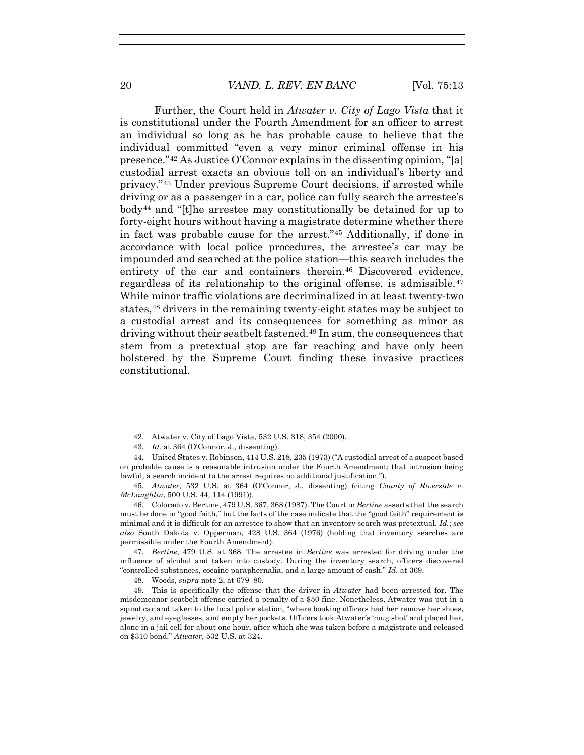Further, the Court held in *Atwater v. City of Lago Vista* that it is constitutional under the Fourth Amendment for an officer to arrest an individual so long as he has probable cause to believe that the individual committed "even a very minor criminal offense in his presence."[42] As Justice O'Connor explains in the dissenting opinion, "[a] custodial arrest exacts an obvious toll on an individual's liberty and privacy."[43] Under previous Supreme Court decisions, if arrested while driving or as a passenger in a car, police can fully search the arrestee's body[44] and "[t]he arrestee may constitutionally be detained for up to forty-eight hours without having a magistrate determine whether there in fact was probable cause for the arrest."[45] Additionally, if done in accordance with local police procedures, the arrestee's car may be impounded and searched at the police station—this search includes the entirety of the car and containers therein.[46] Discovered evidence, regardless of its relationship to the original offense, is admissible.[47] While minor traffic violations are decriminalized in at least twenty-two states,[48] drivers in the remaining twenty-eight states may be subject to a custodial arrest and its consequences for something as minor as driving without their seatbelt fastened.[49] In sum, the consequences that stem from a pretextual stop are far reaching and have only been bolstered by the Supreme Court finding these invasive practices constitutional.

---

42. Atwater v. City of Lago Vista, 532 U.S. 318, 354 (2000).

43. *Id.* at 364 (O'Connor, J., dissenting).

44. United States v. Robinson, 414 U.S. 218, 235 (1973) ("A custodial arrest of a suspect based on probable cause is a reasonable intrusion under the Fourth Amendment; that intrusion being lawful, a search incident to the arrest requires no additional justification.").

45. *Atwater*, 532 U.S. at 364 (O'Connor, J., dissenting) (citing *County of Riverside v. McLaughlin*, 500 U.S. 44, 114 (1991)).

46. Colorado v. Bertine, 479 U.S. 367, 368 (1987). The Court in *Bertine* asserts that the search must be done in "good faith," but the facts of the case indicate that the "good faith" requirement is minimal and it is difficult for an arrestee to show that an inventory search was pretextual. *Id.*; *see also* South Dakota v. Opperman, 428 U.S. 364 (1976) (holding that inventory searches are permissible under the Fourth Amendment).

47. *Bertine*, 479 U.S. at 368. The arrestee in *Bertine* was arrested for driving under the influence of alcohol and taken into custody. During the inventory search, officers discovered "controlled substances, cocaine paraphernalia, and a large amount of cash." *Id.* at 369.

48. Woods, *supra* note 2, at 679–80.

49. This is specifically the offense that the driver in *Atwater* had been arrested for. The misdemeanor seatbelt offense carried a penalty of a $50 fine. Nonetheless, Atwater was put in a squad car and taken to the local police station, "where booking officers had her remove her shoes, jewelry, and eyeglasses, and empty her pockets. Officers took Atwater's 'mug shot' and placed her, alone in a jail cell for about one hour, after which she was taken before a magistrate and released on $310 bond." *Atwater*, 532 U.S. at 324.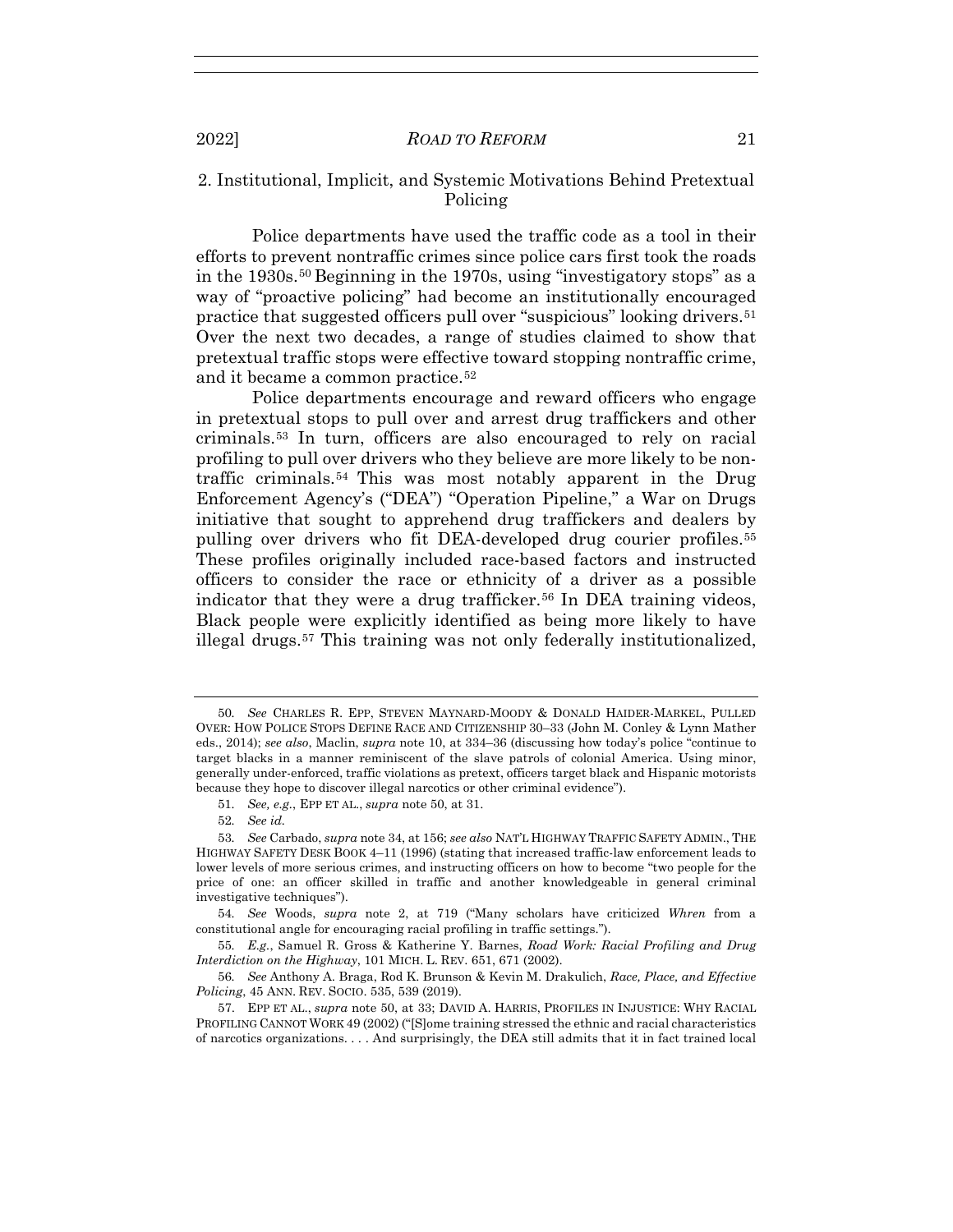### 2. Institutional, Implicit, and Systemic Motivations Behind Pretextual Policing

Police departments have used the traffic code as a tool in their efforts to prevent nontraffic crimes since police cars first took the roads in the 1930s.[50] Beginning in the 1970s, using "investigatory stops" as a way of "proactive policing" had become an institutionally encouraged practice that suggested officers pull over "suspicious" looking drivers.[51] Over the next two decades, a range of studies claimed to show that pretextual traffic stops were effective toward stopping nontraffic crime, and it became a common practice.[52]

Police departments encourage and reward officers who engage in pretextual stops to pull over and arrest drug traffickers and other criminals.[53] In turn, officers are also encouraged to rely on racial profiling to pull over drivers who they believe are more likely to be non-traffic criminals.[54] This was most notably apparent in the Drug Enforcement Agency's ("DEA") "Operation Pipeline," a War on Drugs initiative that sought to apprehend drug traffickers and dealers by pulling over drivers who fit DEA-developed drug courier profiles.[55] These profiles originally included race-based factors and instructed officers to consider the race or ethnicity of a driver as a possible indicator that they were a drug trafficker.[56] In DEA training videos, Black people were explicitly identified as being more likely to have illegal drugs.[57] This training was not only federally institutionalized,

---

50. *See* CHARLES R. EPP, STEVEN MAYNARD-MOODY & DONALD HAIDER-MARKEL, PULLED OVER: HOW POLICE STOPS DEFINE RACE AND CITIZENSHIP 30–33 (John M. Conley & Lynn Mather eds., 2014); *see also*, Maclin, *supra* note 10, at 334–36 (discussing how today's police "continue to target blacks in a manner reminiscent of the slave patrols of colonial America. Using minor, generally under-enforced, traffic violations as pretext, officers target black and Hispanic motorists because they hope to discover illegal narcotics or other criminal evidence").

51. *See, e.g.*, EPP ET AL., *supra* note 50, at 31.

52. *See id.*

53. *See* Carbado, *supra* note 34, at 156; *see also* NAT'L HIGHWAY TRAFFIC SAFETY ADMIN., THE HIGHWAY SAFETY DESK BOOK 4–11 (1996) (stating that increased traffic-law enforcement leads to lower levels of more serious crimes, and instructing officers on how to become "two people for the price of one: an officer skilled in traffic and another knowledgeable in general criminal investigative techniques").

54. *See* Woods, *supra* note 2, at 719 ("Many scholars have criticized *Whren* from a constitutional angle for encouraging racial profiling in traffic settings.").

55. *E.g.*, Samuel R. Gross & Katherine Y. Barnes, *Road Work: Racial Profiling and Drug Interdiction on the Highway*, 101 MICH. L. REV. 651, 671 (2002).

56. *See* Anthony A. Braga, Rod K. Brunson & Kevin M. Drakulich, *Race, Place, and Effective Policing*, 45 ANN. REV. SOCIO. 535, 539 (2019).

57. EPP ET AL., *supra* note 50, at 33; DAVID A. HARRIS, PROFILES IN INJUSTICE: WHY RACIAL PROFILING CANNOT WORK 49 (2002) ("[S]ome training stressed the ethnic and racial characteristics of narcotics organizations. . . . And surprisingly, the DEA still admits that it in fact trained local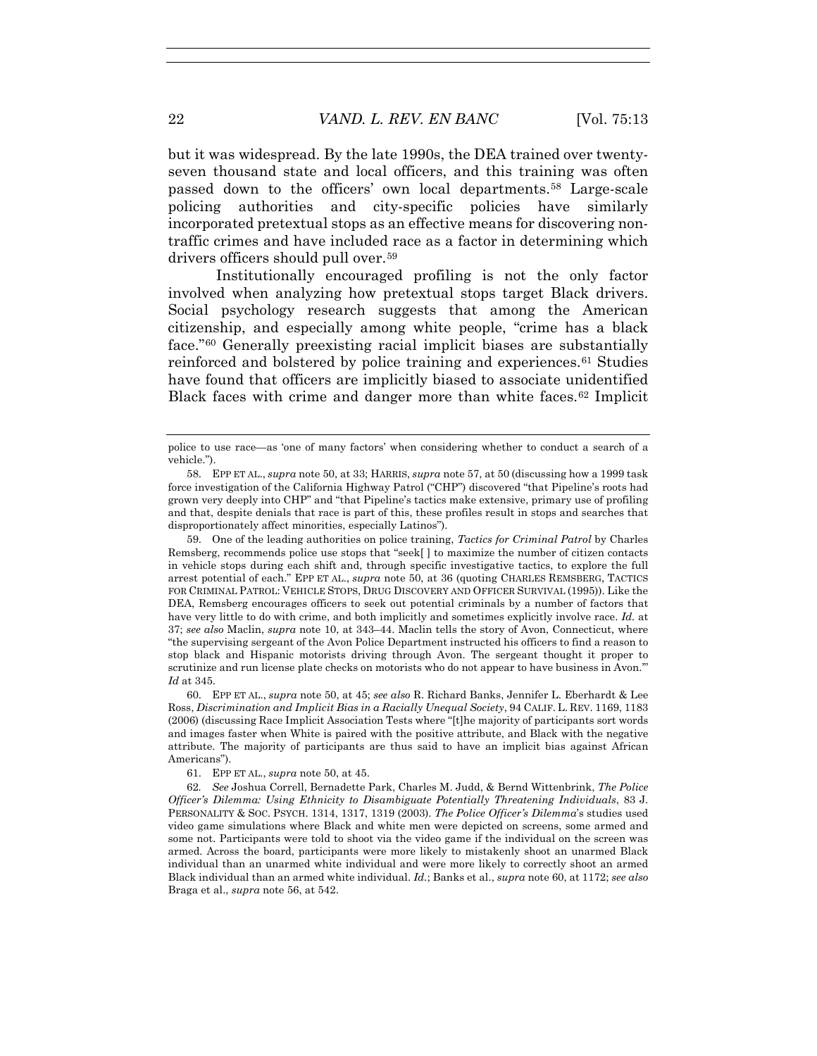but it was widespread. By the late 1990s, the DEA trained over twenty-seven thousand state and local officers, and this training was often passed down to the officers' own local departments.[58] Large-scale policing authorities and city-specific policies have similarly incorporated pretextual stops as an effective means for discovering non-traffic crimes and have included race as a factor in determining which drivers officers should pull over.[59]

Institutionally encouraged profiling is not the only factor involved when analyzing how pretextual stops target Black drivers. Social psychology research suggests that among the American citizenship, and especially among white people, "crime has a black face."[60] Generally preexisting racial implicit biases are substantially reinforced and bolstered by police training and experiences.[61] Studies have found that officers are implicitly biased to associate unidentified Black faces with crime and danger more than white faces.[62] Implicit

---

police to use race—as 'one of many factors' when considering whether to conduct a search of a vehicle.").

58. EPP ET AL., *supra* note 50, at 33; HARRIS, *supra* note 57, at 50 (discussing how a 1999 task force investigation of the California Highway Patrol ("CHP") discovered "that Pipeline's roots had grown very deeply into CHP" and "that Pipeline's tactics make extensive, primary use of profiling and that, despite denials that race is part of this, these profiles result in stops and searches that disproportionately affect minorities, especially Latinos").

59. One of the leading authorities on police training, *Tactics for Criminal Patrol* by Charles Remsberg, recommends police use stops that "seek[ ] to maximize the number of citizen contacts in vehicle stops during each shift and, through specific investigative tactics, to explore the full arrest potential of each." EPP ET AL., *supra* note 50, at 36 (quoting CHARLES REMSBERG, TACTICS FOR CRIMINAL PATROL: VEHICLE STOPS, DRUG DISCOVERY AND OFFICER SURVIVAL (1995)). Like the DEA, Remsberg encourages officers to seek out potential criminals by a number of factors that have very little to do with crime, and both implicitly and sometimes explicitly involve race. *Id.* at 37; *see also* Maclin, *supra* note 10, at 343–44. Maclin tells the story of Avon, Connecticut, where "the supervising sergeant of the Avon Police Department instructed his officers to find a reason to stop black and Hispanic motorists driving through Avon. The sergeant thought it proper to scrutinize and run license plate checks on motorists who do not appear to have business in Avon.'" *Id* at 345.

60. EPP ET AL., *supra* note 50, at 45; *see also* R. Richard Banks, Jennifer L. Eberhardt & Lee Ross, *Discrimination and Implicit Bias in a Racially Unequal Society*, 94 CALIF. L. REV. 1169, 1183 (2006) (discussing Race Implicit Association Tests where "[t]he majority of participants sort words and images faster when White is paired with the positive attribute, and Black with the negative attribute. The majority of participants are thus said to have an implicit bias against African Americans").

61. EPP ET AL., *supra* note 50, at 45.

62. *See* Joshua Correll, Bernadette Park, Charles M. Judd, & Bernd Wittenbrink, *The Police Officer's Dilemma: Using Ethnicity to Disambiguate Potentially Threatening Individuals*, 83 J. PERSONALITY & SOC. PSYCH. 1314, 1317, 1319 (2003). *The Police Officer's Dilemma*'s studies used video game simulations where Black and white men were depicted on screens, some armed and some not. Participants were told to shoot via the video game if the individual on the screen was armed. Across the board, participants were more likely to mistakenly shoot an unarmed Black individual than an unarmed white individual and were more likely to correctly shoot an armed Black individual than an armed white individual. *Id.*; Banks et al., *supra* note 60, at 1172; *see also* Braga et al., *supra* note 56, at 542.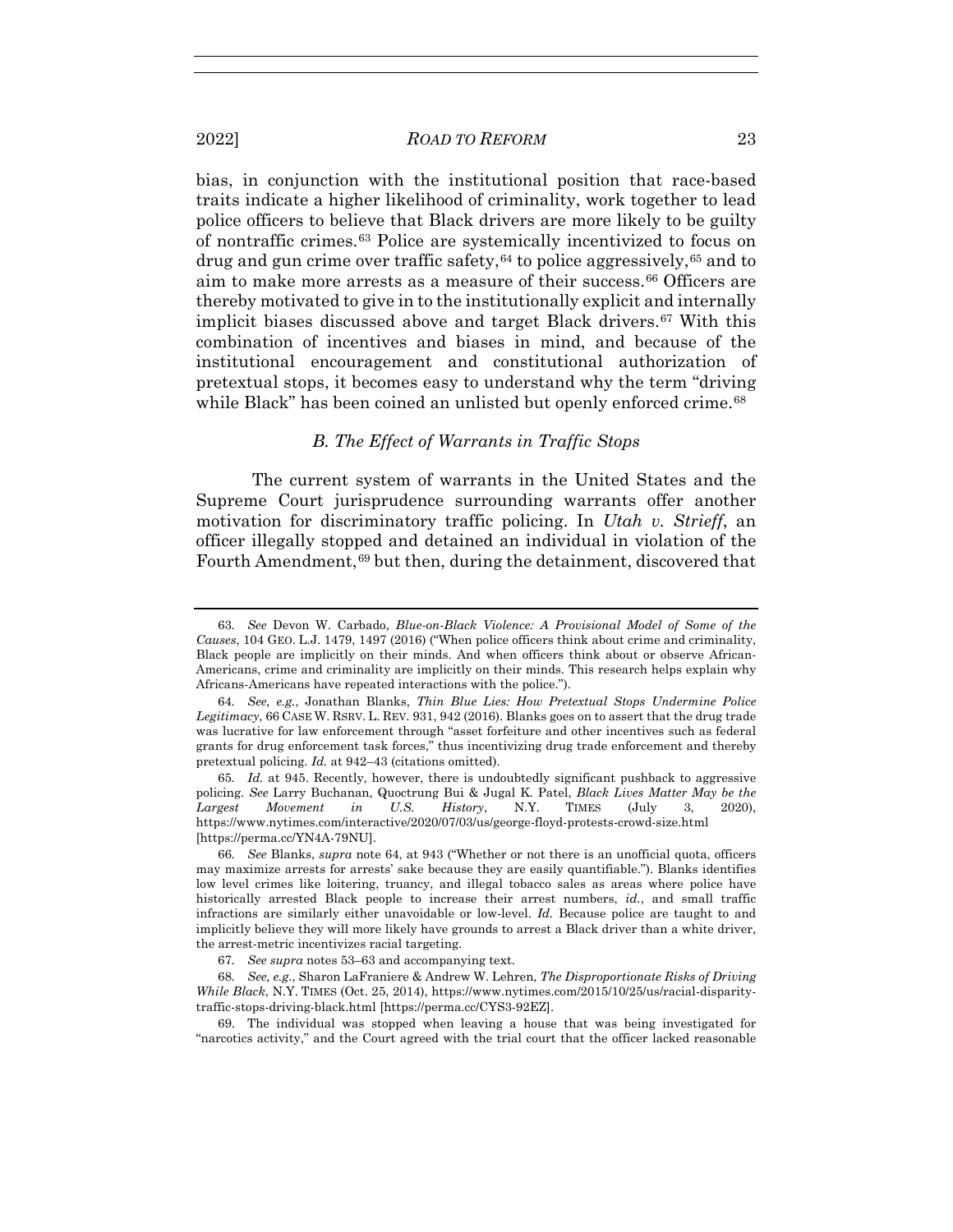bias, in conjunction with the institutional position that race-based traits indicate a higher likelihood of criminality, work together to lead police officers to believe that Black drivers are more likely to be guilty of nontraffic crimes.[63] Police are systemically incentivized to focus on drug and gun crime over traffic safety,[64] to police aggressively,[65] and to aim to make more arrests as a measure of their success.[66] Officers are thereby motivated to give in to the institutionally explicit and internally implicit biases discussed above and target Black drivers.[67] With this combination of incentives and biases in mind, and because of the institutional encouragement and constitutional authorization of pretextual stops, it becomes easy to understand why the term "driving while Black" has been coined an unlisted but openly enforced crime.[68]

### *B. The Effect of Warrants in Traffic Stops*

The current system of warrants in the United States and the Supreme Court jurisprudence surrounding warrants offer another motivation for discriminatory traffic policing. In *Utah v. Strieff*, an officer illegally stopped and detained an individual in violation of the Fourth Amendment,[69] but then, during the detainment, discovered that

---

63. *See* Devon W. Carbado, *Blue-on-Black Violence: A Provisional Model of Some of the Causes*, 104 GEO. L.J. 1479, 1497 (2016) ("When police officers think about crime and criminality, Black people are implicitly on their minds. And when officers think about or observe African-Americans, crime and criminality are implicitly on their minds. This research helps explain why Africans-Americans have repeated interactions with the police.").

64. *See, e.g.*, Jonathan Blanks, *Thin Blue Lies: How Pretextual Stops Undermine Police Legitimacy*, 66 CASE W. RSRV. L. REV. 931, 942 (2016). Blanks goes on to assert that the drug trade was lucrative for law enforcement through "asset forfeiture and other incentives such as federal grants for drug enforcement task forces," thus incentivizing drug trade enforcement and thereby pretextual policing. *Id.* at 942–43 (citations omitted).

65. *Id.* at 945. Recently, however, there is undoubtedly significant pushback to aggressive policing. *See* Larry Buchanan, Quoctrung Bui & Jugal K. Patel, *Black Lives Matter May be the Largest Movement in U.S. History*, N.Y. TIMES (July 3, 2020), https://www.nytimes.com/interactive/2020/07/03/us/george-floyd-protests-crowd-size.html [https://perma.cc/YN4A-79NU].

66. *See* Blanks, *supra* note 64, at 943 ("Whether or not there is an unofficial quota, officers may maximize arrests for arrests' sake because they are easily quantifiable."). Blanks identifies low level crimes like loitering, truancy, and illegal tobacco sales as areas where police have historically arrested Black people to increase their arrest numbers, *id.*, and small traffic infractions are similarly either unavoidable or low-level. *Id.* Because police are taught to and implicitly believe they will more likely have grounds to arrest a Black driver than a white driver, the arrest-metric incentivizes racial targeting.

67. *See supra* notes 53–63 and accompanying text.

68. *See, e.g.*, Sharon LaFraniere & Andrew W. Lehren, *The Disproportionate Risks of Driving While Black*, N.Y. TIMES (Oct. 25, 2014), https://www.nytimes.com/2015/10/25/us/racial-disparity-traffic-stops-driving-black.html [https://perma.cc/CYS3-92EZ].

69. The individual was stopped when leaving a house that was being investigated for "narcotics activity," and the Court agreed with the trial court that the officer lacked reasonable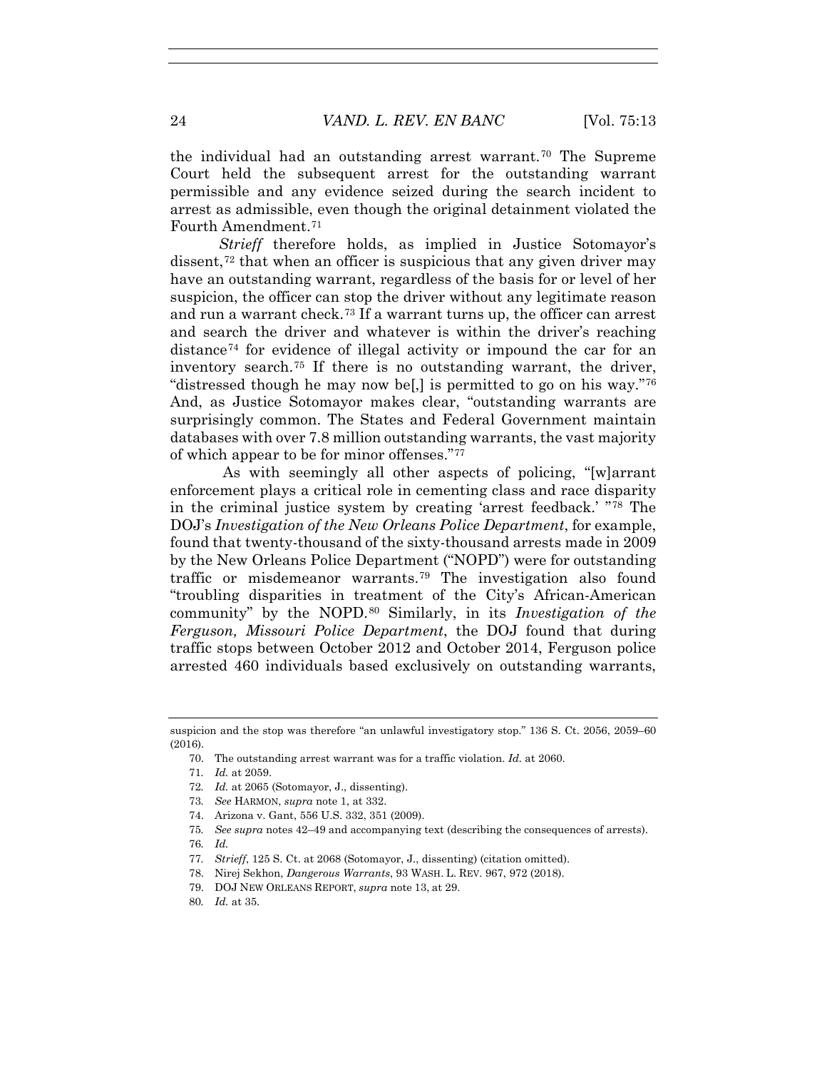the individual had an outstanding arrest warrant.[70] The Supreme Court held the subsequent arrest for the outstanding warrant permissible and any evidence seized during the search incident to arrest as admissible, even though the original detainment violated the Fourth Amendment.[71]

*Strieff* therefore holds, as implied in Justice Sotomayor's dissent,[72] that when an officer is suspicious that any given driver may have an outstanding warrant, regardless of the basis for or level of her suspicion, the officer can stop the driver without any legitimate reason and run a warrant check.[73] If a warrant turns up, the officer can arrest and search the driver and whatever is within the driver's reaching distance[74] for evidence of illegal activity or impound the car for an inventory search.[75] If there is no outstanding warrant, the driver, "distressed though he may now be[,] is permitted to go on his way."[76] And, as Justice Sotomayor makes clear, "outstanding warrants are surprisingly common. The States and Federal Government maintain databases with over 7.8 million outstanding warrants, the vast majority of which appear to be for minor offenses."[77]

As with seemingly all other aspects of policing, "[w]arrant enforcement plays a critical role in cementing class and race disparity in the criminal justice system by creating 'arrest feedback.' "[78] The DOJ's *Investigation of the New Orleans Police Department*, for example, found that twenty-thousand of the sixty-thousand arrests made in 2009 by the New Orleans Police Department ("NOPD") were for outstanding traffic or misdemeanor warrants.[79] The investigation also found "troubling disparities in treatment of the City's African-American community" by the NOPD.[80] Similarly, in its *Investigation of the Ferguson, Missouri Police Department*, the DOJ found that during traffic stops between October 2012 and October 2014, Ferguson police arrested 460 individuals based exclusively on outstanding warrants,

---

suspicion and the stop was therefore "an unlawful investigatory stop." 136 S. Ct. 2056, 2059–60 (2016).

70. The outstanding arrest warrant was for a traffic violation. *Id.* at 2060.

71. *Id.* at 2059.

72. *Id.* at 2065 (Sotomayor, J., dissenting).

73. *See* HARMON, *supra* note 1, at 332.

74. Arizona v. Gant, 556 U.S. 332, 351 (2009).

75. *See supra* notes 42–49 and accompanying text (describing the consequences of arrests).

76. *Id.*

77. *Strieff*, 125 S. Ct. at 2068 (Sotomayor, J., dissenting) (citation omitted).

78. Nirej Sekhon, *Dangerous Warrants*, 93 WASH. L. REV. 967, 972 (2018).

79. DOJ NEW ORLEANS REPORT, *supra* note 13, at 29.

80. *Id.* at 35.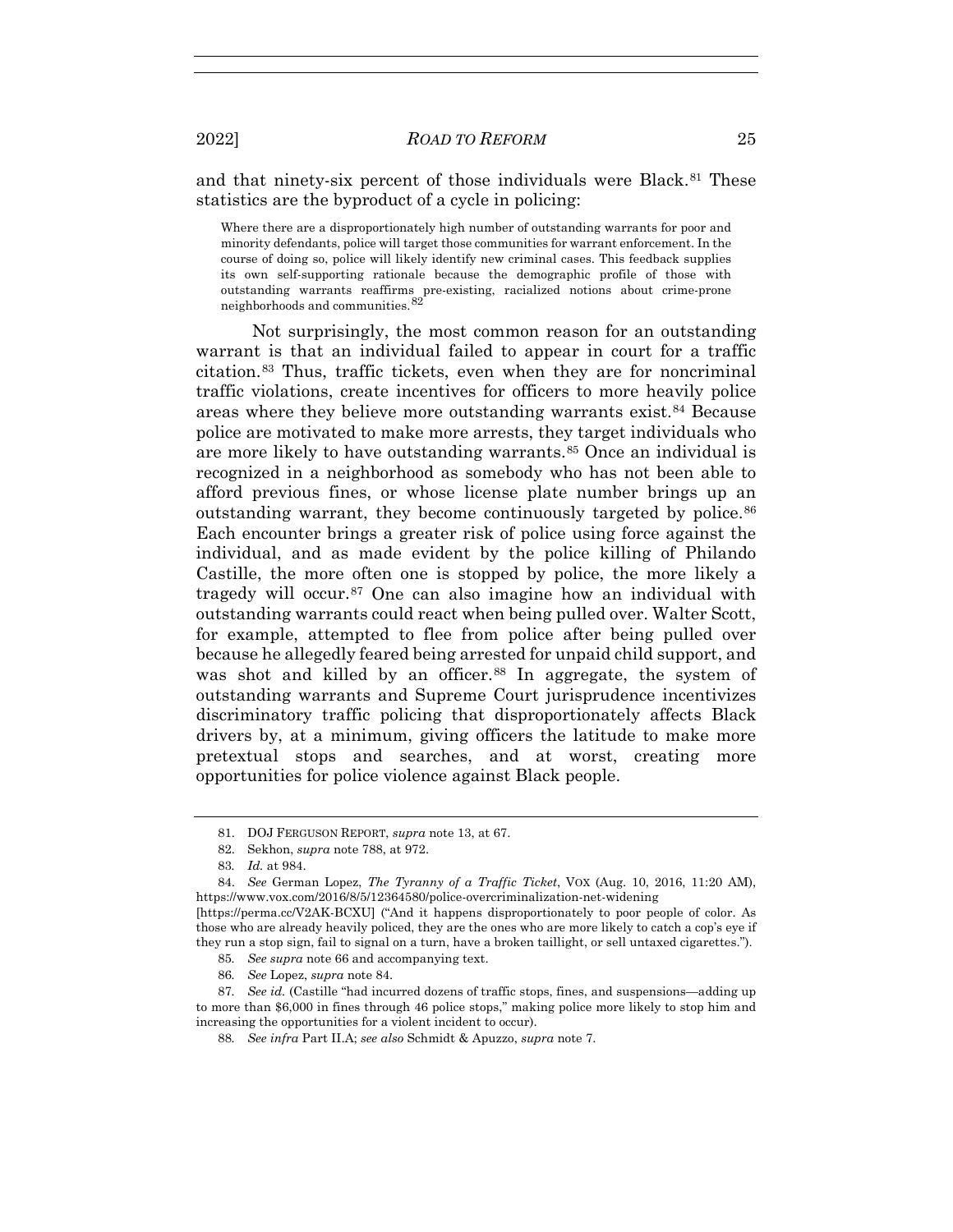and that ninety-six percent of those individuals were Black.[81] These statistics are the byproduct of a cycle in policing:

> Where there are a disproportionately high number of outstanding warrants for poor and minority defendants, police will target those communities for warrant enforcement. In the course of doing so, police will likely identify new criminal cases. This feedback supplies its own self-supporting rationale because the demographic profile of those with outstanding warrants reaffirms pre-existing, racialized notions about crime-prone neighborhoods and communities.[82]

Not surprisingly, the most common reason for an outstanding warrant is that an individual failed to appear in court for a traffic citation.[83] Thus, traffic tickets, even when they are for noncriminal traffic violations, create incentives for officers to more heavily police areas where they believe more outstanding warrants exist.[84] Because police are motivated to make more arrests, they target individuals who are more likely to have outstanding warrants.[85] Once an individual is recognized in a neighborhood as somebody who has not been able to afford previous fines, or whose license plate number brings up an outstanding warrant, they become continuously targeted by police.[86] Each encounter brings a greater risk of police using force against the individual, and as made evident by the police killing of Philando Castille, the more often one is stopped by police, the more likely a tragedy will occur.[87] One can also imagine how an individual with outstanding warrants could react when being pulled over. Walter Scott, for example, attempted to flee from police after being pulled over because he allegedly feared being arrested for unpaid child support, and was shot and killed by an officer.[88] In aggregate, the system of outstanding warrants and Supreme Court jurisprudence incentivizes discriminatory traffic policing that disproportionately affects Black drivers by, at a minimum, giving officers the latitude to make more pretextual stops and searches, and at worst, creating more opportunities for police violence against Black people.

---

81. DOJ FERGUSON REPORT, *supra* note 13, at 67.

82. Sekhon, *supra* note 788, at 972.

83. *Id.* at 984.

84. *See* German Lopez, *The Tyranny of a Traffic Ticket*, VOX (Aug. 10, 2016, 11:20 AM), https://www.vox.com/2016/8/5/12364580/police-overcriminalization-net-widening [https://perma.cc/V2AK-BCXU] ("And it happens disproportionately to poor people of color. As those who are already heavily policed, they are the ones who are more likely to catch a cop's eye if they run a stop sign, fail to signal on a turn, have a broken taillight, or sell untaxed cigarettes.").

85. *See supra* note 66 and accompanying text.

86. *See* Lopez, *supra* note 84.

87. *See id.* (Castille "had incurred dozens of traffic stops, fines, and suspensions—adding up to more than $6,000 in fines through 46 police stops," making police more likely to stop him and increasing the opportunities for a violent incident to occur).

88. *See infra* Part II.A; *see also* Schmidt & Apuzzo, *supra* note 7.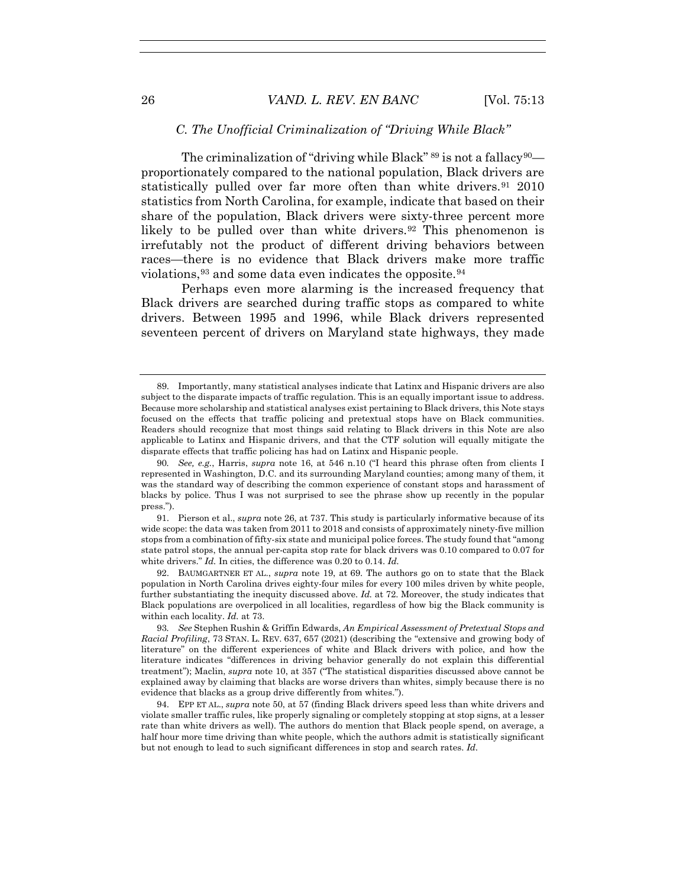### *C. The Unofficial Criminalization of "Driving While Black"*

The criminalization of "driving while Black" [89] is not a fallacy[90]—proportionately compared to the national population, Black drivers are statistically pulled over far more often than white drivers.[91] 2010 statistics from North Carolina, for example, indicate that based on their share of the population, Black drivers were sixty-three percent more likely to be pulled over than white drivers.[92] This phenomenon is irrefutably not the product of different driving behaviors between races—there is no evidence that Black drivers make more traffic violations,[93] and some data even indicates the opposite.[94]

Perhaps even more alarming is the increased frequency that Black drivers are searched during traffic stops as compared to white drivers. Between 1995 and 1996, while Black drivers represented seventeen percent of drivers on Maryland state highways, they made

---

89. Importantly, many statistical analyses indicate that Latinx and Hispanic drivers are also subject to the disparate impacts of traffic regulation. This is an equally important issue to address. Because more scholarship and statistical analyses exist pertaining to Black drivers, this Note stays focused on the effects that traffic policing and pretextual stops have on Black communities. Readers should recognize that most things said relating to Black drivers in this Note are also applicable to Latinx and Hispanic drivers, and that the CTF solution will equally mitigate the disparate effects that traffic policing has had on Latinx and Hispanic people.

90. *See, e.g.*, Harris, *supra* note 16, at 546 n.10 ("I heard this phrase often from clients I represented in Washington, D.C. and its surrounding Maryland counties; among many of them, it was the standard way of describing the common experience of constant stops and harassment of blacks by police. Thus I was not surprised to see the phrase show up recently in the popular press.").

91. Pierson et al., *supra* note 26, at 737. This study is particularly informative because of its wide scope: the data was taken from 2011 to 2018 and consists of approximately ninety-five million stops from a combination of fifty-six state and municipal police forces. The study found that "among state patrol stops, the annual per-capita stop rate for black drivers was 0.10 compared to 0.07 for white drivers." *Id.* In cities, the difference was 0.20 to 0.14. *Id.*

92. BAUMGARTNER ET AL., *supra* note 19, at 69. The authors go on to state that the Black population in North Carolina drives eighty-four miles for every 100 miles driven by white people, further substantiating the inequity discussed above. *Id.* at 72. Moreover, the study indicates that Black populations are overpoliced in all localities, regardless of how big the Black community is within each locality. *Id.* at 73.

93. *See* Stephen Rushin & Griffin Edwards, *An Empirical Assessment of Pretextual Stops and Racial Profiling*, 73 STAN. L. REV. 637, 657 (2021) (describing the "extensive and growing body of literature" on the different experiences of white and Black drivers with police, and how the literature indicates "differences in driving behavior generally do not explain this differential treatment"); Maclin, *supra* note 10, at 357 ("The statistical disparities discussed above cannot be explained away by claiming that blacks are worse drivers than whites, simply because there is no evidence that blacks as a group drive differently from whites.").

94. EPP ET AL., *supra* note 50, at 57 (finding Black drivers speed less than white drivers and violate smaller traffic rules, like properly signaling or completely stopping at stop signs, at a lesser rate than white drivers as well). The authors do mention that Black people spend, on average, a half hour more time driving than white people, which the authors admit is statistically significant but not enough to lead to such significant differences in stop and search rates. *Id.*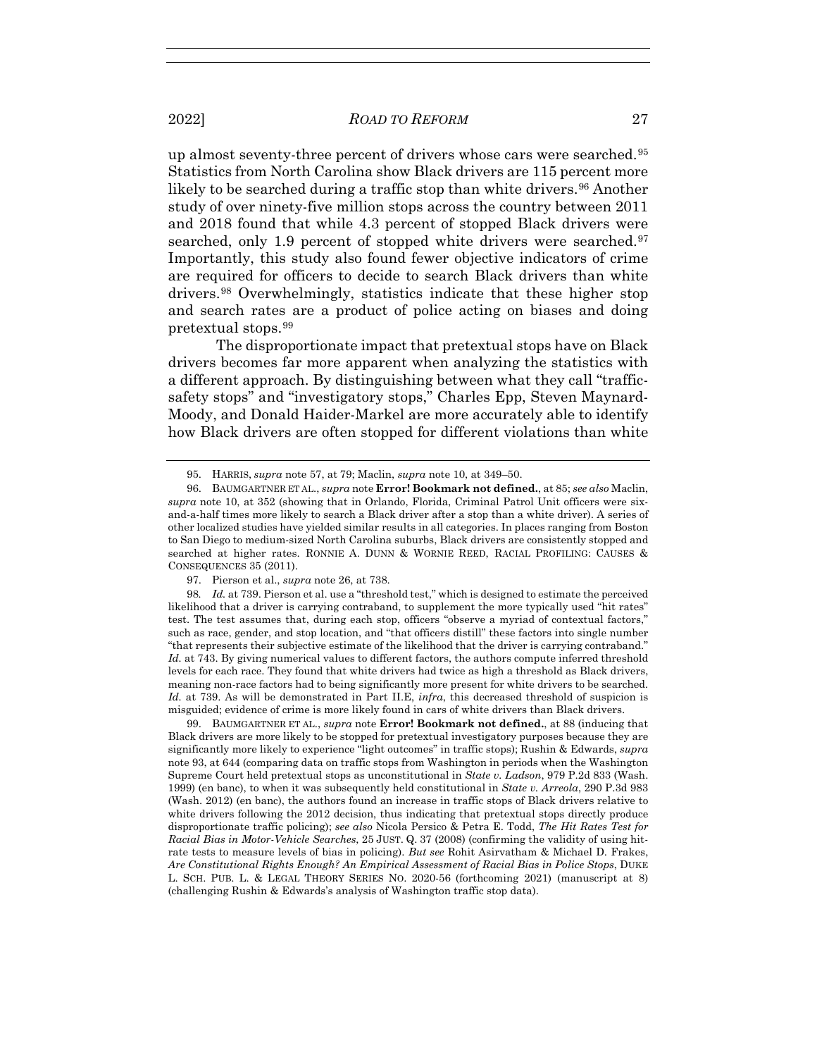up almost seventy-three percent of drivers whose cars were searched.[95] Statistics from North Carolina show Black drivers are 115 percent more likely to be searched during a traffic stop than white drivers.[96] Another study of over ninety-five million stops across the country between 2011 and 2018 found that while 4.3 percent of stopped Black drivers were searched, only 1.9 percent of stopped white drivers were searched.[97] Importantly, this study also found fewer objective indicators of crime are required for officers to decide to search Black drivers than white drivers.[98] Overwhelmingly, statistics indicate that these higher stop and search rates are a product of police acting on biases and doing pretextual stops.[99]

The disproportionate impact that pretextual stops have on Black drivers becomes far more apparent when analyzing the statistics with a different approach. By distinguishing between what they call "traffic-safety stops" and "investigatory stops," Charles Epp, Steven Maynard-Moody, and Donald Haider-Markel are more accurately able to identify how Black drivers are often stopped for different violations than white

---

95. HARRIS, *supra* note 57, at 79; Maclin, *supra* note 10, at 349–50.

96. BAUMGARTNER ET AL., *supra* note **Error! Bookmark not defined.**, at 85; *see also* Maclin, *supra* note 10, at 352 (showing that in Orlando, Florida, Criminal Patrol Unit officers were six-and-a-half times more likely to search a Black driver after a stop than a white driver). A series of other localized studies have yielded similar results in all categories. In places ranging from Boston to San Diego to medium-sized North Carolina suburbs, Black drivers are consistently stopped and searched at higher rates. RONNIE A. DUNN & WORNIE REED, RACIAL PROFILING: CAUSES & CONSEQUENCES 35 (2011).

97. Pierson et al., *supra* note 26, at 738.

98. *Id.* at 739. Pierson et al. use a "threshold test," which is designed to estimate the perceived likelihood that a driver is carrying contraband, to supplement the more typically used "hit rates" test. The test assumes that, during each stop, officers "observe a myriad of contextual factors," such as race, gender, and stop location, and "that officers distill" these factors into single number "that represents their subjective estimate of the likelihood that the driver is carrying contraband." *Id.* at 743. By giving numerical values to different factors, the authors compute inferred threshold levels for each race. They found that white drivers had twice as high a threshold as Black drivers, meaning non-race factors had to being significantly more present for white drivers to be searched. *Id.* at 739. As will be demonstrated in Part II.E, *infra*, this decreased threshold of suspicion is misguided; evidence of crime is more likely found in cars of white drivers than Black drivers.

99. BAUMGARTNER ET AL., *supra* note **Error! Bookmark not defined.**, at 88 (inducing that Black drivers are more likely to be stopped for pretextual investigatory purposes because they are significantly more likely to experience "light outcomes" in traffic stops); Rushin & Edwards, *supra* note 93, at 644 (comparing data on traffic stops from Washington in periods when the Washington Supreme Court held pretextual stops as unconstitutional in *State v. Ladson*, 979 P.2d 833 (Wash. 1999) (en banc), to when it was subsequently held constitutional in *State v. Arreola*, 290 P.3d 983 (Wash. 2012) (en banc), the authors found an increase in traffic stops of Black drivers relative to white drivers following the 2012 decision, thus indicating that pretextual stops directly produce disproportionate traffic policing); *see also* Nicola Persico & Petra E. Todd, *The Hit Rates Test for Racial Bias in Motor-Vehicle Searches*, 25 JUST. Q. 37 (2008) (confirming the validity of using hit-rate tests to measure levels of bias in policing). *But see* Rohit Asirvatham & Michael D. Frakes, *Are Constitutional Rights Enough? An Empirical Assessment of Racial Bias in Police Stops*, DUKE L. SCH. PUB. L. & LEGAL THEORY SERIES NO. 2020-56 (forthcoming 2021) (manuscript at 8) (challenging Rushin & Edwards's analysis of Washington traffic stop data).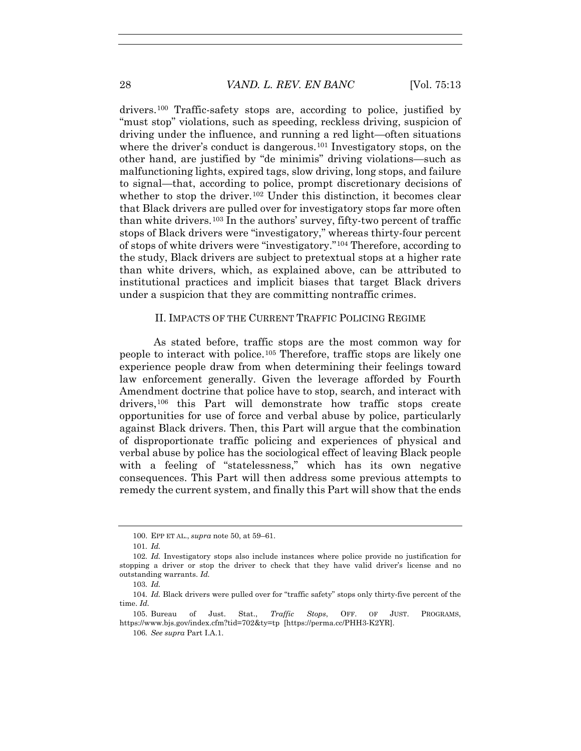drivers.[100] Traffic-safety stops are, according to police, justified by "must stop" violations, such as speeding, reckless driving, suspicion of driving under the influence, and running a red light—often situations where the driver's conduct is dangerous.[101] Investigatory stops, on the other hand, are justified by "de minimis" driving violations—such as malfunctioning lights, expired tags, slow driving, long stops, and failure to signal—that, according to police, prompt discretionary decisions of whether to stop the driver.[102] Under this distinction, it becomes clear that Black drivers are pulled over for investigatory stops far more often than white drivers.[103] In the authors' survey, fifty-two percent of traffic stops of Black drivers were "investigatory," whereas thirty-four percent of stops of white drivers were "investigatory."[104] Therefore, according to the study, Black drivers are subject to pretextual stops at a higher rate than white drivers, which, as explained above, can be attributed to institutional practices and implicit biases that target Black drivers under a suspicion that they are committing nontraffic crimes.

## II. IMPACTS OF THE CURRENT TRAFFIC POLICING REGIME

As stated before, traffic stops are the most common way for people to interact with police.[105] Therefore, traffic stops are likely one experience people draw from when determining their feelings toward law enforcement generally. Given the leverage afforded by Fourth Amendment doctrine that police have to stop, search, and interact with drivers,[106] this Part will demonstrate how traffic stops create opportunities for use of force and verbal abuse by police, particularly against Black drivers. Then, this Part will argue that the combination of disproportionate traffic policing and experiences of physical and verbal abuse by police has the sociological effect of leaving Black people with a feeling of "statelessness," which has its own negative consequences. This Part will then address some previous attempts to remedy the current system, and finally this Part will show that the ends

---

100. EPP ET AL., *supra* note 50, at 59–61.

101. *Id.*

102. *Id.* Investigatory stops also include instances where police provide no justification for stopping a driver or stop the driver to check that they have valid driver's license and no outstanding warrants. *Id.*

103. *Id.*

104. *Id.* Black drivers were pulled over for "traffic safety" stops only thirty-five percent of the time. *Id.*

105. Bureau of Just. Stat., *Traffic Stops*, OFF. OF JUST. PROGRAMS, https://www.bjs.gov/index.cfm?tid=702&ty=tp [https://perma.cc/PHH3-K2YR].

106. *See supra* Part I.A.1.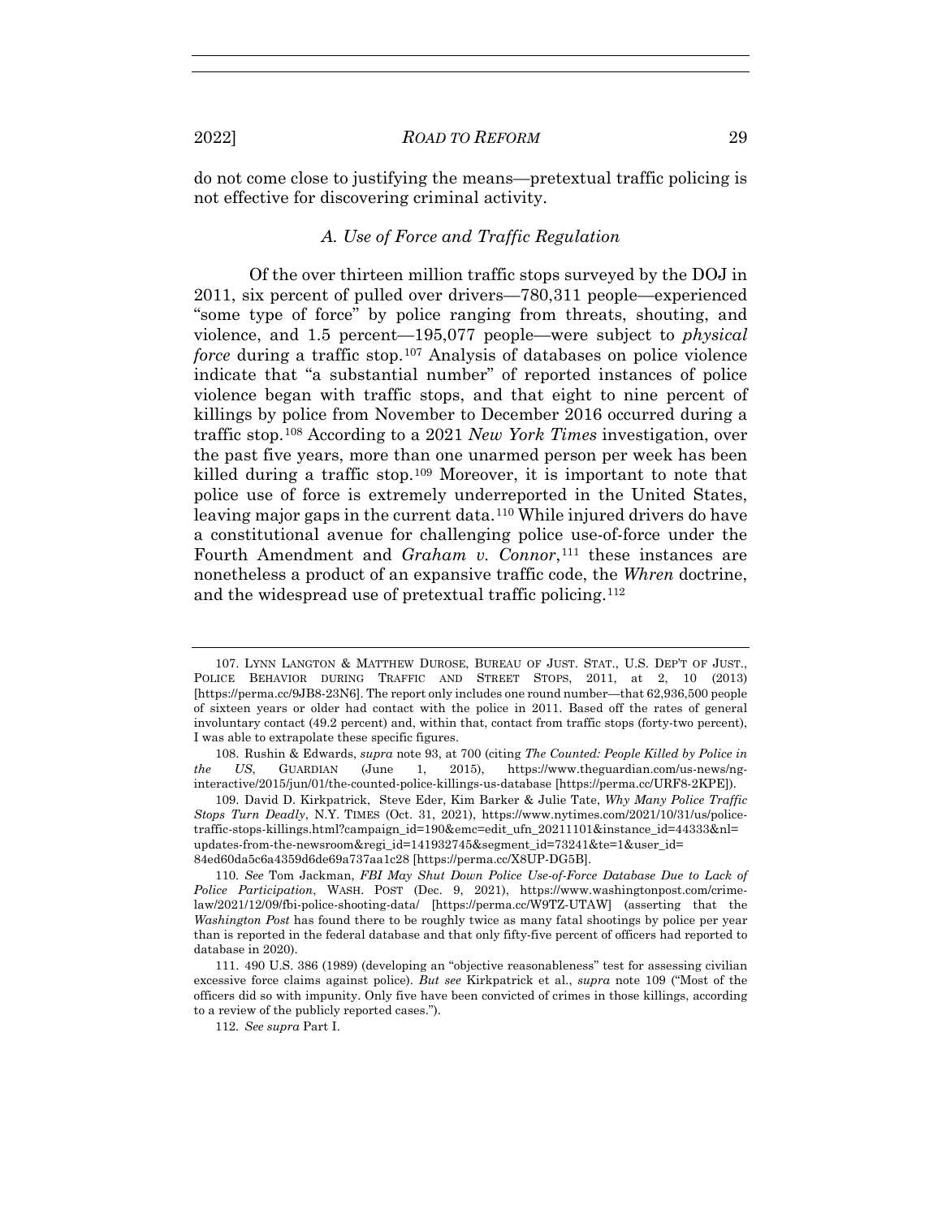do not come close to justifying the means—pretextual traffic policing is not effective for discovering criminal activity.

### *A. Use of Force and Traffic Regulation*

Of the over thirteen million traffic stops surveyed by the DOJ in 2011, six percent of pulled over drivers—780,311 people—experienced "some type of force" by police ranging from threats, shouting, and violence, and 1.5 percent—195,077 people—were subject to *physical force* during a traffic stop.[107] Analysis of databases on police violence indicate that "a substantial number" of reported instances of police violence began with traffic stops, and that eight to nine percent of killings by police from November to December 2016 occurred during a traffic stop.[108] According to a 2021 *New York Times* investigation, over the past five years, more than one unarmed person per week has been killed during a traffic stop.[109] Moreover, it is important to note that police use of force is extremely underreported in the United States, leaving major gaps in the current data.[110] While injured drivers do have a constitutional avenue for challenging police use-of-force under the Fourth Amendment and *Graham v. Connor*,[111] these instances are nonetheless a product of an expansive traffic code, the *Whren* doctrine, and the widespread use of pretextual traffic policing.[112]

---

107. LYNN LANGTON & MATTHEW DUROSE, BUREAU OF JUST. STAT., U.S. DEP'T OF JUST., POLICE BEHAVIOR DURING TRAFFIC AND STREET STOPS, 2011, at 2, 10 (2013) [https://perma.cc/9JB8-23N6]. The report only includes one round number—that 62,936,500 people of sixteen years or older had contact with the police in 2011. Based off the rates of general involuntary contact (49.2 percent) and, within that, contact from traffic stops (forty-two percent), I was able to extrapolate these specific figures.

108. Rushin & Edwards, *supra* note 93, at 700 (citing *The Counted: People Killed by Police in the US*, GUARDIAN (June 1, 2015), https://www.theguardian.com/us-news/ng-interactive/2015/jun/01/the-counted-police-killings-us-database [https://perma.cc/URF8-2KPE]).

109. David D. Kirkpatrick, Steve Eder, Kim Barker & Julie Tate, *Why Many Police Traffic Stops Turn Deadly*, N.Y. TIMES (Oct. 31, 2021), https://www.nytimes.com/2021/10/31/us/police-traffic-stops-killings.html?campaign_id=190&emc=edit_ufn_20211101&instance_id=44333&nl=updates-from-the-newsroom&regi_id=141932745&segment_id=73241&te=1&user_id=84ed60da5c6a4359d6de69a737aa1c28 [https://perma.cc/X8UP-DG5B].

110. *See* Tom Jackman, *FBI May Shut Down Police Use-of-Force Database Due to Lack of Police Participation*, WASH. POST (Dec. 9, 2021), https://www.washingtonpost.com/crime-law/2021/12/09/fbi-police-shooting-data/ [https://perma.cc/W9TZ-UTAW] (asserting that the *Washington Post* has found there to be roughly twice as many fatal shootings by police per year than is reported in the federal database and that only fifty-five percent of officers had reported to database in 2020).

111. 490 U.S. 386 (1989) (developing an "objective reasonableness" test for assessing civilian excessive force claims against police). *But see* Kirkpatrick et al., *supra* note 109 ("Most of the officers did so with impunity. Only five have been convicted of crimes in those killings, according to a review of the publicly reported cases.").

112. *See supra* Part I.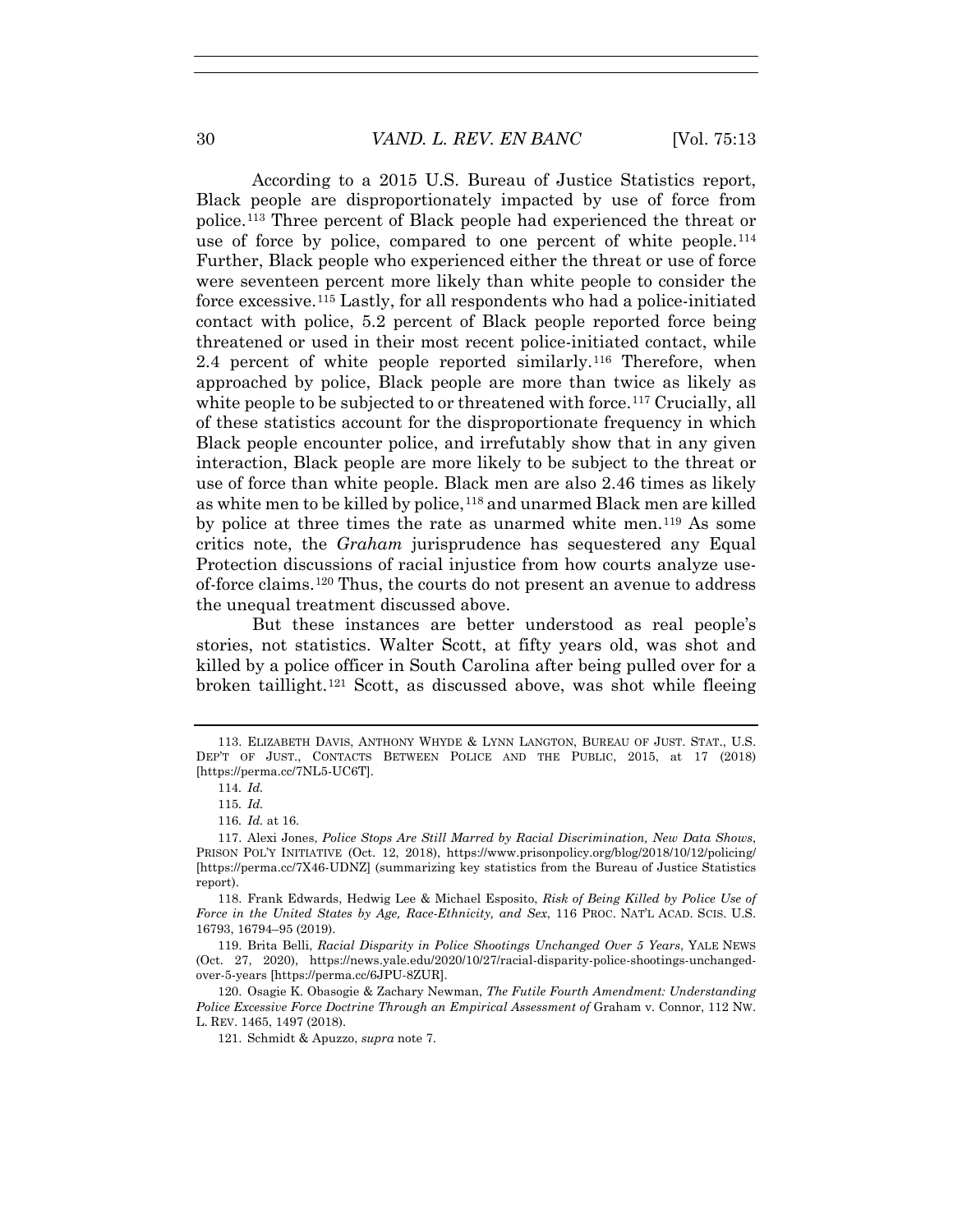According to a 2015 U.S. Bureau of Justice Statistics report, Black people are disproportionately impacted by use of force from police.[113] Three percent of Black people had experienced the threat or use of force by police, compared to one percent of white people.[114] Further, Black people who experienced either the threat or use of force were seventeen percent more likely than white people to consider the force excessive.[115] Lastly, for all respondents who had a police-initiated contact with police, 5.2 percent of Black people reported force being threatened or used in their most recent police-initiated contact, while 2.4 percent of white people reported similarly.[116] Therefore, when approached by police, Black people are more than twice as likely as white people to be subjected to or threatened with force.[117] Crucially, all of these statistics account for the disproportionate frequency in which Black people encounter police, and irrefutably show that in any given interaction, Black people are more likely to be subject to the threat or use of force than white people. Black men are also 2.46 times as likely as white men to be killed by police,[118] and unarmed Black men are killed by police at three times the rate as unarmed white men.[119] As some critics note, the *Graham* jurisprudence has sequestered any Equal Protection discussions of racial injustice from how courts analyze use-of-force claims.[120] Thus, the courts do not present an avenue to address the unequal treatment discussed above.

But these instances are better understood as real people's stories, not statistics. Walter Scott, at fifty years old, was shot and killed by a police officer in South Carolina after being pulled over for a broken taillight.[121] Scott, as discussed above, was shot while fleeing

---

113. ELIZABETH DAVIS, ANTHONY WHYDE & LYNN LANGTON, BUREAU OF JUST. STAT., U.S. DEP'T OF JUST., CONTACTS BETWEEN POLICE AND THE PUBLIC, 2015, at 17 (2018) [https://perma.cc/7NL5-UC6T].

114. *Id.*

115. *Id.*

116. *Id.* at 16.

117. Alexi Jones, *Police Stops Are Still Marred by Racial Discrimination, New Data Shows*, PRISON POL'Y INITIATIVE (Oct. 12, 2018), https://www.prisonpolicy.org/blog/2018/10/12/policing/ [https://perma.cc/7X46-UDNZ] (summarizing key statistics from the Bureau of Justice Statistics report).

118. Frank Edwards, Hedwig Lee & Michael Esposito, *Risk of Being Killed by Police Use of Force in the United States by Age, Race-Ethnicity, and Sex*, 116 PROC. NAT'L ACAD. SCIS. U.S. 16793, 16794–95 (2019).

119. Brita Belli, *Racial Disparity in Police Shootings Unchanged Over 5 Years*, YALE NEWS (Oct. 27, 2020), https://news.yale.edu/2020/10/27/racial-disparity-police-shootings-unchanged-over-5-years [https://perma.cc/6JPU-8ZUR].

120. Osagie K. Obasogie & Zachary Newman, *The Futile Fourth Amendment: Understanding Police Excessive Force Doctrine Through an Empirical Assessment of* Graham v. Connor, 112 NW. L. REV. 1465, 1497 (2018).

121. Schmidt & Apuzzo, *supra* note 7.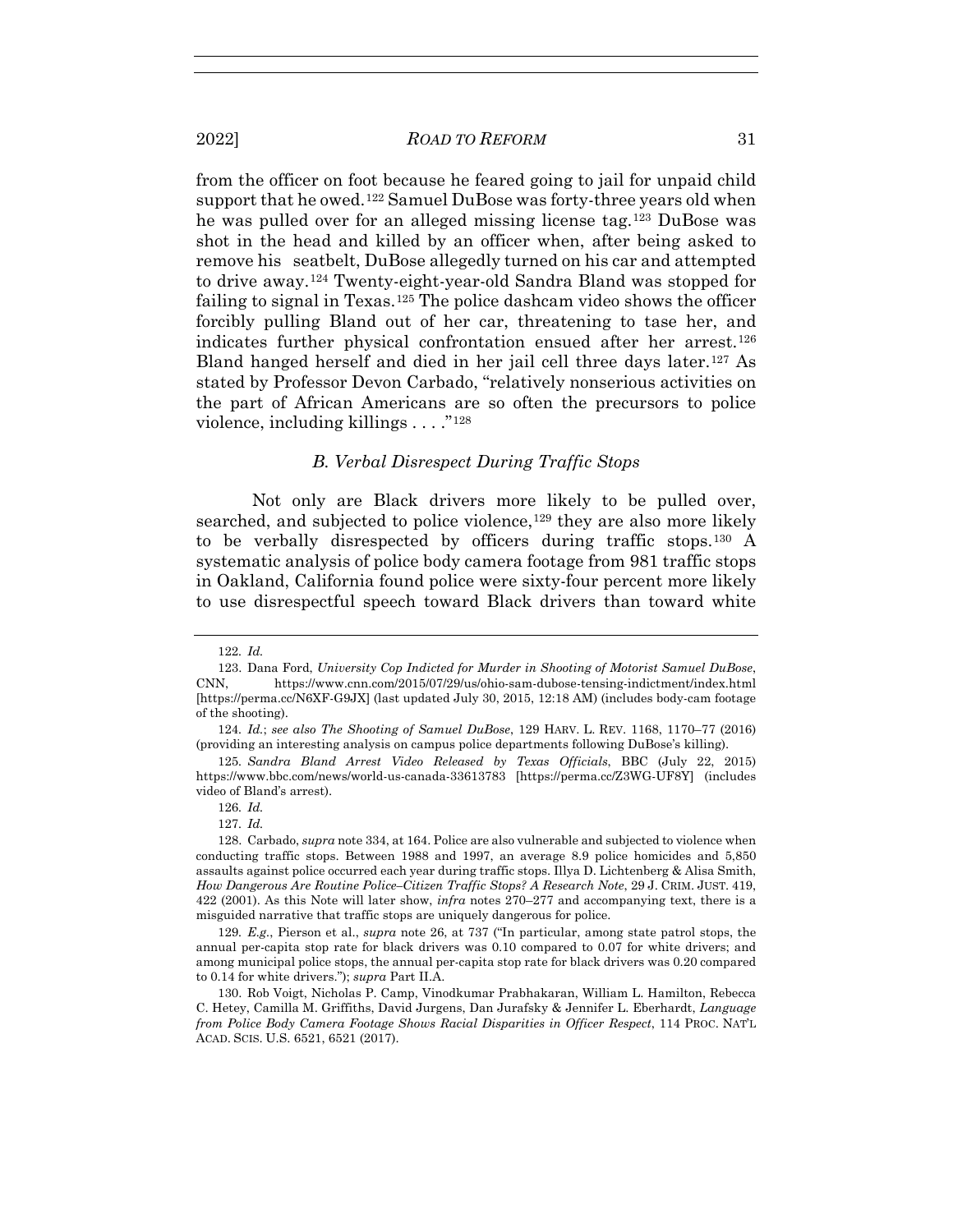from the officer on foot because he feared going to jail for unpaid child support that he owed.[122] Samuel DuBose was forty-three years old when he was pulled over for an alleged missing license tag.[123] DuBose was shot in the head and killed by an officer when, after being asked to remove his seatbelt, DuBose allegedly turned on his car and attempted to drive away.[124] Twenty-eight-year-old Sandra Bland was stopped for failing to signal in Texas.[125] The police dashcam video shows the officer forcibly pulling Bland out of her car, threatening to tase her, and indicates further physical confrontation ensued after her arrest.[126] Bland hanged herself and died in her jail cell three days later.[127] As stated by Professor Devon Carbado, "relatively nonserious activities on the part of African Americans are so often the precursors to police violence, including killings . . . ."[128]

### *B. Verbal Disrespect During Traffic Stops*

Not only are Black drivers more likely to be pulled over, searched, and subjected to police violence,[129] they are also more likely to be verbally disrespected by officers during traffic stops.[130] A systematic analysis of police body camera footage from 981 traffic stops in Oakland, California found police were sixty-four percent more likely to use disrespectful speech toward Black drivers than toward white

---

122. *Id.*

123. Dana Ford, *University Cop Indicted for Murder in Shooting of Motorist Samuel DuBose*, CNN, https://www.cnn.com/2015/07/29/us/ohio-sam-dubose-tensing-indictment/index.html [https://perma.cc/N6XF-G9JX] (last updated July 30, 2015, 12:18 AM) (includes body-cam footage of the shooting).

124. *Id.*; *see also The Shooting of Samuel DuBose*, 129 HARV. L. REV. 1168, 1170–77 (2016) (providing an interesting analysis on campus police departments following DuBose's killing).

125. *Sandra Bland Arrest Video Released by Texas Officials*, BBC (July 22, 2015) https://www.bbc.com/news/world-us-canada-33613783 [https://perma.cc/Z3WG-UF8Y] (includes video of Bland's arrest).

126. *Id.*

127. *Id.*

128. Carbado, *supra* note 334, at 164. Police are also vulnerable and subjected to violence when conducting traffic stops. Between 1988 and 1997, an average 8.9 police homicides and 5,850 assaults against police occurred each year during traffic stops. Illya D. Lichtenberg & Alisa Smith, *How Dangerous Are Routine Police–Citizen Traffic Stops? A Research Note*, 29 J. CRIM. JUST. 419, 422 (2001). As this Note will later show, *infra* notes 270–277 and accompanying text, there is a misguided narrative that traffic stops are uniquely dangerous for police.

129. *E.g.*, Pierson et al., *supra* note 26, at 737 ("In particular, among state patrol stops, the annual per-capita stop rate for black drivers was 0.10 compared to 0.07 for white drivers; and among municipal police stops, the annual per-capita stop rate for black drivers was 0.20 compared to 0.14 for white drivers."); *supra* Part II.A.

130. Rob Voigt, Nicholas P. Camp, Vinodkumar Prabhakaran, William L. Hamilton, Rebecca C. Hetey, Camilla M. Griffiths, David Jurgens, Dan Jurafsky & Jennifer L. Eberhardt, *Language from Police Body Camera Footage Shows Racial Disparities in Officer Respect*, 114 PROC. NAT'L ACAD. SCIS. U.S. 6521, 6521 (2017).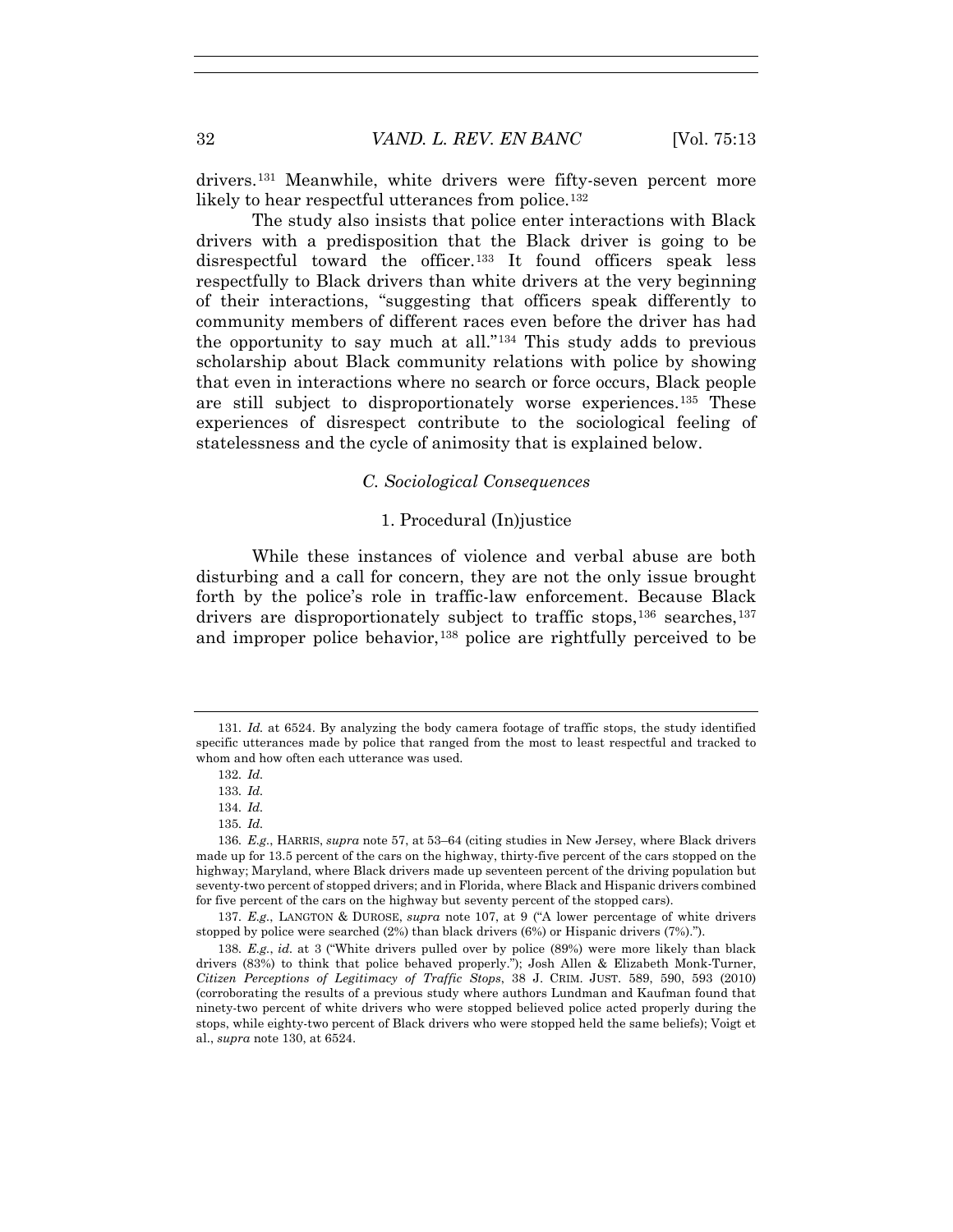drivers.[131] Meanwhile, white drivers were fifty-seven percent more likely to hear respectful utterances from police.[132]

The study also insists that police enter interactions with Black drivers with a predisposition that the Black driver is going to be disrespectful toward the officer.[133] It found officers speak less respectfully to Black drivers than white drivers at the very beginning of their interactions, "suggesting that officers speak differently to community members of different races even before the driver has had the opportunity to say much at all."[134] This study adds to previous scholarship about Black community relations with police by showing that even in interactions where no search or force occurs, Black people are still subject to disproportionately worse experiences.[135] These experiences of disrespect contribute to the sociological feeling of statelessness and the cycle of animosity that is explained below.

### *C. Sociological Consequences*

#### 1. Procedural (In)justice

While these instances of violence and verbal abuse are both disturbing and a call for concern, they are not the only issue brought forth by the police's role in traffic-law enforcement. Because Black drivers are disproportionately subject to traffic stops,[136] searches,[137] and improper police behavior,[138] police are rightfully perceived to be

---

131. *Id.* at 6524. By analyzing the body camera footage of traffic stops, the study identified specific utterances made by police that ranged from the most to least respectful and tracked to whom and how often each utterance was used.

132. *Id.*

133. *Id.*

134. *Id.*

135. *Id.*

136. *E.g.*, HARRIS, *supra* note 57, at 53–64 (citing studies in New Jersey, where Black drivers made up for 13.5 percent of the cars on the highway, thirty-five percent of the cars stopped on the highway; Maryland, where Black drivers made up seventeen percent of the driving population but seventy-two percent of stopped drivers; and in Florida, where Black and Hispanic drivers combined for five percent of the cars on the highway but seventy percent of the stopped cars).

137. *E.g.*, LANGTON & DUROSE, *supra* note 107, at 9 ("A lower percentage of white drivers stopped by police were searched (2%) than black drivers (6%) or Hispanic drivers (7%).").

138. *E.g.*, *id.* at 3 ("White drivers pulled over by police (89%) were more likely than black drivers (83%) to think that police behaved properly."); Josh Allen & Elizabeth Monk-Turner, *Citizen Perceptions of Legitimacy of Traffic Stops*, 38 J. CRIM. JUST. 589, 590, 593 (2010) (corroborating the results of a previous study where authors Lundman and Kaufman found that ninety-two percent of white drivers who were stopped believed police acted properly during the stops, while eighty-two percent of Black drivers who were stopped held the same beliefs); Voigt et al., *supra* note 130, at 6524.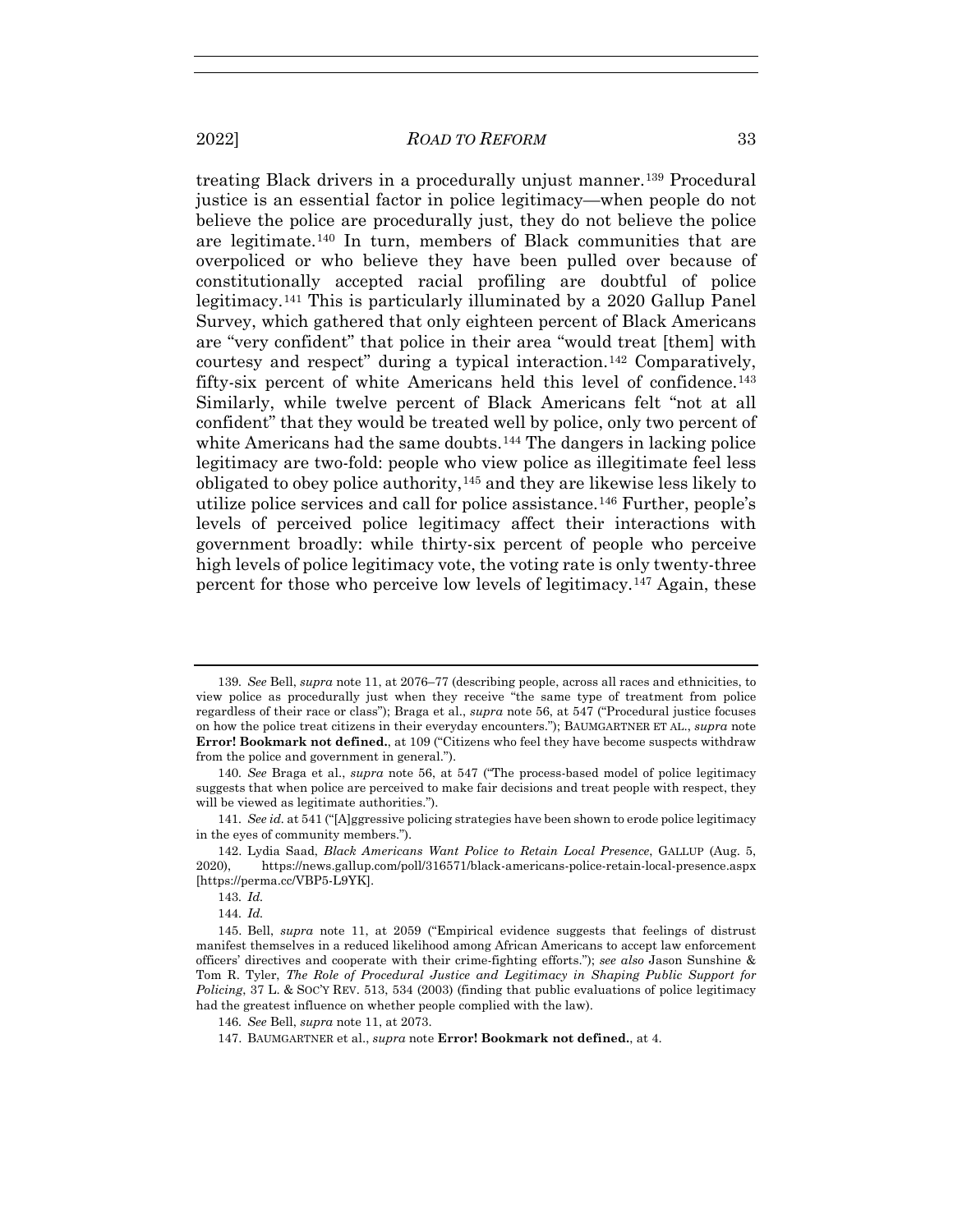treating Black drivers in a procedurally unjust manner.[139] Procedural justice is an essential factor in police legitimacy—when people do not believe the police are procedurally just, they do not believe the police are legitimate.[140] In turn, members of Black communities that are overpoliced or who believe they have been pulled over because of constitutionally accepted racial profiling are doubtful of police legitimacy.[141] This is particularly illuminated by a 2020 Gallup Panel Survey, which gathered that only eighteen percent of Black Americans are "very confident" that police in their area "would treat [them] with courtesy and respect" during a typical interaction.[142] Comparatively, fifty-six percent of white Americans held this level of confidence.[143] Similarly, while twelve percent of Black Americans felt "not at all confident" that they would be treated well by police, only two percent of white Americans had the same doubts.[144] The dangers in lacking police legitimacy are two-fold: people who view police as illegitimate feel less obligated to obey police authority,[145] and they are likewise less likely to utilize police services and call for police assistance.[146] Further, people's levels of perceived police legitimacy affect their interactions with government broadly: while thirty-six percent of people who perceive high levels of police legitimacy vote, the voting rate is only twenty-three percent for those who perceive low levels of legitimacy.[147] Again, these

---

139. *See* Bell, *supra* note 11, at 2076–77 (describing people, across all races and ethnicities, to view police as procedurally just when they receive "the same type of treatment from police regardless of their race or class"); Braga et al., *supra* note 56, at 547 ("Procedural justice focuses on how the police treat citizens in their everyday encounters."); BAUMGARTNER ET AL., *supra* note **Error! Bookmark not defined.**, at 109 ("Citizens who feel they have become suspects withdraw from the police and government in general.").

140. *See* Braga et al., *supra* note 56, at 547 ("The process-based model of police legitimacy suggests that when police are perceived to make fair decisions and treat people with respect, they will be viewed as legitimate authorities.").

141. *See id.* at 541 ("[A]ggressive policing strategies have been shown to erode police legitimacy in the eyes of community members.").

142. Lydia Saad, *Black Americans Want Police to Retain Local Presence*, GALLUP (Aug. 5, 2020), https://news.gallup.com/poll/316571/black-americans-police-retain-local-presence.aspx [https://perma.cc/VBP5-L9YK].

143. *Id.*

144. *Id.*

145. Bell, *supra* note 11, at 2059 ("Empirical evidence suggests that feelings of distrust manifest themselves in a reduced likelihood among African Americans to accept law enforcement officers' directives and cooperate with their crime-fighting efforts."); *see also* Jason Sunshine & Tom R. Tyler, *The Role of Procedural Justice and Legitimacy in Shaping Public Support for Policing*, 37 L. & SOC'Y REV. 513, 534 (2003) (finding that public evaluations of police legitimacy had the greatest influence on whether people complied with the law).

146. *See* Bell, *supra* note 11, at 2073.

147. BAUMGARTNER et al., *supra* note **Error! Bookmark not defined.**, at 4.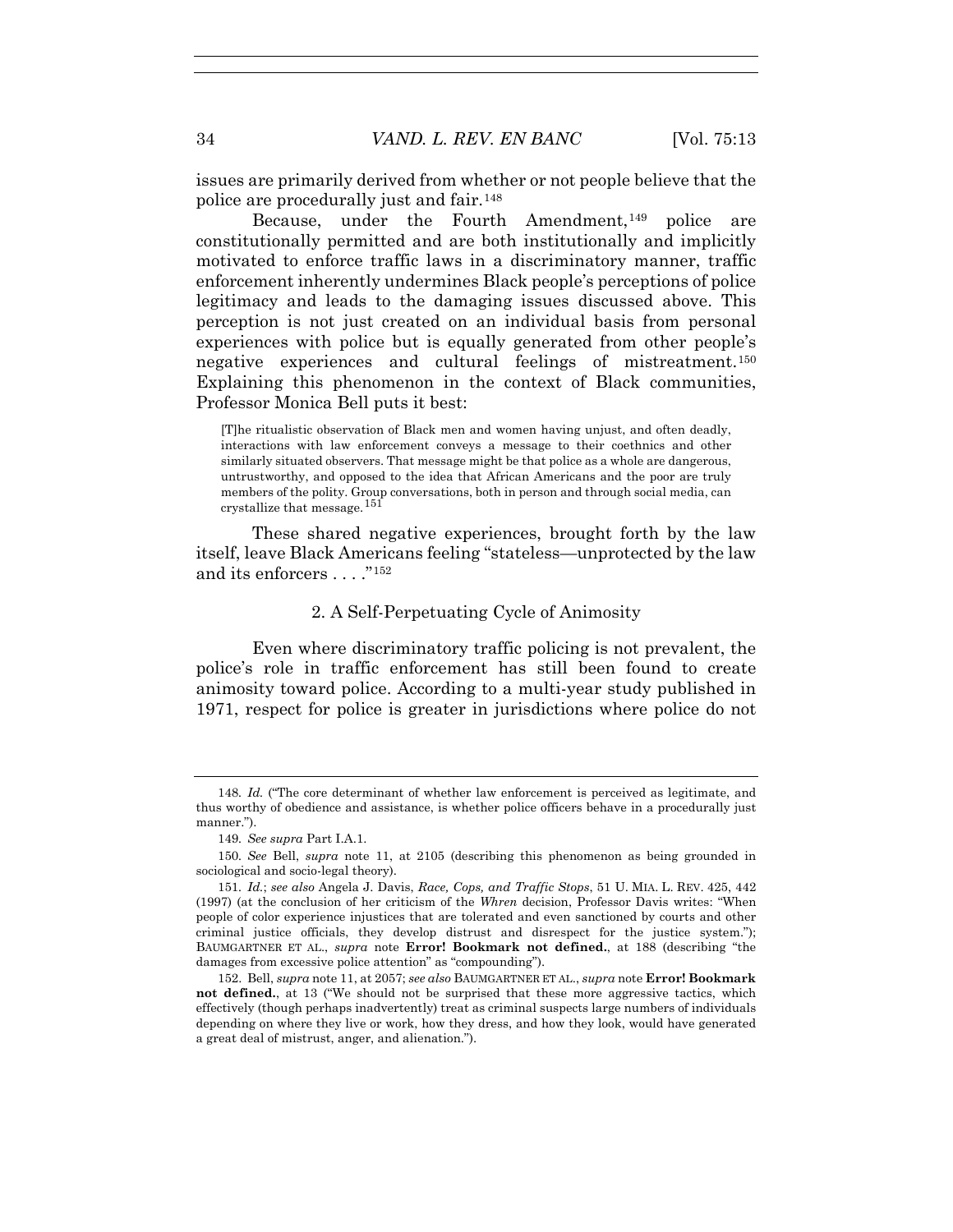issues are primarily derived from whether or not people believe that the police are procedurally just and fair.[148]

Because, under the Fourth Amendment,[149] police are constitutionally permitted and are both institutionally and implicitly motivated to enforce traffic laws in a discriminatory manner, traffic enforcement inherently undermines Black people's perceptions of police legitimacy and leads to the damaging issues discussed above. This perception is not just created on an individual basis from personal experiences with police but is equally generated from other people's negative experiences and cultural feelings of mistreatment.[150] Explaining this phenomenon in the context of Black communities, Professor Monica Bell puts it best:

> [T]he ritualistic observation of Black men and women having unjust, and often deadly, interactions with law enforcement conveys a message to their coethnics and other similarly situated observers. That message might be that police as a whole are dangerous, untrustworthy, and opposed to the idea that African Americans and the poor are truly members of the polity. Group conversations, both in person and through social media, can crystallize that message.[151]

These shared negative experiences, brought forth by the law itself, leave Black Americans feeling "stateless—unprotected by the law and its enforcers . . . ."[152]

### 2. A Self-Perpetuating Cycle of Animosity

Even where discriminatory traffic policing is not prevalent, the police's role in traffic enforcement has still been found to create animosity toward police. According to a multi-year study published in 1971, respect for police is greater in jurisdictions where police do not

---

148. *Id.* ("The core determinant of whether law enforcement is perceived as legitimate, and thus worthy of obedience and assistance, is whether police officers behave in a procedurally just manner.").

149. *See supra* Part I.A.1.

150. *See* Bell, *supra* note 11, at 2105 (describing this phenomenon as being grounded in sociological and socio-legal theory).

151. *Id.*; *see also* Angela J. Davis, *Race, Cops, and Traffic Stops*, 51 U. MIA. L. REV. 425, 442 (1997) (at the conclusion of her criticism of the *Whren* decision, Professor Davis writes: "When people of color experience injustices that are tolerated and even sanctioned by courts and other criminal justice officials, they develop distrust and disrespect for the justice system."); BAUMGARTNER ET AL., *supra* note **Error! Bookmark not defined.**, at 188 (describing "the damages from excessive police attention" as "compounding").

152. Bell, *supra* note 11, at 2057; *see also* BAUMGARTNER ET AL., *supra* note **Error! Bookmark not defined.**, at 13 ("We should not be surprised that these more aggressive tactics, which effectively (though perhaps inadvertently) treat as criminal suspects large numbers of individuals depending on where they live or work, how they dress, and how they look, would have generated a great deal of mistrust, anger, and alienation.").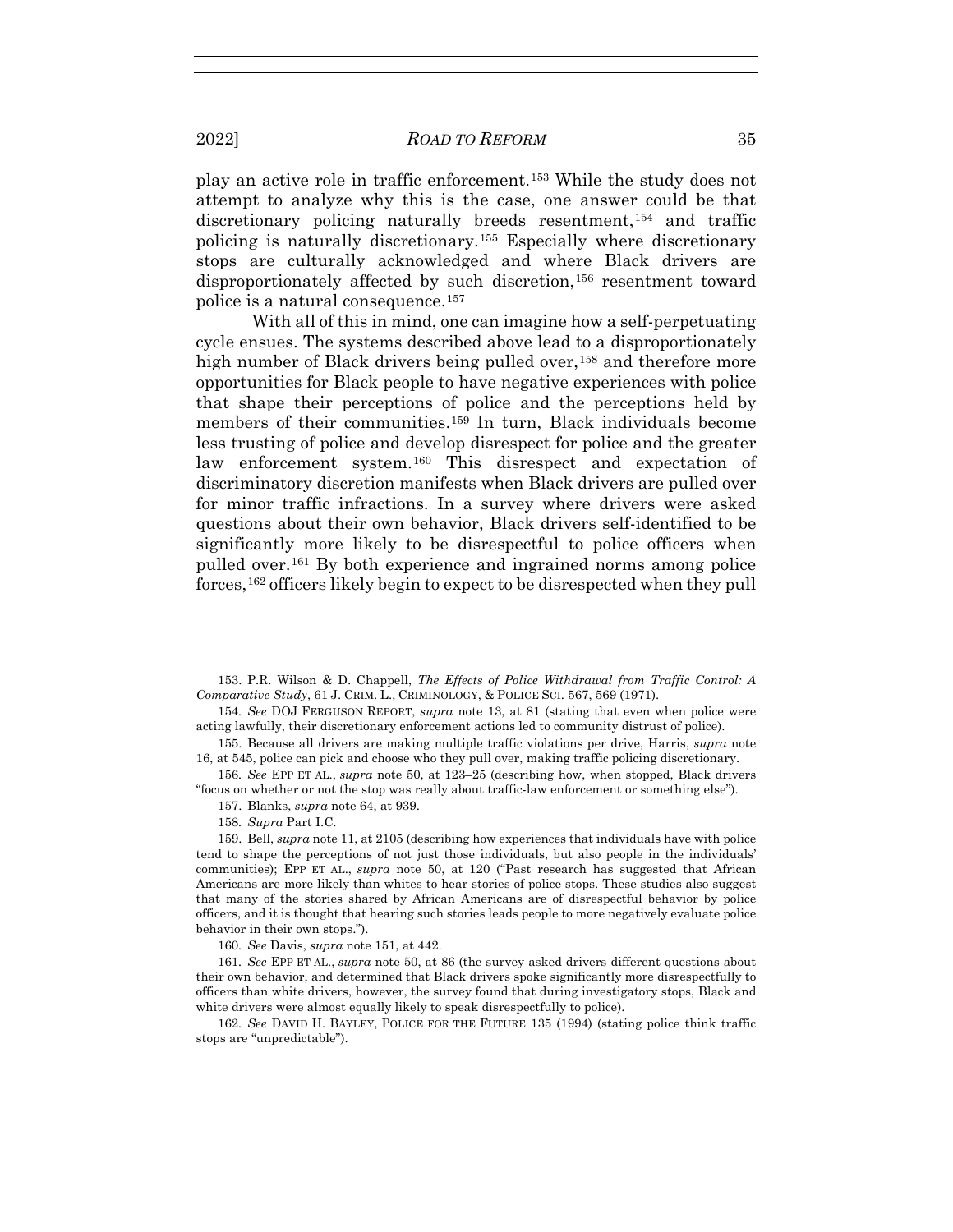play an active role in traffic enforcement.[153] While the study does not attempt to analyze why this is the case, one answer could be that discretionary policing naturally breeds resentment,[154] and traffic policing is naturally discretionary.[155] Especially where discretionary stops are culturally acknowledged and where Black drivers are disproportionately affected by such discretion,[156] resentment toward police is a natural consequence.[157]

With all of this in mind, one can imagine how a self-perpetuating cycle ensues. The systems described above lead to a disproportionately high number of Black drivers being pulled over,[158] and therefore more opportunities for Black people to have negative experiences with police that shape their perceptions of police and the perceptions held by members of their communities.[159] In turn, Black individuals become less trusting of police and develop disrespect for police and the greater law enforcement system.[160] This disrespect and expectation of discriminatory discretion manifests when Black drivers are pulled over for minor traffic infractions. In a survey where drivers were asked questions about their own behavior, Black drivers self-identified to be significantly more likely to be disrespectful to police officers when pulled over.[161] By both experience and ingrained norms among police forces,[162] officers likely begin to expect to be disrespected when they pull

---

153. P.R. Wilson & D. Chappell, *The Effects of Police Withdrawal from Traffic Control: A Comparative Study*, 61 J. CRIM. L., CRIMINOLOGY, & POLICE SCI. 567, 569 (1971).

154. *See* DOJ FERGUSON REPORT, *supra* note 13, at 81 (stating that even when police were acting lawfully, their discretionary enforcement actions led to community distrust of police).

155. Because all drivers are making multiple traffic violations per drive, Harris, *supra* note 16, at 545, police can pick and choose who they pull over, making traffic policing discretionary.

156. *See* EPP ET AL., *supra* note 50, at 123–25 (describing how, when stopped, Black drivers "focus on whether or not the stop was really about traffic-law enforcement or something else").

157. Blanks, *supra* note 64, at 939.

158. *Supra* Part I.C.

159. Bell, *supra* note 11, at 2105 (describing how experiences that individuals have with police tend to shape the perceptions of not just those individuals, but also people in the individuals' communities); EPP ET AL., *supra* note 50, at 120 ("Past research has suggested that African Americans are more likely than whites to hear stories of police stops. These studies also suggest that many of the stories shared by African Americans are of disrespectful behavior by police officers, and it is thought that hearing such stories leads people to more negatively evaluate police behavior in their own stops.").

160. *See* Davis, *supra* note 151, at 442.

161. *See* EPP ET AL., *supra* note 50, at 86 (the survey asked drivers different questions about their own behavior, and determined that Black drivers spoke significantly more disrespectfully to officers than white drivers, however, the survey found that during investigatory stops, Black and white drivers were almost equally likely to speak disrespectfully to police).

162. *See* DAVID H. BAYLEY, POLICE FOR THE FUTURE 135 (1994) (stating police think traffic stops are "unpredictable").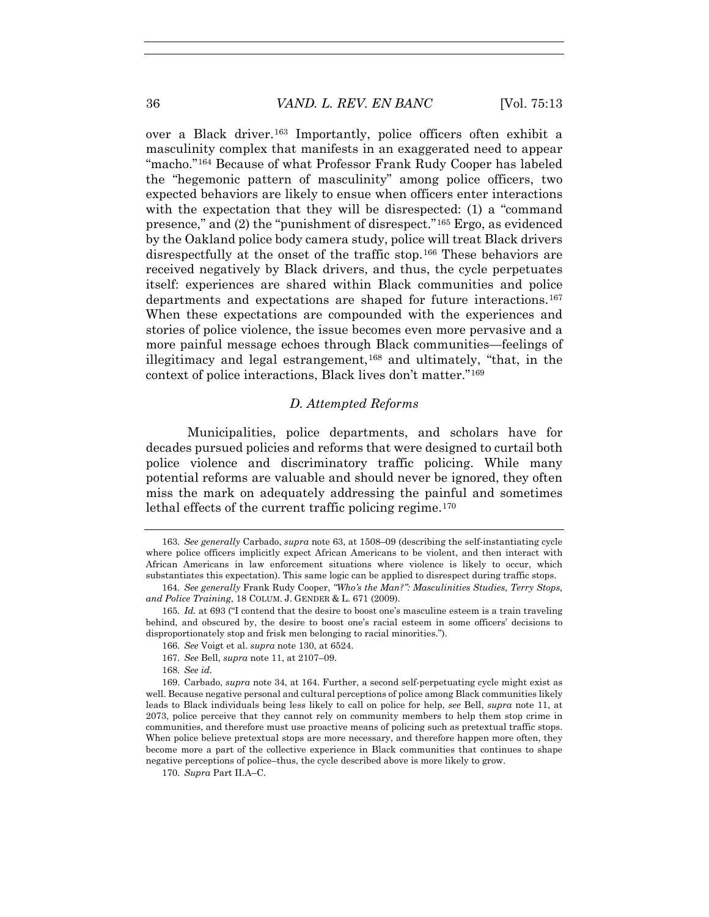over a Black driver.[163] Importantly, police officers often exhibit a masculinity complex that manifests in an exaggerated need to appear "macho."[164] Because of what Professor Frank Rudy Cooper has labeled the "hegemonic pattern of masculinity" among police officers, two expected behaviors are likely to ensue when officers enter interactions with the expectation that they will be disrespected: (1) a "command presence," and (2) the "punishment of disrespect."[165] Ergo, as evidenced by the Oakland police body camera study, police will treat Black drivers disrespectfully at the onset of the traffic stop.[166] These behaviors are received negatively by Black drivers, and thus, the cycle perpetuates itself: experiences are shared within Black communities and police departments and expectations are shaped for future interactions.[167] When these expectations are compounded with the experiences and stories of police violence, the issue becomes even more pervasive and a more painful message echoes through Black communities—feelings of illegitimacy and legal estrangement,[168] and ultimately, "that, in the context of police interactions, Black lives don't matter."[169]

### *D. Attempted Reforms*

Municipalities, police departments, and scholars have for decades pursued policies and reforms that were designed to curtail both police violence and discriminatory traffic policing. While many potential reforms are valuable and should never be ignored, they often miss the mark on adequately addressing the painful and sometimes lethal effects of the current traffic policing regime.[170]

---

163. *See generally* Carbado, *supra* note 63, at 1508–09 (describing the self-instantiating cycle where police officers implicitly expect African Americans to be violent, and then interact with African Americans in law enforcement situations where violence is likely to occur, which substantiates this expectation). This same logic can be applied to disrespect during traffic stops.

164. *See generally* Frank Rudy Cooper, *"Who's the Man?": Masculinities Studies, Terry Stops, and Police Training*, 18 COLUM. J. GENDER & L. 671 (2009).

165. *Id.* at 693 ("I contend that the desire to boost one's masculine esteem is a train traveling behind, and obscured by, the desire to boost one's racial esteem in some officers' decisions to disproportionately stop and frisk men belonging to racial minorities.").

166. *See* Voigt et al. *supra* note 130, at 6524.

167. *See* Bell, *supra* note 11, at 2107–09.

168. *See id.*

169. Carbado, *supra* note 34, at 164. Further, a second self-perpetuating cycle might exist as well. Because negative personal and cultural perceptions of police among Black communities likely leads to Black individuals being less likely to call on police for help, *see* Bell, *supra* note 11, at 2073, police perceive that they cannot rely on community members to help them stop crime in communities, and therefore must use proactive means of policing such as pretextual traffic stops. When police believe pretextual stops are more necessary, and therefore happen more often, they become more a part of the collective experience in Black communities that continues to shape negative perceptions of police–thus, the cycle described above is more likely to grow.

170. *Supra* Part II.A–C.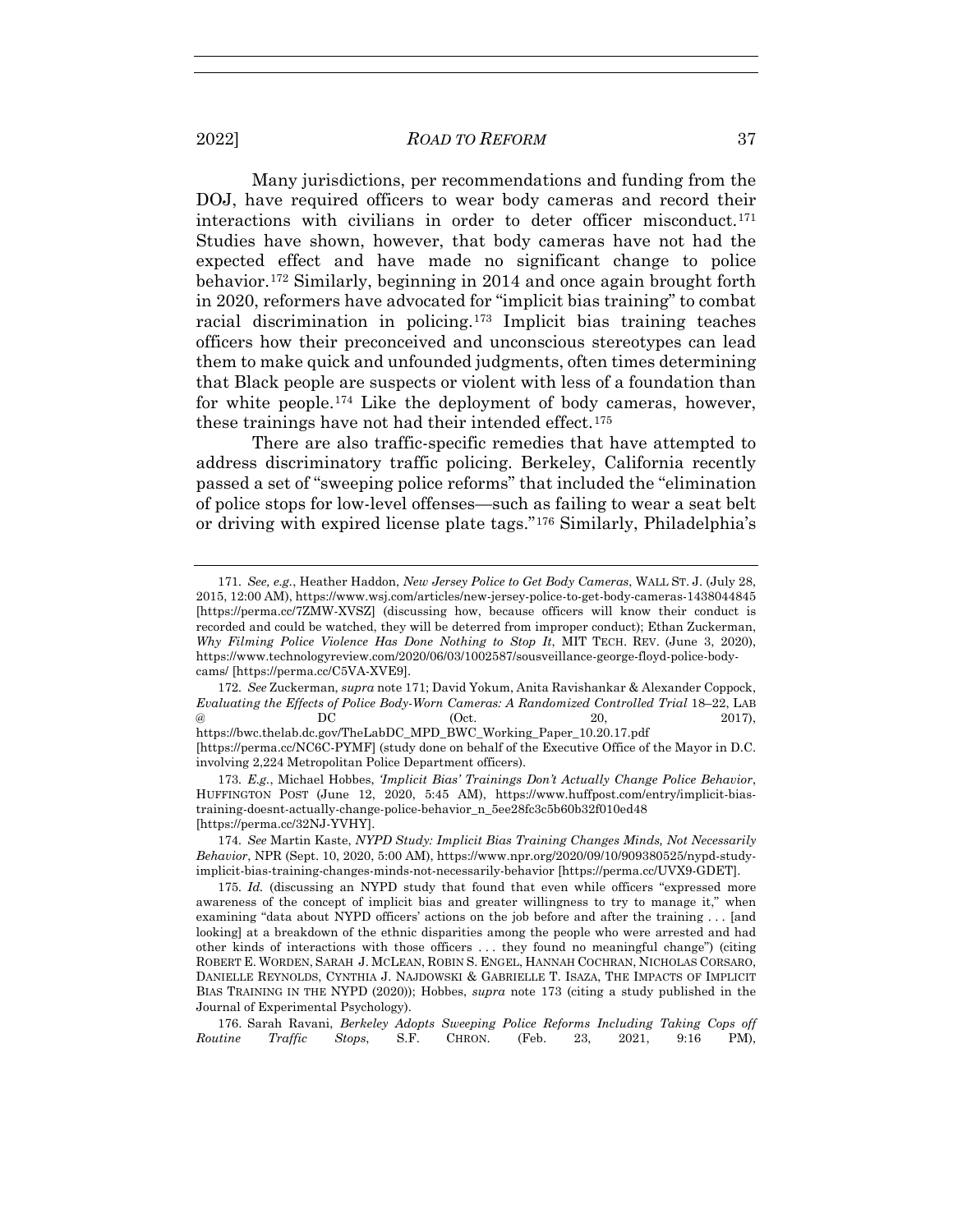Many jurisdictions, per recommendations and funding from the DOJ, have required officers to wear body cameras and record their interactions with civilians in order to deter officer misconduct.[171] Studies have shown, however, that body cameras have not had the expected effect and have made no significant change to police behavior.[172] Similarly, beginning in 2014 and once again brought forth in 2020, reformers have advocated for "implicit bias training" to combat racial discrimination in policing.[173] Implicit bias training teaches officers how their preconceived and unconscious stereotypes can lead them to make quick and unfounded judgments, often times determining that Black people are suspects or violent with less of a foundation than for white people.[174] Like the deployment of body cameras, however, these trainings have not had their intended effect.[175]

There are also traffic-specific remedies that have attempted to address discriminatory traffic policing. Berkeley, California recently passed a set of "sweeping police reforms" that included the "elimination of police stops for low-level offenses—such as failing to wear a seat belt or driving with expired license plate tags."[176] Similarly, Philadelphia's

---

171. *See, e.g.*, Heather Haddon, *New Jersey Police to Get Body Cameras*, WALL ST. J. (July 28, 2015, 12:00 AM), https://www.wsj.com/articles/new-jersey-police-to-get-body-cameras-1438044845 [https://perma.cc/7ZMW-XVSZ] (discussing how, because officers will know their conduct is recorded and could be watched, they will be deterred from improper conduct); Ethan Zuckerman, *Why Filming Police Violence Has Done Nothing to Stop It*, MIT TECH. REV. (June 3, 2020), https://www.technologyreview.com/2020/06/03/1002587/sousveillance-george-floyd-police-body-cams/ [https://perma.cc/C5VA-XVE9].

172. *See* Zuckerman, *supra* note 171; David Yokum, Anita Ravishankar & Alexander Coppock, *Evaluating the Effects of Police Body-Worn Cameras: A Randomized Controlled Trial* 18–22, LAB @ DC (Oct. 20, 2017), https://bwc.thelab.dc.gov/TheLabDC_MPD_BWC_Working_Paper_10.20.17.pdf [https://perma.cc/NC6C-PYMF] (study done on behalf of the Executive Office of the Mayor in D.C. involving 2,224 Metropolitan Police Department officers).

173. *E.g.*, Michael Hobbes, *'Implicit Bias' Trainings Don't Actually Change Police Behavior*, HUFFINGTON POST (June 12, 2020, 5:45 AM), https://www.huffpost.com/entry/implicit-bias-training-doesnt-actually-change-police-behavior_n_5ee28fc3c5b60b32f010ed48 [https://perma.cc/32NJ-YVHY].

174. *See* Martin Kaste, *NYPD Study: Implicit Bias Training Changes Minds, Not Necessarily Behavior*, NPR (Sept. 10, 2020, 5:00 AM), https://www.npr.org/2020/09/10/909380525/nypd-study-implicit-bias-training-changes-minds-not-necessarily-behavior [https://perma.cc/UVX9-GDET].

175. *Id.* (discussing an NYPD study that found that even while officers "expressed more awareness of the concept of implicit bias and greater willingness to try to manage it," when examining "data about NYPD officers' actions on the job before and after the training . . . [and looking] at a breakdown of the ethnic disparities among the people who were arrested and had other kinds of interactions with those officers . . . they found no meaningful change") (citing ROBERT E. WORDEN, SARAH J. MCLEAN, ROBIN S. ENGEL, HANNAH COCHRAN, NICHOLAS CORSARO, DANIELLE REYNOLDS, CYNTHIA J. NAJDOWSKI & GABRIELLE T. ISAZA, THE IMPACTS OF IMPLICIT BIAS TRAINING IN THE NYPD (2020)); Hobbes, *supra* note 173 (citing a study published in the Journal of Experimental Psychology).

176. Sarah Ravani, *Berkeley Adopts Sweeping Police Reforms Including Taking Cops off Routine Traffic Stops*, S.F. CHRON. (Feb. 23, 2021, 9:16 PM),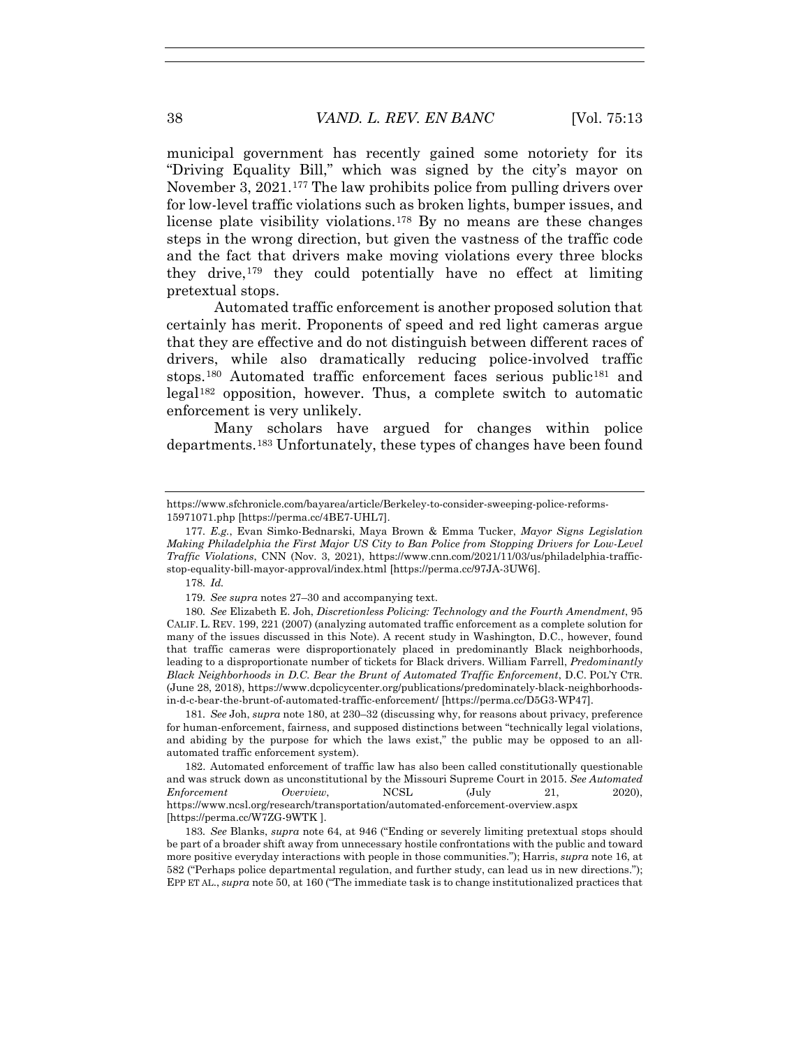municipal government has recently gained some notoriety for its "Driving Equality Bill," which was signed by the city's mayor on November 3, 2021.[177] The law prohibits police from pulling drivers over for low-level traffic violations such as broken lights, bumper issues, and license plate visibility violations.[178] By no means are these changes steps in the wrong direction, but given the vastness of the traffic code and the fact that drivers make moving violations every three blocks they drive,[179] they could potentially have no effect at limiting pretextual stops.

Automated traffic enforcement is another proposed solution that certainly has merit. Proponents of speed and red light cameras argue that they are effective and do not distinguish between different races of drivers, while also dramatically reducing police-involved traffic stops.[180] Automated traffic enforcement faces serious public[181] and legal[182] opposition, however. Thus, a complete switch to automatic enforcement is very unlikely.

Many scholars have argued for changes within police departments.[183] Unfortunately, these types of changes have been found

---

https://www.sfchronicle.com/bayarea/article/Berkeley-to-consider-sweeping-police-reforms-15971071.php [https://perma.cc/4BE7-UHL7].

177. *E.g.*, Evan Simko-Bednarski, Maya Brown & Emma Tucker, *Mayor Signs Legislation Making Philadelphia the First Major US City to Ban Police from Stopping Drivers for Low-Level Traffic Violations*, CNN (Nov. 3, 2021), https://www.cnn.com/2021/11/03/us/philadelphia-traffic-stop-equality-bill-mayor-approval/index.html [https://perma.cc/97JA-3UW6].

178. *Id.*

179. *See supra* notes 27–30 and accompanying text.

180. *See* Elizabeth E. Joh, *Discretionless Policing: Technology and the Fourth Amendment*, 95 CALIF. L. REV. 199, 221 (2007) (analyzing automated traffic enforcement as a complete solution for many of the issues discussed in this Note). A recent study in Washington, D.C., however, found that traffic cameras were disproportionately placed in predominantly Black neighborhoods, leading to a disproportionate number of tickets for Black drivers. William Farrell, *Predominantly Black Neighborhoods in D.C. Bear the Brunt of Automated Traffic Enforcement*, D.C. POL'Y CTR. (June 28, 2018), https://www.dcpolicycenter.org/publications/predominately-black-neighborhoods-in-d-c-bear-the-brunt-of-automated-traffic-enforcement/ [https://perma.cc/D5G3-WP47].

181. *See* Joh, *supra* note 180, at 230–32 (discussing why, for reasons about privacy, preference for human-enforcement, fairness, and supposed distinctions between "technically legal violations, and abiding by the purpose for which the laws exist," the public may be opposed to an all-automated traffic enforcement system).

182. Automated enforcement of traffic law has also been called constitutionally questionable and was struck down as unconstitutional by the Missouri Supreme Court in 2015. *See Automated Enforcement Overview*, NCSL (July 21, 2020), https://www.ncsl.org/research/transportation/automated-enforcement-overview.aspx [https://perma.cc/W7ZG-9WTK ].

183. *See* Blanks, *supra* note 64, at 946 ("Ending or severely limiting pretextual stops should be part of a broader shift away from unnecessary hostile confrontations with the public and toward more positive everyday interactions with people in those communities."); Harris, *supra* note 16, at 582 ("Perhaps police departmental regulation, and further study, can lead us in new directions."); EPP ET AL., *supra* note 50, at 160 ("The immediate task is to change institutionalized practices that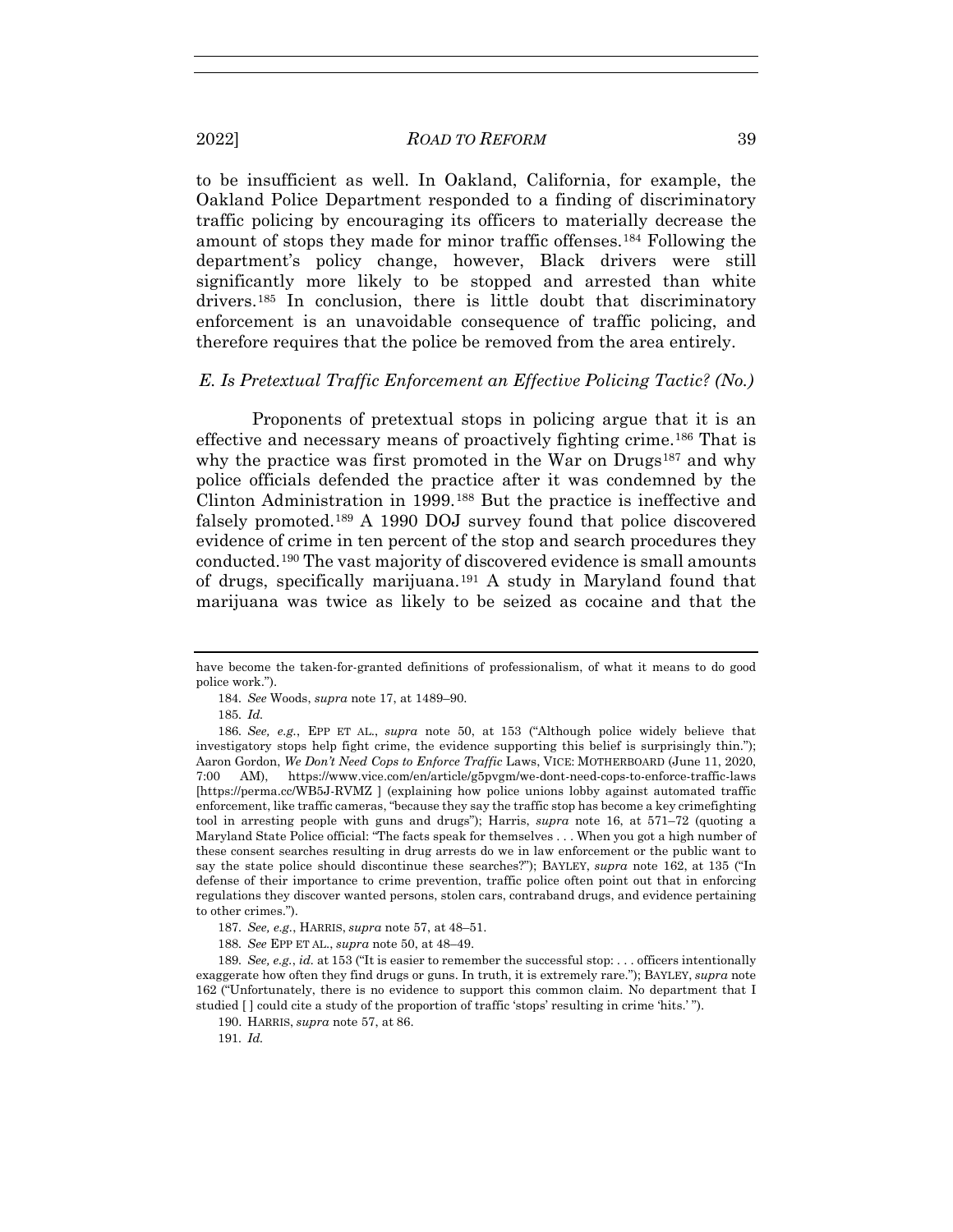to be insufficient as well. In Oakland, California, for example, the Oakland Police Department responded to a finding of discriminatory traffic policing by encouraging its officers to materially decrease the amount of stops they made for minor traffic offenses.[184] Following the department's policy change, however, Black drivers were still significantly more likely to be stopped and arrested than white drivers.[185] In conclusion, there is little doubt that discriminatory enforcement is an unavoidable consequence of traffic policing, and therefore requires that the police be removed from the area entirely.

### *E. Is Pretextual Traffic Enforcement an Effective Policing Tactic? (No.)*

Proponents of pretextual stops in policing argue that it is an effective and necessary means of proactively fighting crime.[186] That is why the practice was first promoted in the War on Drugs[187] and why police officials defended the practice after it was condemned by the Clinton Administration in 1999.[188] But the practice is ineffective and falsely promoted.[189] A 1990 DOJ survey found that police discovered evidence of crime in ten percent of the stop and search procedures they conducted.[190] The vast majority of discovered evidence is small amounts of drugs, specifically marijuana.[191] A study in Maryland found that marijuana was twice as likely to be seized as cocaine and that the

---

have become the taken-for-granted definitions of professionalism, of what it means to do good police work.").

184. *See* Woods, *supra* note 17, at 1489–90.

185. *Id.*

186. *See, e.g.*, EPP ET AL., *supra* note 50, at 153 ("Although police widely believe that investigatory stops help fight crime, the evidence supporting this belief is surprisingly thin."); Aaron Gordon, *We Don't Need Cops to Enforce Traffic* Laws, VICE: MOTHERBOARD (June 11, 2020, 7:00 AM), https://www.vice.com/en/article/g5pvgm/we-dont-need-cops-to-enforce-traffic-laws [https://perma.cc/WB5J-RVMZ ] (explaining how police unions lobby against automated traffic enforcement, like traffic cameras, "because they say the traffic stop has become a key crimefighting tool in arresting people with guns and drugs"); Harris, *supra* note 16, at 571–72 (quoting a Maryland State Police official: "The facts speak for themselves . . . When you got a high number of these consent searches resulting in drug arrests do we in law enforcement or the public want to say the state police should discontinue these searches?"); BAYLEY, *supra* note 162, at 135 ("In defense of their importance to crime prevention, traffic police often point out that in enforcing regulations they discover wanted persons, stolen cars, contraband drugs, and evidence pertaining to other crimes.").

187. *See, e.g.*, HARRIS, *supra* note 57, at 48–51.

188. *See* EPP ET AL., *supra* note 50, at 48–49.

189. *See, e.g.*, *id.* at 153 ("It is easier to remember the successful stop: . . . officers intentionally exaggerate how often they find drugs or guns. In truth, it is extremely rare."); BAYLEY, *supra* note 162 ("Unfortunately, there is no evidence to support this common claim. No department that I studied [ ] could cite a study of the proportion of traffic 'stops' resulting in crime 'hits.' ").

190. HARRIS, *supra* note 57, at 86.

191. *Id.*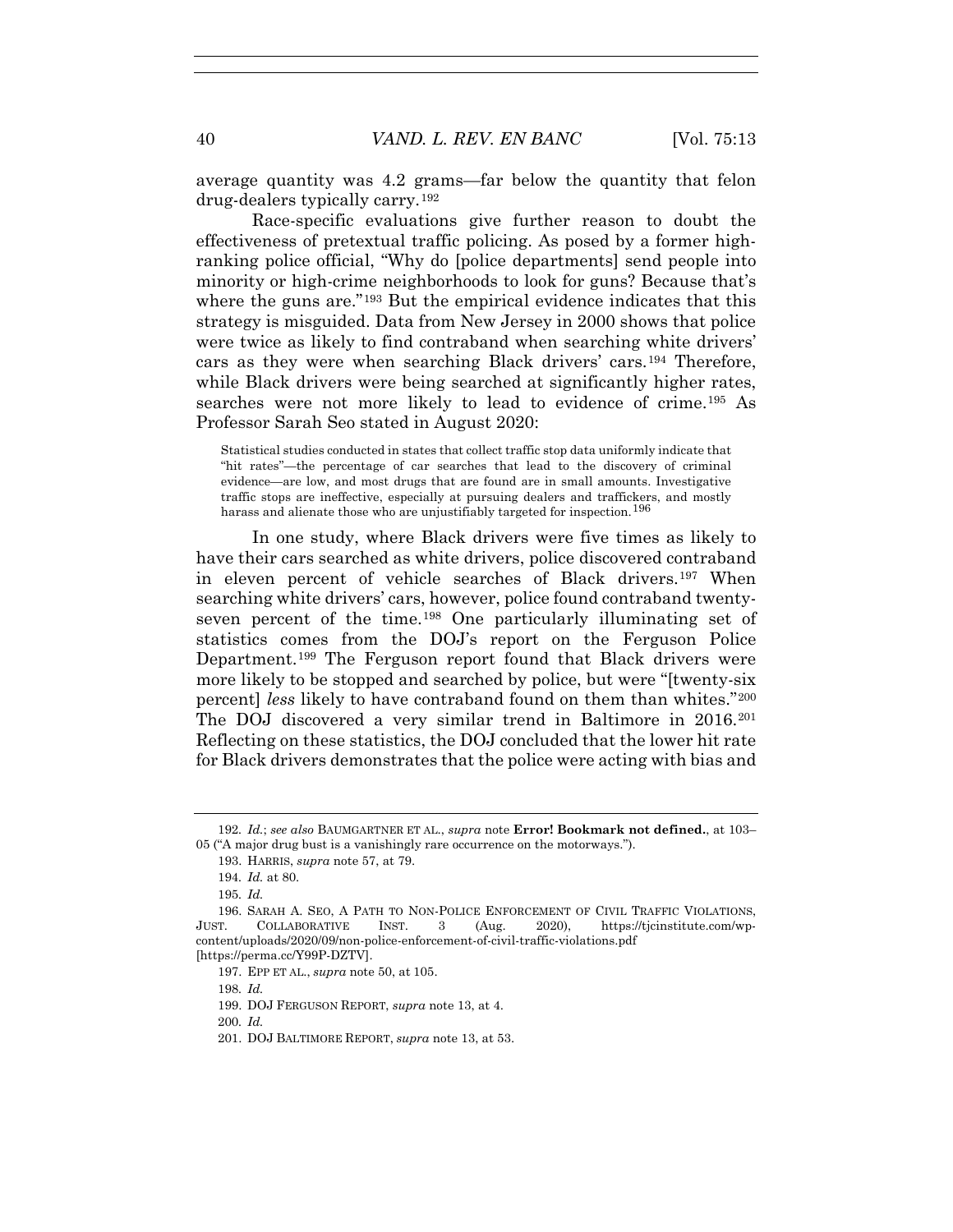average quantity was 4.2 grams—far below the quantity that felon drug-dealers typically carry.[192]

Race-specific evaluations give further reason to doubt the effectiveness of pretextual traffic policing. As posed by a former high-ranking police official, "Why do [police departments] send people into minority or high-crime neighborhoods to look for guns? Because that's where the guns are."[193] But the empirical evidence indicates that this strategy is misguided. Data from New Jersey in 2000 shows that police were twice as likely to find contraband when searching white drivers' cars as they were when searching Black drivers' cars.[194] Therefore, while Black drivers were being searched at significantly higher rates, searches were not more likely to lead to evidence of crime.[195] As Professor Sarah Seo stated in August 2020:

> Statistical studies conducted in states that collect traffic stop data uniformly indicate that "hit rates"—the percentage of car searches that lead to the discovery of criminal evidence—are low, and most drugs that are found are in small amounts. Investigative traffic stops are ineffective, especially at pursuing dealers and traffickers, and mostly harass and alienate those who are unjustifiably targeted for inspection.[196]

In one study, where Black drivers were five times as likely to have their cars searched as white drivers, police discovered contraband in eleven percent of vehicle searches of Black drivers.[197] When searching white drivers' cars, however, police found contraband twenty-seven percent of the time.[198] One particularly illuminating set of statistics comes from the DOJ's report on the Ferguson Police Department.[199] The Ferguson report found that Black drivers were more likely to be stopped and searched by police, but were "[twenty-six percent] *less* likely to have contraband found on them than whites."[200] The DOJ discovered a very similar trend in Baltimore in 2016.[201] Reflecting on these statistics, the DOJ concluded that the lower hit rate for Black drivers demonstrates that the police were acting with bias and

---

192. *Id.*; *see also* BAUMGARTNER ET AL., *supra* note **Error! Bookmark not defined.**, at 103–05 ("A major drug bust is a vanishingly rare occurrence on the motorways.").

193. HARRIS, *supra* note 57, at 79.

194. *Id.* at 80.

195. *Id.*

196. SARAH A. SEO, A PATH TO NON-POLICE ENFORCEMENT OF CIVIL TRAFFIC VIOLATIONS, JUST. COLLABORATIVE INST. 3 (Aug. 2020), https://tjcinstitute.com/wp-content/uploads/2020/09/non-police-enforcement-of-civil-traffic-violations.pdf [https://perma.cc/Y99P-DZTV].

197. EPP ET AL., *supra* note 50, at 105.

198. *Id.*

199. DOJ FERGUSON REPORT, *supra* note 13, at 4.

200. *Id.*

201. DOJ BALTIMORE REPORT, *supra* note 13, at 53.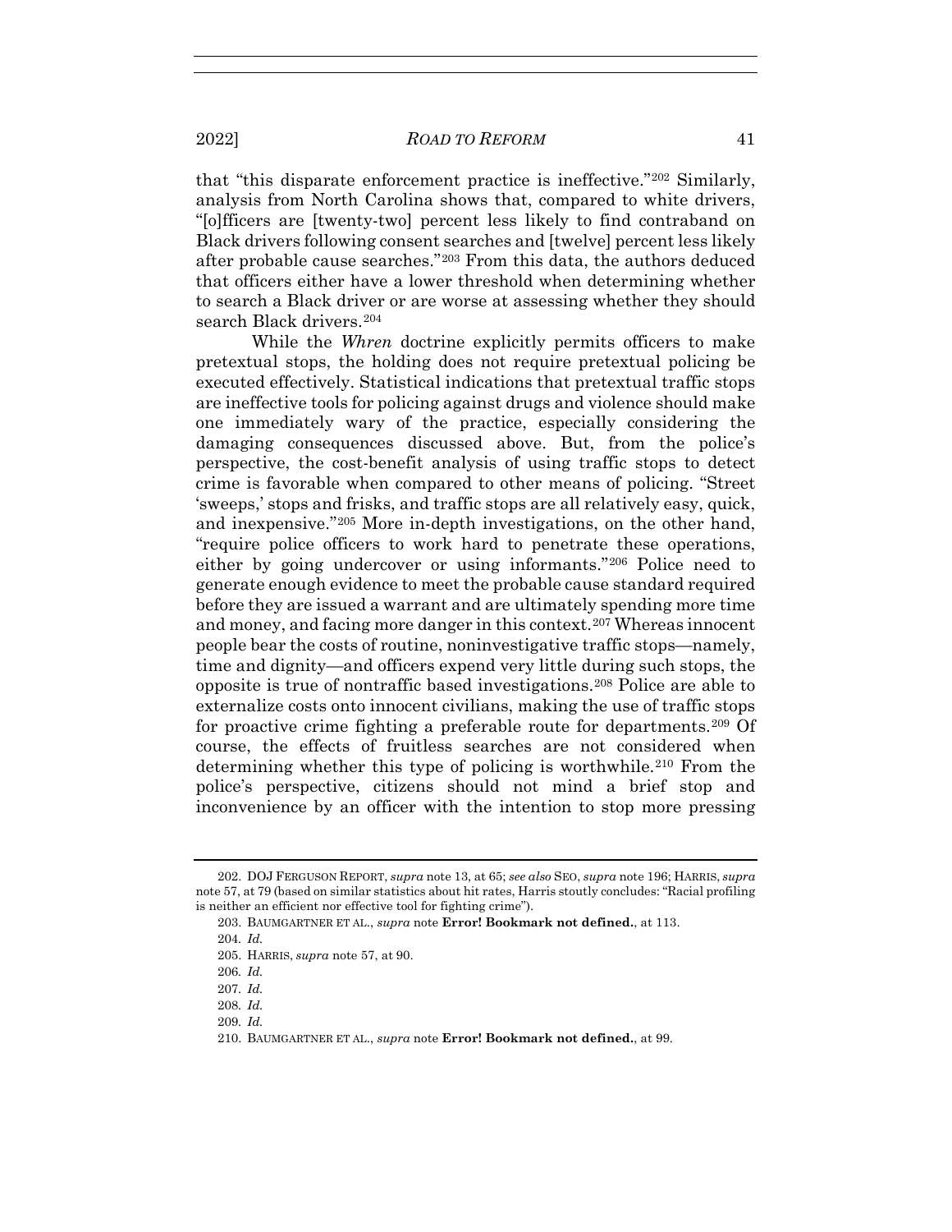that "this disparate enforcement practice is ineffective."[202] Similarly, analysis from North Carolina shows that, compared to white drivers, "[o]fficers are [twenty-two] percent less likely to find contraband on Black drivers following consent searches and [twelve] percent less likely after probable cause searches."[203] From this data, the authors deduced that officers either have a lower threshold when determining whether to search a Black driver or are worse at assessing whether they should search Black drivers.[204]

While the *Whren* doctrine explicitly permits officers to make pretextual stops, the holding does not require pretextual policing be executed effectively. Statistical indications that pretextual traffic stops are ineffective tools for policing against drugs and violence should make one immediately wary of the practice, especially considering the damaging consequences discussed above. But, from the police's perspective, the cost-benefit analysis of using traffic stops to detect crime is favorable when compared to other means of policing. "Street 'sweeps,' stops and frisks, and traffic stops are all relatively easy, quick, and inexpensive."[205] More in-depth investigations, on the other hand, "require police officers to work hard to penetrate these operations, either by going undercover or using informants."[206] Police need to generate enough evidence to meet the probable cause standard required before they are issued a warrant and are ultimately spending more time and money, and facing more danger in this context.[207] Whereas innocent people bear the costs of routine, noninvestigative traffic stops—namely, time and dignity—and officers expend very little during such stops, the opposite is true of nontraffic based investigations.[208] Police are able to externalize costs onto innocent civilians, making the use of traffic stops for proactive crime fighting a preferable route for departments.[209] Of course, the effects of fruitless searches are not considered when determining whether this type of policing is worthwhile.[210] From the police's perspective, citizens should not mind a brief stop and inconvenience by an officer with the intention to stop more pressing

---

202. DOJ FERGUSON REPORT, *supra* note 13, at 65; *see also* SEO, *supra* note 196; HARRIS, *supra* note 57, at 79 (based on similar statistics about hit rates, Harris stoutly concludes: "Racial profiling is neither an efficient nor effective tool for fighting crime").

203. BAUMGARTNER ET AL., *supra* note **Error! Bookmark not defined.**, at 113.

204. *Id.*

205. HARRIS, *supra* note 57, at 90.

206. *Id.*

207. *Id.*

208. *Id.*

209. *Id.*

210. BAUMGARTNER ET AL., *supra* note **Error! Bookmark not defined.**, at 99.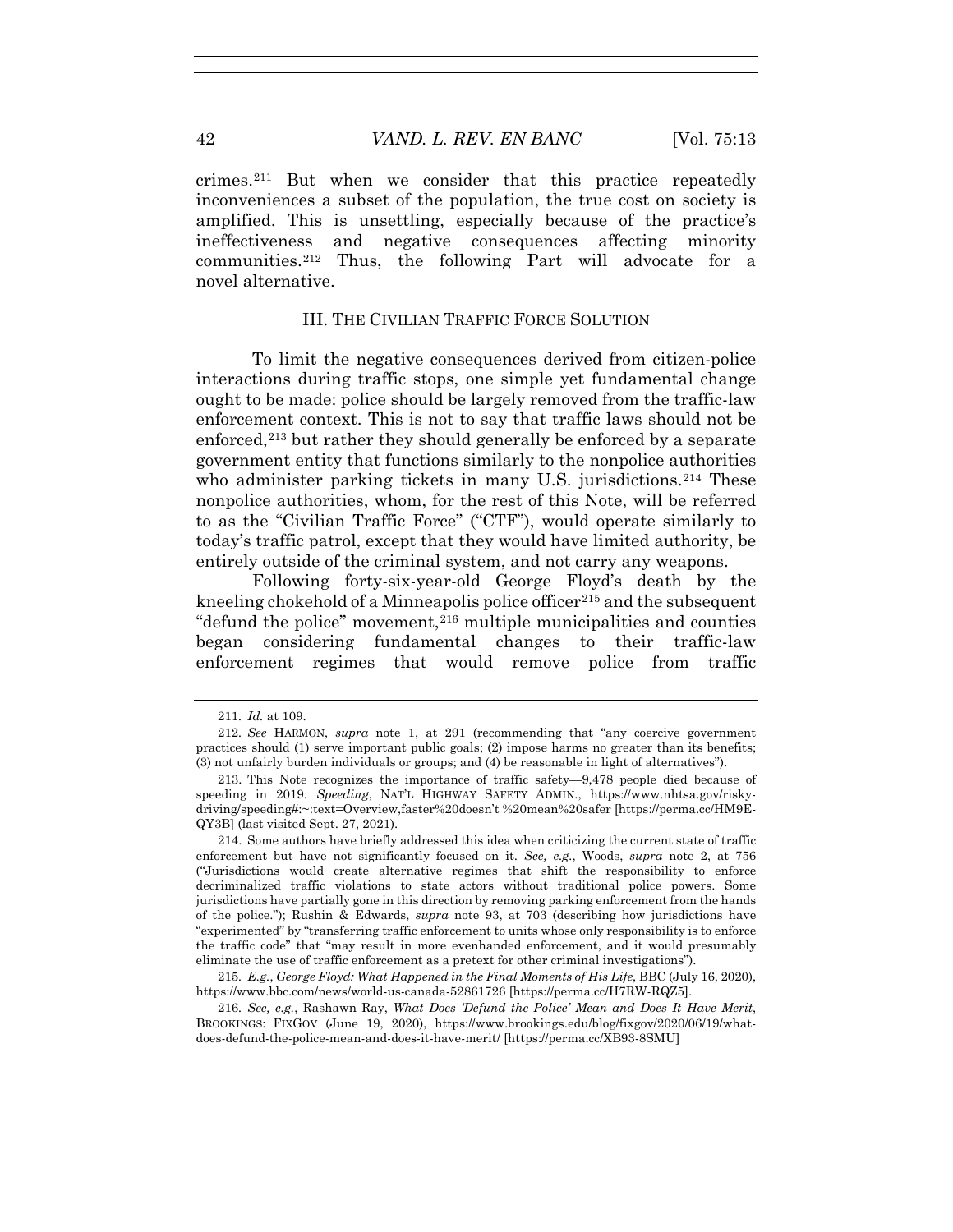crimes.[211] But when we consider that this practice repeatedly inconveniences a subset of the population, the true cost on society is amplified. This is unsettling, especially because of the practice's ineffectiveness and negative consequences affecting minority communities.[212] Thus, the following Part will advocate for a novel alternative.

## III. THE CIVILIAN TRAFFIC FORCE SOLUTION

To limit the negative consequences derived from citizen-police interactions during traffic stops, one simple yet fundamental change ought to be made: police should be largely removed from the traffic-law enforcement context. This is not to say that traffic laws should not be enforced,[213] but rather they should generally be enforced by a separate government entity that functions similarly to the nonpolice authorities who administer parking tickets in many U.S. jurisdictions.[214] These nonpolice authorities, whom, for the rest of this Note, will be referred to as the "Civilian Traffic Force" ("CTF"), would operate similarly to today's traffic patrol, except that they would have limited authority, be entirely outside of the criminal system, and not carry any weapons.

Following forty-six-year-old George Floyd's death by the kneeling chokehold of a Minneapolis police officer[215] and the subsequent "defund the police" movement,[216] multiple municipalities and counties began considering fundamental changes to their traffic-law enforcement regimes that would remove police from traffic

---

211. *Id.* at 109.

212. *See* HARMON, *supra* note 1, at 291 (recommending that "any coercive government practices should (1) serve important public goals; (2) impose harms no greater than its benefits; (3) not unfairly burden individuals or groups; and (4) be reasonable in light of alternatives").

213. This Note recognizes the importance of traffic safety—9,478 people died because of speeding in 2019. *Speeding*, NAT'L HIGHWAY SAFETY ADMIN., https://www.nhtsa.gov/risky-driving/speeding#:~:text=Overview,faster%20doesn't %20mean%20safer [https://perma.cc/HM9E-QY3B] (last visited Sept. 27, 2021).

214. Some authors have briefly addressed this idea when criticizing the current state of traffic enforcement but have not significantly focused on it. *See, e.g.*, Woods, *supra* note 2, at 756 ("Jurisdictions would create alternative regimes that shift the responsibility to enforce decriminalized traffic violations to state actors without traditional police powers. Some jurisdictions have partially gone in this direction by removing parking enforcement from the hands of the police."); Rushin & Edwards, *supra* note 93, at 703 (describing how jurisdictions have "experimented" by "transferring traffic enforcement to units whose only responsibility is to enforce the traffic code" that "may result in more evenhanded enforcement, and it would presumably eliminate the use of traffic enforcement as a pretext for other criminal investigations").

215. *E.g.*, *George Floyd: What Happened in the Final Moments of His Life*, BBC (July 16, 2020), https://www.bbc.com/news/world-us-canada-52861726 [https://perma.cc/H7RW-RQZ5].

216. *See, e.g.*, Rashawn Ray, *What Does 'Defund the Police' Mean and Does It Have Merit*, BROOKINGS: FIXGOV (June 19, 2020), https://www.brookings.edu/blog/fixgov/2020/06/19/what-does-defund-the-police-mean-and-does-it-have-merit/ [https://perma.cc/XB93-8SMU]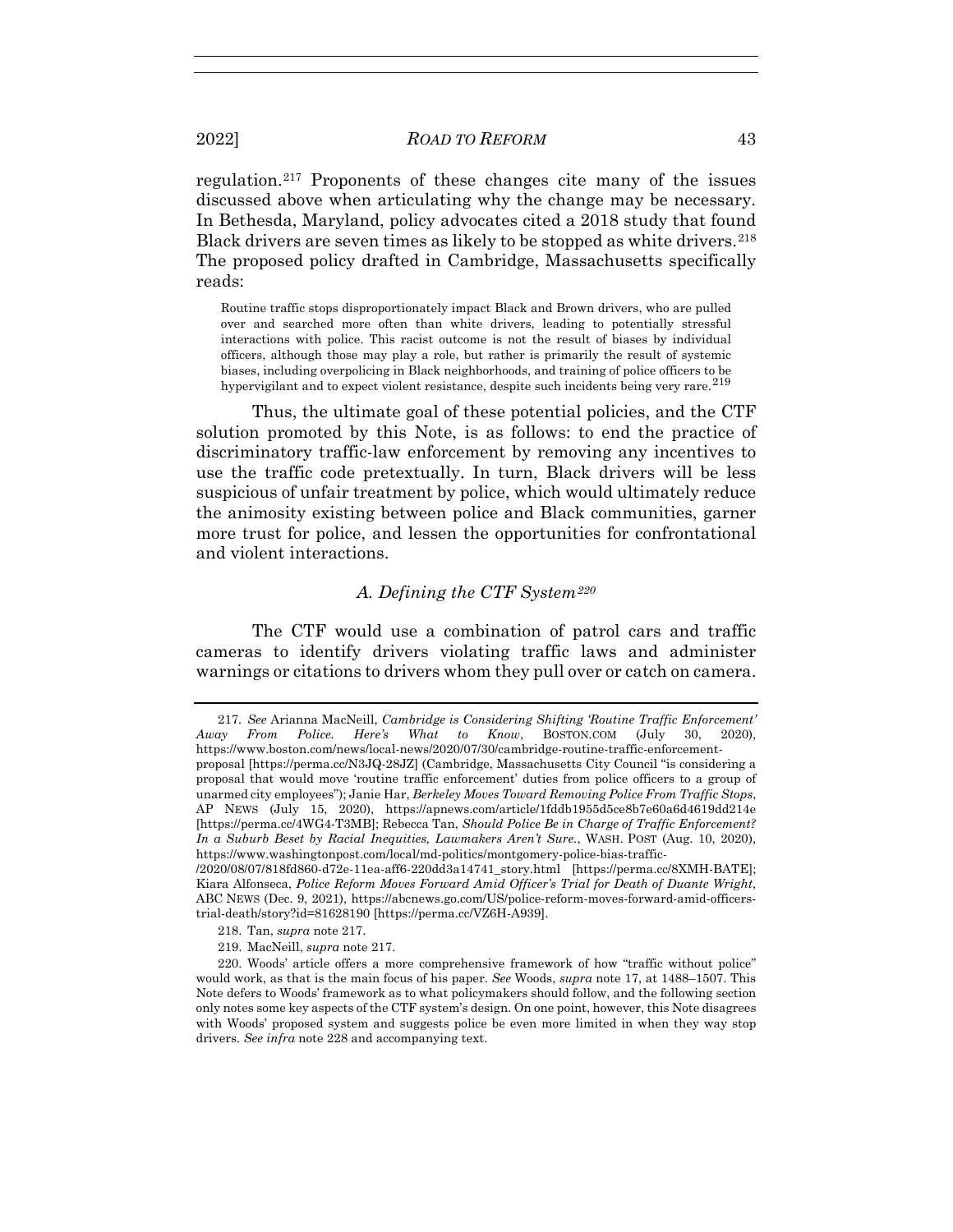regulation.[217] Proponents of these changes cite many of the issues discussed above when articulating why the change may be necessary. In Bethesda, Maryland, policy advocates cited a 2018 study that found Black drivers are seven times as likely to be stopped as white drivers.[218] The proposed policy drafted in Cambridge, Massachusetts specifically reads:

> Routine traffic stops disproportionately impact Black and Brown drivers, who are pulled over and searched more often than white drivers, leading to potentially stressful interactions with police. This racist outcome is not the result of biases by individual officers, although those may play a role, but rather is primarily the result of systemic biases, including overpolicing in Black neighborhoods, and training of police officers to be hypervigilant and to expect violent resistance, despite such incidents being very rare.[219]

Thus, the ultimate goal of these potential policies, and the CTF solution promoted by this Note, is as follows: to end the practice of discriminatory traffic-law enforcement by removing any incentives to use the traffic code pretextually. In turn, Black drivers will be less suspicious of unfair treatment by police, which would ultimately reduce the animosity existing between police and Black communities, garner more trust for police, and lessen the opportunities for confrontational and violent interactions.

### *A. Defining the CTF System*[220]

The CTF would use a combination of patrol cars and traffic cameras to identify drivers violating traffic laws and administer warnings or citations to drivers whom they pull over or catch on camera.

---

217. *See* Arianna MacNeill, *Cambridge is Considering Shifting 'Routine Traffic Enforcement' Away From Police. Here's What to Know*, BOSTON.COM (July 30, 2020), https://www.boston.com/news/local-news/2020/07/30/cambridge-routine-traffic-enforcement-proposal [https://perma.cc/N3JQ-28JZ] (Cambridge, Massachusetts City Council "is considering a proposal that would move 'routine traffic enforcement' duties from police officers to a group of unarmed city employees"); Janie Har, *Berkeley Moves Toward Removing Police From Traffic Stops*, AP NEWS (July 15, 2020), https://apnews.com/article/1fddb1955d5ce8b7e60a6d4619dd214e [https://perma.cc/4WG4-T3MB]; Rebecca Tan, *Should Police Be in Charge of Traffic Enforcement? In a Suburb Beset by Racial Inequities, Lawmakers Aren't Sure.*, WASH. POST (Aug. 10, 2020), https://www.washingtonpost.com/local/md-politics/montgomery-police-bias-traffic-/2020/08/07/818fd860-d72e-11ea-aff6-220dd3a14741_story.html [https://perma.cc/8XMH-BATE]; Kiara Alfonseca, *Police Reform Moves Forward Amid Officer's Trial for Death of Duante Wright*, ABC NEWS (Dec. 9, 2021), https://abcnews.go.com/US/police-reform-moves-forward-amid-officers-trial-death/story?id=81628190 [https://perma.cc/VZ6H-A939].

218. Tan, *supra* note 217.

219. MacNeill, *supra* note 217.

220. Woods' article offers a more comprehensive framework of how "traffic without police" would work, as that is the main focus of his paper. *See* Woods, *supra* note 17, at 1488–1507. This Note defers to Woods' framework as to what policymakers should follow, and the following section only notes some key aspects of the CTF system's design. On one point, however, this Note disagrees with Woods' proposed system and suggests police be even more limited in when they way stop drivers. *See infra* note 228 and accompanying text.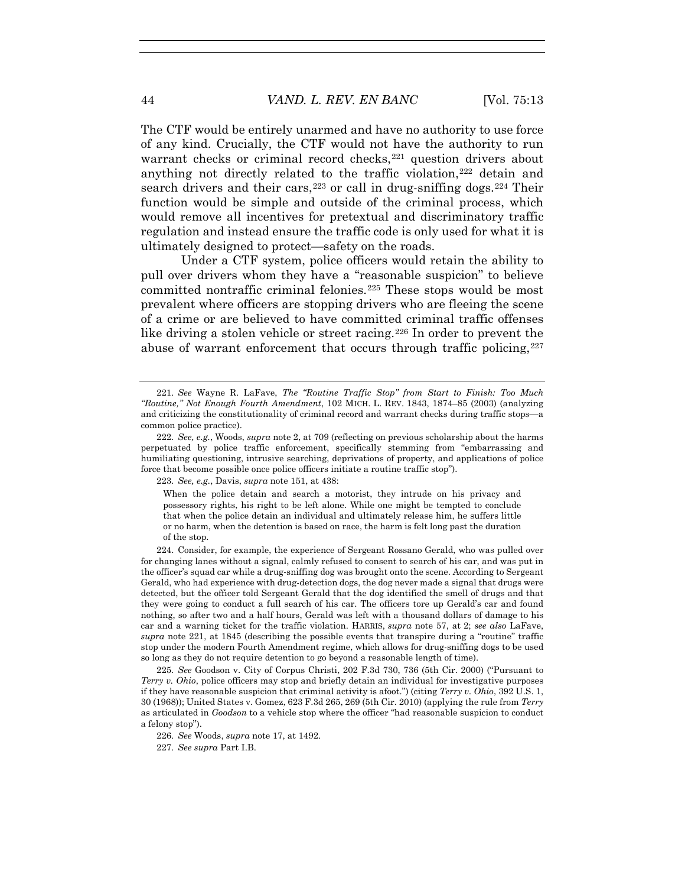The CTF would be entirely unarmed and have no authority to use force of any kind. Crucially, the CTF would not have the authority to run warrant checks or criminal record checks,[221] question drivers about anything not directly related to the traffic violation,[222] detain and search drivers and their cars,[223] or call in drug-sniffing dogs.[224] Their function would be simple and outside of the criminal process, which would remove all incentives for pretextual and discriminatory traffic regulation and instead ensure the traffic code is only used for what it is ultimately designed to protect—safety on the roads.

Under a CTF system, police officers would retain the ability to pull over drivers whom they have a "reasonable suspicion" to believe committed nontraffic criminal felonies.[225] These stops would be most prevalent where officers are stopping drivers who are fleeing the scene of a crime or are believed to have committed criminal traffic offenses like driving a stolen vehicle or street racing.[226] In order to prevent the abuse of warrant enforcement that occurs through traffic policing,[227]

---

221. *See* Wayne R. LaFave, *The "Routine Traffic Stop" from Start to Finish: Too Much "Routine," Not Enough Fourth Amendment*, 102 MICH. L. REV. 1843, 1874–85 (2003) (analyzing and criticizing the constitutionality of criminal record and warrant checks during traffic stops—a common police practice).

222. *See, e.g.*, Woods, *supra* note 2, at 709 (reflecting on previous scholarship about the harms perpetuated by police traffic enforcement, specifically stemming from "embarrassing and humiliating questioning, intrusive searching, deprivations of property, and applications of police force that become possible once police officers initiate a routine traffic stop").

223. *See, e.g.*, Davis, *supra* note 151, at 438:

> When the police detain and search a motorist, they intrude on his privacy and possessory rights, his right to be left alone. While one might be tempted to conclude that when the police detain an individual and ultimately release him, he suffers little or no harm, when the detention is based on race, the harm is felt long past the duration of the stop.

224. Consider, for example, the experience of Sergeant Rossano Gerald, who was pulled over for changing lanes without a signal, calmly refused to consent to search of his car, and was put in the officer's squad car while a drug-sniffing dog was brought onto the scene. According to Sergeant Gerald, who had experience with drug-detection dogs, the dog never made a signal that drugs were detected, but the officer told Sergeant Gerald that the dog identified the smell of drugs and that they were going to conduct a full search of his car. The officers tore up Gerald's car and found nothing, so after two and a half hours, Gerald was left with a thousand dollars of damage to his car and a warning ticket for the traffic violation. HARRIS, *supra* note 57, at 2; *see also* LaFave, *supra* note 221, at 1845 (describing the possible events that transpire during a "routine" traffic stop under the modern Fourth Amendment regime, which allows for drug-sniffing dogs to be used so long as they do not require detention to go beyond a reasonable length of time).

225. *See* Goodson v. City of Corpus Christi, 202 F.3d 730, 736 (5th Cir. 2000) ("Pursuant to *Terry v. Ohio*, police officers may stop and briefly detain an individual for investigative purposes if they have reasonable suspicion that criminal activity is afoot.") (citing *Terry v. Ohio*, 392 U.S. 1, 30 (1968)); United States v. Gomez, 623 F.3d 265, 269 (5th Cir. 2010) (applying the rule from *Terry* as articulated in *Goodson* to a vehicle stop where the officer "had reasonable suspicion to conduct a felony stop").

226. *See* Woods, *supra* note 17, at 1492.

227. *See supra* Part I.B.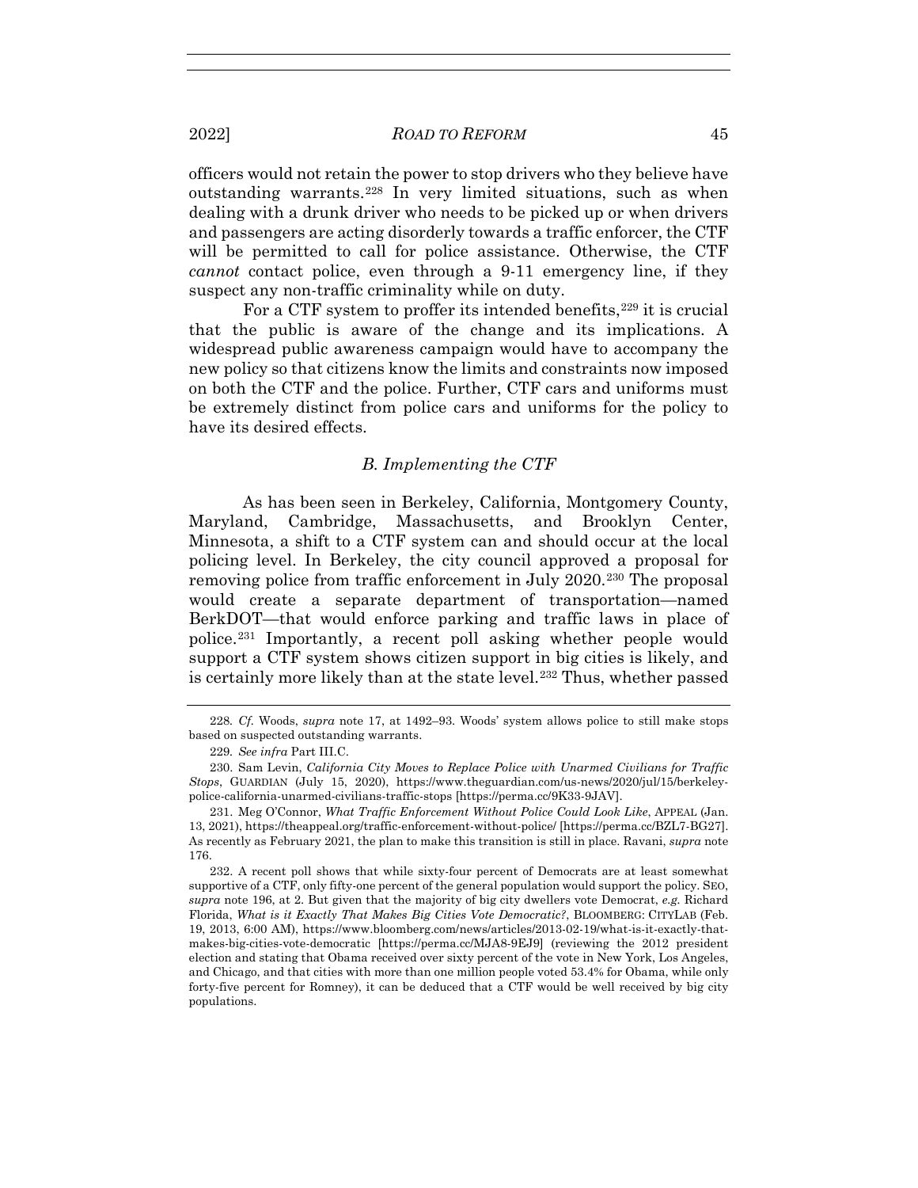officers would not retain the power to stop drivers who they believe have outstanding warrants.[228] In very limited situations, such as when dealing with a drunk driver who needs to be picked up or when drivers and passengers are acting disorderly towards a traffic enforcer, the CTF will be permitted to call for police assistance. Otherwise, the CTF *cannot* contact police, even through a 9-11 emergency line, if they suspect any non-traffic criminality while on duty.

For a CTF system to proffer its intended benefits,[229] it is crucial that the public is aware of the change and its implications. A widespread public awareness campaign would have to accompany the new policy so that citizens know the limits and constraints now imposed on both the CTF and the police. Further, CTF cars and uniforms must be extremely distinct from police cars and uniforms for the policy to have its desired effects.

### *B. Implementing the CTF*

As has been seen in Berkeley, California, Montgomery County, Maryland, Cambridge, Massachusetts, and Brooklyn Center, Minnesota, a shift to a CTF system can and should occur at the local policing level. In Berkeley, the city council approved a proposal for removing police from traffic enforcement in July 2020.[230] The proposal would create a separate department of transportation—named BerkDOT—that would enforce parking and traffic laws in place of police.[231] Importantly, a recent poll asking whether people would support a CTF system shows citizen support in big cities is likely, and is certainly more likely than at the state level.[232] Thus, whether passed

---

228. *Cf.* Woods, *supra* note 17, at 1492–93. Woods' system allows police to still make stops based on suspected outstanding warrants.

229. *See infra* Part III.C.

230. Sam Levin, *California City Moves to Replace Police with Unarmed Civilians for Traffic Stops*, GUARDIAN (July 15, 2020), https://www.theguardian.com/us-news/2020/jul/15/berkeley-police-california-unarmed-civilians-traffic-stops [https://perma.cc/9K33-9JAV].

231. Meg O'Connor, *What Traffic Enforcement Without Police Could Look Like*, APPEAL (Jan. 13, 2021), https://theappeal.org/traffic-enforcement-without-police/ [https://perma.cc/BZL7-BG27]. As recently as February 2021, the plan to make this transition is still in place. Ravani, *supra* note 176.

232. A recent poll shows that while sixty-four percent of Democrats are at least somewhat supportive of a CTF, only fifty-one percent of the general population would support the policy. SEO, *supra* note 196, at 2. But given that the majority of big city dwellers vote Democrat, *e.g.* Richard Florida, *What is it Exactly That Makes Big Cities Vote Democratic?*, BLOOMBERG: CITYLAB (Feb. 19, 2013, 6:00 AM), https://www.bloomberg.com/news/articles/2013-02-19/what-is-it-exactly-that-makes-big-cities-vote-democratic [https://perma.cc/MJA8-9EJ9] (reviewing the 2012 president election and stating that Obama received over sixty percent of the vote in New York, Los Angeles, and Chicago, and that cities with more than one million people voted 53.4% for Obama, while only forty-five percent for Romney), it can be deduced that a CTF would be well received by big city populations.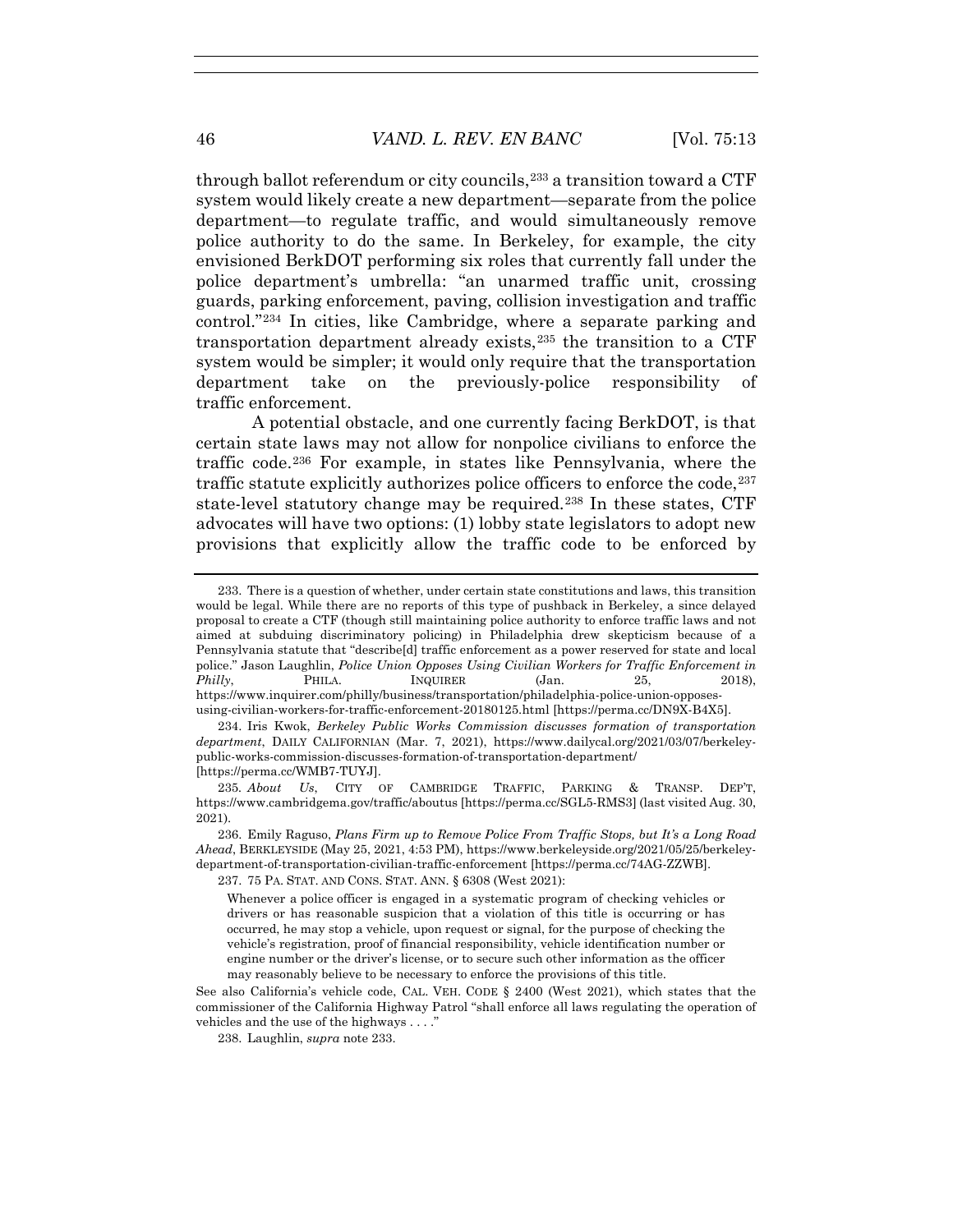through ballot referendum or city councils,[233] a transition toward a CTF system would likely create a new department—separate from the police department—to regulate traffic, and would simultaneously remove police authority to do the same. In Berkeley, for example, the city envisioned BerkDOT performing six roles that currently fall under the police department's umbrella: "an unarmed traffic unit, crossing guards, parking enforcement, paving, collision investigation and traffic control."[234] In cities, like Cambridge, where a separate parking and transportation department already exists,[235] the transition to a CTF system would be simpler; it would only require that the transportation department take on the previously-police responsibility of traffic enforcement.

A potential obstacle, and one currently facing BerkDOT, is that certain state laws may not allow for nonpolice civilians to enforce the traffic code.[236] For example, in states like Pennsylvania, where the traffic statute explicitly authorizes police officers to enforce the code,[237] state-level statutory change may be required.[238] In these states, CTF advocates will have two options: (1) lobby state legislators to adopt new provisions that explicitly allow the traffic code to be enforced by

---

233. There is a question of whether, under certain state constitutions and laws, this transition would be legal. While there are no reports of this type of pushback in Berkeley, a since delayed proposal to create a CTF (though still maintaining police authority to enforce traffic laws and not aimed at subduing discriminatory policing) in Philadelphia drew skepticism because of a Pennsylvania statute that "describe[d] traffic enforcement as a power reserved for state and local police." Jason Laughlin, *Police Union Opposes Using Civilian Workers for Traffic Enforcement in Philly*, PHILA. INQUIRER (Jan. 25, 2018), https://www.inquirer.com/philly/business/transportation/philadelphia-police-union-opposes-using-civilian-workers-for-traffic-enforcement-20180125.html [https://perma.cc/DN9X-B4X5].

234. Iris Kwok, *Berkeley Public Works Commission discusses formation of transportation department*, DAILY CALIFORNIAN (Mar. 7, 2021), https://www.dailycal.org/2021/03/07/berkeley-public-works-commission-discusses-formation-of-transportation-department/ [https://perma.cc/WMB7-TUYJ].

235. *About Us*, CITY OF CAMBRIDGE TRAFFIC, PARKING & TRANSP. DEP'T, https://www.cambridgema.gov/traffic/aboutus [https://perma.cc/SGL5-RMS3] (last visited Aug. 30, 2021).

236. Emily Raguso, *Plans Firm up to Remove Police From Traffic Stops, but It's a Long Road Ahead*, BERKLEYSIDE (May 25, 2021, 4:53 PM), https://www.berkeleyside.org/2021/05/25/berkeley-department-of-transportation-civilian-traffic-enforcement [https://perma.cc/74AG-ZZWB].

237. 75 PA. STAT. AND CONS. STAT. ANN. § 6308 (West 2021):

> Whenever a police officer is engaged in a systematic program of checking vehicles or drivers or has reasonable suspicion that a violation of this title is occurring or has occurred, he may stop a vehicle, upon request or signal, for the purpose of checking the vehicle's registration, proof of financial responsibility, vehicle identification number or engine number or the driver's license, or to secure such other information as the officer may reasonably believe to be necessary to enforce the provisions of this title.

See also California's vehicle code, CAL. VEH. CODE § 2400 (West 2021), which states that the commissioner of the California Highway Patrol "shall enforce all laws regulating the operation of vehicles and the use of the highways . . . ."

238. Laughlin, *supra* note 233.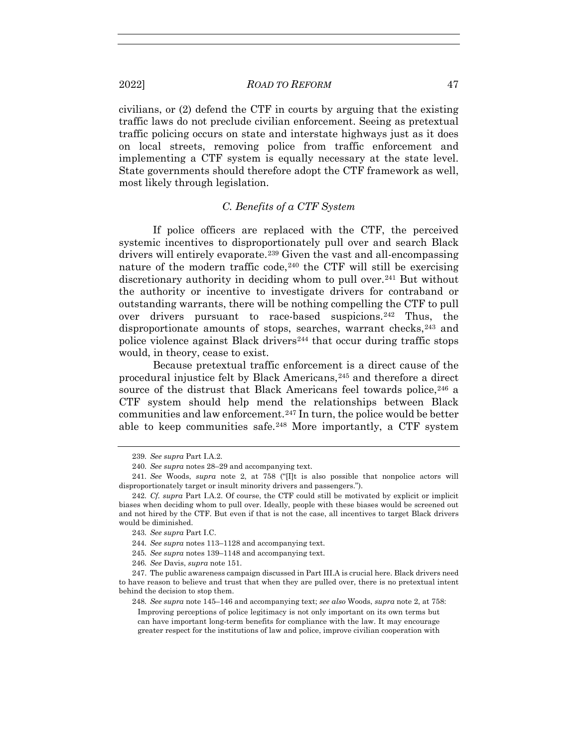civilians, or (2) defend the CTF in courts by arguing that the existing traffic laws do not preclude civilian enforcement. Seeing as pretextual traffic policing occurs on state and interstate highways just as it does on local streets, removing police from traffic enforcement and implementing a CTF system is equally necessary at the state level. State governments should therefore adopt the CTF framework as well, most likely through legislation.

### *C. Benefits of a CTF System*

If police officers are replaced with the CTF, the perceived systemic incentives to disproportionately pull over and search Black drivers will entirely evaporate.[239] Given the vast and all-encompassing nature of the modern traffic code,[240] the CTF will still be exercising discretionary authority in deciding whom to pull over.[241] But without the authority or incentive to investigate drivers for contraband or outstanding warrants, there will be nothing compelling the CTF to pull over drivers pursuant to race-based suspicions.[242] Thus, the disproportionate amounts of stops, searches, warrant checks,[243] and police violence against Black drivers[244] that occur during traffic stops would, in theory, cease to exist.

Because pretextual traffic enforcement is a direct cause of the procedural injustice felt by Black Americans,[245] and therefore a direct source of the distrust that Black Americans feel towards police,[246] a CTF system should help mend the relationships between Black communities and law enforcement.[247] In turn, the police would be better able to keep communities safe.[248] More importantly, a CTF system

---

239. *See supra* Part I.A.2.

240. *See supra* notes 28–29 and accompanying text.

241. *See* Woods, *supra* note 2, at 758 ("[I]t is also possible that nonpolice actors will disproportionately target or insult minority drivers and passengers.").

242. *Cf. supra* Part I.A.2. Of course, the CTF could still be motivated by explicit or implicit biases when deciding whom to pull over. Ideally, people with these biases would be screened out and not hired by the CTF. But even if that is not the case, all incentives to target Black drivers would be diminished.

243. *See supra* Part I.C.

244. *See supra* notes 113–1128 and accompanying text.

245. *See supra* notes 139–1148 and accompanying text.

246. *See* Davis, *supra* note 151.

247. The public awareness campaign discussed in Part III.A is crucial here. Black drivers need to have reason to believe and trust that when they are pulled over, there is no pretextual intent behind the decision to stop them.

248. *See supra* note 145–146 and accompanying text; *see also* Woods, *supra* note 2, at 758:

> Improving perceptions of police legitimacy is not only important on its own terms but can have important long-term benefits for compliance with the law. It may encourage greater respect for the institutions of law and police, improve civilian cooperation with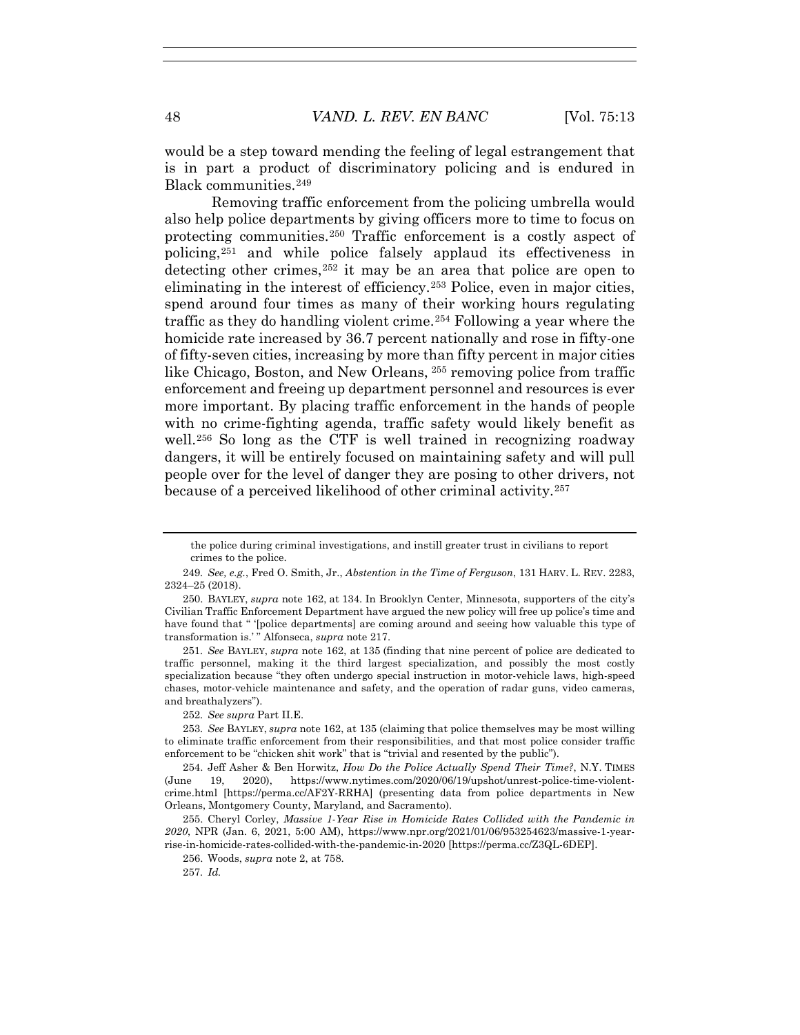would be a step toward mending the feeling of legal estrangement that is in part a product of discriminatory policing and is endured in Black communities.[249]

Removing traffic enforcement from the policing umbrella would also help police departments by giving officers more to time to focus on protecting communities.[250] Traffic enforcement is a costly aspect of policing,[251] and while police falsely applaud its effectiveness in detecting other crimes,[252] it may be an area that police are open to eliminating in the interest of efficiency.[253] Police, even in major cities, spend around four times as many of their working hours regulating traffic as they do handling violent crime.[254] Following a year where the homicide rate increased by 36.7 percent nationally and rose in fifty-one of fifty-seven cities, increasing by more than fifty percent in major cities like Chicago, Boston, and New Orleans, [255] removing police from traffic enforcement and freeing up department personnel and resources is ever more important. By placing traffic enforcement in the hands of people with no crime-fighting agenda, traffic safety would likely benefit as well.[256] So long as the CTF is well trained in recognizing roadway dangers, it will be entirely focused on maintaining safety and will pull people over for the level of danger they are posing to other drivers, not because of a perceived likelihood of other criminal activity.[257]

---

the police during criminal investigations, and instill greater trust in civilians to report crimes to the police.

249. *See, e.g.*, Fred O. Smith, Jr., *Abstention in the Time of Ferguson*, 131 HARV. L. REV. 2283, 2324–25 (2018).

250. BAYLEY, *supra* note 162, at 134. In Brooklyn Center, Minnesota, supporters of the city's Civilian Traffic Enforcement Department have argued the new policy will free up police's time and have found that " '[police departments] are coming around and seeing how valuable this type of transformation is.' " Alfonseca, *supra* note 217.

251. *See* BAYLEY, *supra* note 162, at 135 (finding that nine percent of police are dedicated to traffic personnel, making it the third largest specialization, and possibly the most costly specialization because "they often undergo special instruction in motor-vehicle laws, high-speed chases, motor-vehicle maintenance and safety, and the operation of radar guns, video cameras, and breathalyzers").

252. *See supra* Part II.E.

253. *See* BAYLEY, *supra* note 162, at 135 (claiming that police themselves may be most willing to eliminate traffic enforcement from their responsibilities, and that most police consider traffic enforcement to be "chicken shit work" that is "trivial and resented by the public").

254. Jeff Asher & Ben Horwitz, *How Do the Police Actually Spend Their Time?*, N.Y. TIMES (June 19, 2020), https://www.nytimes.com/2020/06/19/upshot/unrest-police-time-violent-crime.html [https://perma.cc/AF2Y-RRHA] (presenting data from police departments in New Orleans, Montgomery County, Maryland, and Sacramento).

255. Cheryl Corley, *Massive 1-Year Rise in Homicide Rates Collided with the Pandemic in 2020*, NPR (Jan. 6, 2021, 5:00 AM), https://www.npr.org/2021/01/06/953254623/massive-1-year-rise-in-homicide-rates-collided-with-the-pandemic-in-2020 [https://perma.cc/Z3QL-6DEP].

256. Woods, *supra* note 2, at 758.

257. *Id.*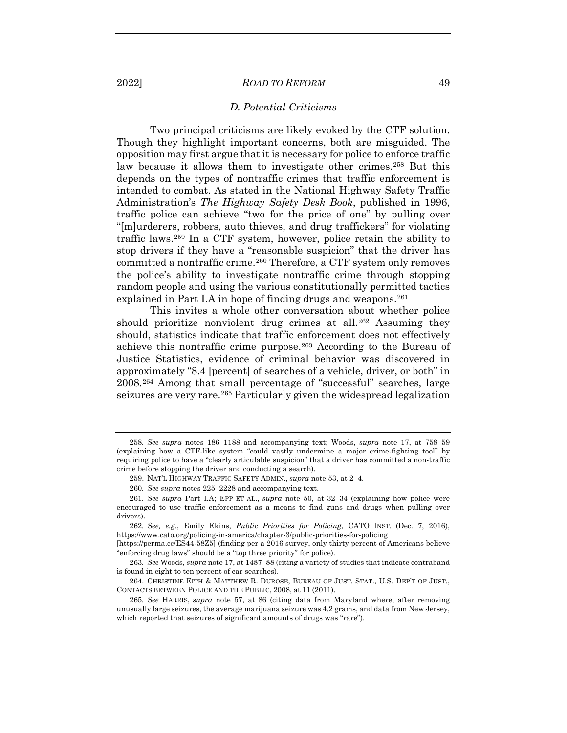### D. Potential Criticisms

Two principal criticisms are likely evoked by the CTF solution. Though they highlight important concerns, both are misguided. The opposition may first argue that it is necessary for police to enforce traffic law because it allows them to investigate other crimes.[258] But this depends on the types of nontraffic crimes that traffic enforcement is intended to combat. As stated in the National Highway Safety Traffic Administration's *The Highway Safety Desk Book*, published in 1996, traffic police can achieve "two for the price of one" by pulling over "[m]urderers, robbers, auto thieves, and drug traffickers" for violating traffic laws.[259] In a CTF system, however, police retain the ability to stop drivers if they have a "reasonable suspicion" that the driver has committed a nontraffic crime.[260] Therefore, a CTF system only removes the police's ability to investigate nontraffic crime through stopping random people and using the various constitutionally permitted tactics explained in Part I.A in hope of finding drugs and weapons.[261]

This invites a whole other conversation about whether police should prioritize nonviolent drug crimes at all.[262] Assuming they should, statistics indicate that traffic enforcement does not effectively achieve this nontraffic crime purpose.[263] According to the Bureau of Justice Statistics, evidence of criminal behavior was discovered in approximately "8.4 [percent] of searches of a vehicle, driver, or both" in 2008.[264] Among that small percentage of "successful" searches, large seizures are very rare.[265] Particularly given the widespread legalization

---

258. *See supra* notes 186–1188 and accompanying text; Woods, *supra* note 17, at 758–59 (explaining how a CTF-like system "could vastly undermine a major crime-fighting tool" by requiring police to have a "clearly articulable suspicion" that a driver has committed a non-traffic crime before stopping the driver and conducting a search).

259. NAT'L HIGHWAY TRAFFIC SAFETY ADMIN., *supra* note 53, at 2–4.

260. *See supra* notes 225–2228 and accompanying text.

261. *See supra* Part I.A; EPP ET AL., *supra* note 50, at 32–34 (explaining how police were encouraged to use traffic enforcement as a means to find guns and drugs when pulling over drivers).

262. *See, e.g.*, Emily Ekins, *Public Priorities for Policing*, CATO INST. (Dec. 7, 2016), https://www.cato.org/policing-in-america/chapter-3/public-priorities-for-policing [https://perma.cc/ES44-58Z5] (finding per a 2016 survey, only thirty percent of Americans believe "enforcing drug laws" should be a "top three priority" for police).

263. *See* Woods, *supra* note 17, at 1487–88 (citing a variety of studies that indicate contraband is found in eight to ten percent of car searches).

264. CHRISTINE EITH & MATTHEW R. DUROSE, BUREAU OF JUST. STAT., U.S. DEP'T OF JUST., CONTACTS BETWEEN POLICE AND THE PUBLIC, 2008, at 11 (2011).

265. *See* HARRIS, *supra* note 57, at 86 (citing data from Maryland where, after removing unusually large seizures, the average marijuana seizure was 4.2 grams, and data from New Jersey, which reported that seizures of significant amounts of drugs was "rare").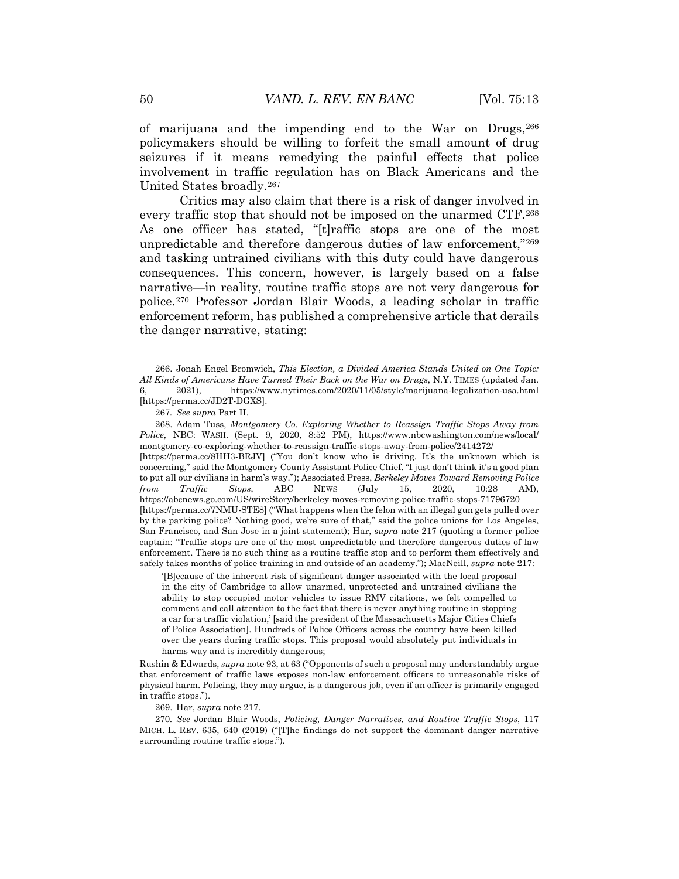of marijuana and the impending end to the War on Drugs,[266] policymakers should be willing to forfeit the small amount of drug seizures if it means remedying the painful effects that police involvement in traffic regulation has on Black Americans and the United States broadly.[267]

Critics may also claim that there is a risk of danger involved in every traffic stop that should not be imposed on the unarmed CTF.[268] As one officer has stated, "[t]raffic stops are one of the most unpredictable and therefore dangerous duties of law enforcement,"[269] and tasking untrained civilians with this duty could have dangerous consequences. This concern, however, is largely based on a false narrative—in reality, routine traffic stops are not very dangerous for police.[270] Professor Jordan Blair Woods, a leading scholar in traffic enforcement reform, has published a comprehensive article that derails the danger narrative, stating:

---

266. Jonah Engel Bromwich, *This Election, a Divided America Stands United on One Topic: All Kinds of Americans Have Turned Their Back on the War on Drugs*, N.Y. TIMES (updated Jan. 6, 2021), https://www.nytimes.com/2020/11/05/style/marijuana-legalization-usa.html [https://perma.cc/JD2T-DGXS].

267. *See supra* Part II.

268. Adam Tuss, *Montgomery Co. Exploring Whether to Reassign Traffic Stops Away from Police*, NBC: WASH. (Sept. 9, 2020, 8:52 PM), https://www.nbcwashington.com/news/local/montgomery-co-exploring-whether-to-reassign-traffic-stops-away-from-police/2414272/ [https://perma.cc/8HH3-BRJV] ("You don't know who is driving. It's the unknown which is concerning," said the Montgomery County Assistant Police Chief. "I just don't think it's a good plan to put all our civilians in harm's way."); Associated Press, *Berkeley Moves Toward Removing Police from Traffic Stops*, ABC NEWS (July 15, 2020, 10:28 AM), https://abcnews.go.com/US/wireStory/berkeley-moves-removing-police-traffic-stops-71796720 [https://perma.cc/7NMU-STE8] ("What happens when the felon with an illegal gun gets pulled over by the parking police? Nothing good, we're sure of that," said the police unions for Los Angeles, San Francisco, and San Jose in a joint statement); Har, *supra* note 217 (quoting a former police captain: "Traffic stops are one of the most unpredictable and therefore dangerous duties of law enforcement. There is no such thing as a routine traffic stop and to perform them effectively and safely takes months of police training in and outside of an academy."); MacNeill, *supra* note 217:

> '[B]ecause of the inherent risk of significant danger associated with the local proposal in the city of Cambridge to allow unarmed, unprotected and untrained civilians the ability to stop occupied motor vehicles to issue RMV citations, we felt compelled to comment and call attention to the fact that there is never anything routine in stopping a car for a traffic violation,' [said the president of the Massachusetts Major Cities Chiefs of Police Association]. Hundreds of Police Officers across the country have been killed over the years during traffic stops. This proposal would absolutely put individuals in harms way and is incredibly dangerous;

Rushin & Edwards, *supra* note 93, at 63 ("Opponents of such a proposal may understandably argue that enforcement of traffic laws exposes non-law enforcement officers to unreasonable risks of physical harm. Policing, they may argue, is a dangerous job, even if an officer is primarily engaged in traffic stops.").

269. Har, *supra* note 217.

270. *See* Jordan Blair Woods, *Policing, Danger Narratives, and Routine Traffic Stops*, 117 MICH. L. REV. 635, 640 (2019) ("[T]he findings do not support the dominant danger narrative surrounding routine traffic stops.").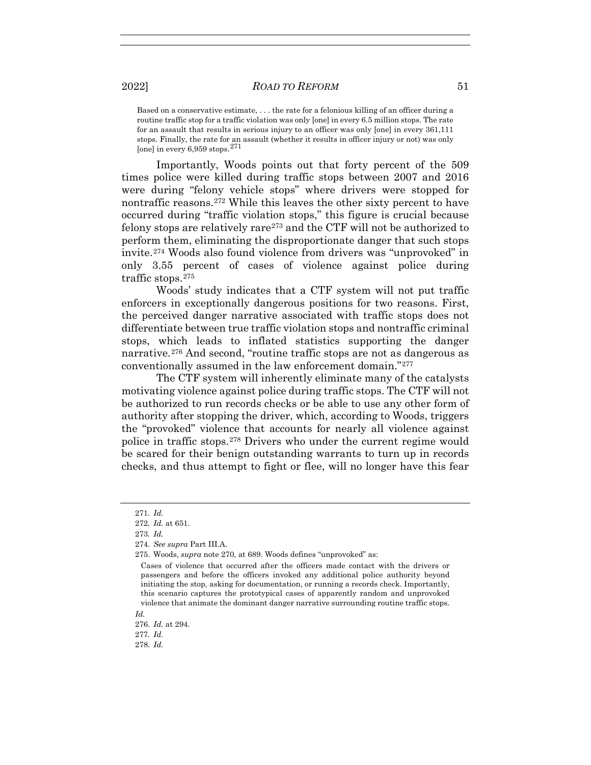> Based on a conservative estimate, . . . the rate for a felonious killing of an officer during a routine traffic stop for a traffic violation was only [one] in every 6.5 million stops. The rate for an assault that results in serious injury to an officer was only [one] in every 361,111 stops. Finally, the rate for an assault (whether it results in officer injury or not) was only [one] in every 6,959 stops.[271]

Importantly, Woods points out that forty percent of the 509 times police were killed during traffic stops between 2007 and 2016 were during "felony vehicle stops" where drivers were stopped for nontraffic reasons.[272] While this leaves the other sixty percent to have occurred during "traffic violation stops," this figure is crucial because felony stops are relatively rare[273] and the CTF will not be authorized to perform them, eliminating the disproportionate danger that such stops invite.[274] Woods also found violence from drivers was "unprovoked" in only 3.55 percent of cases of violence against police during traffic stops.[275]

Woods' study indicates that a CTF system will not put traffic enforcers in exceptionally dangerous positions for two reasons. First, the perceived danger narrative associated with traffic stops does not differentiate between true traffic violation stops and nontraffic criminal stops, which leads to inflated statistics supporting the danger narrative.[276] And second, "routine traffic stops are not as dangerous as conventionally assumed in the law enforcement domain."[277]

The CTF system will inherently eliminate many of the catalysts motivating violence against police during traffic stops. The CTF will not be authorized to run records checks or be able to use any other form of authority after stopping the driver, which, according to Woods, triggers the "provoked" violence that accounts for nearly all violence against police in traffic stops.[278] Drivers who under the current regime would be scared for their benign outstanding warrants to turn up in records checks, and thus attempt to fight or flee, will no longer have this fear

---

271. *Id.*

272. *Id.* at 651.

273. *Id.*

274. *See supra* Part III.A.

275. Woods, *supra* note 270, at 689. Woods defines "unprovoked" as:

> Cases of violence that occurred after the officers made contact with the drivers or passengers and before the officers invoked any additional police authority beyond initiating the stop, asking for documentation, or running a records check. Importantly, this scenario captures the prototypical cases of apparently random and unprovoked violence that animate the dominant danger narrative surrounding routine traffic stops.

*Id.*

276. *Id.* at 294.

277. *Id.*

278. *Id.*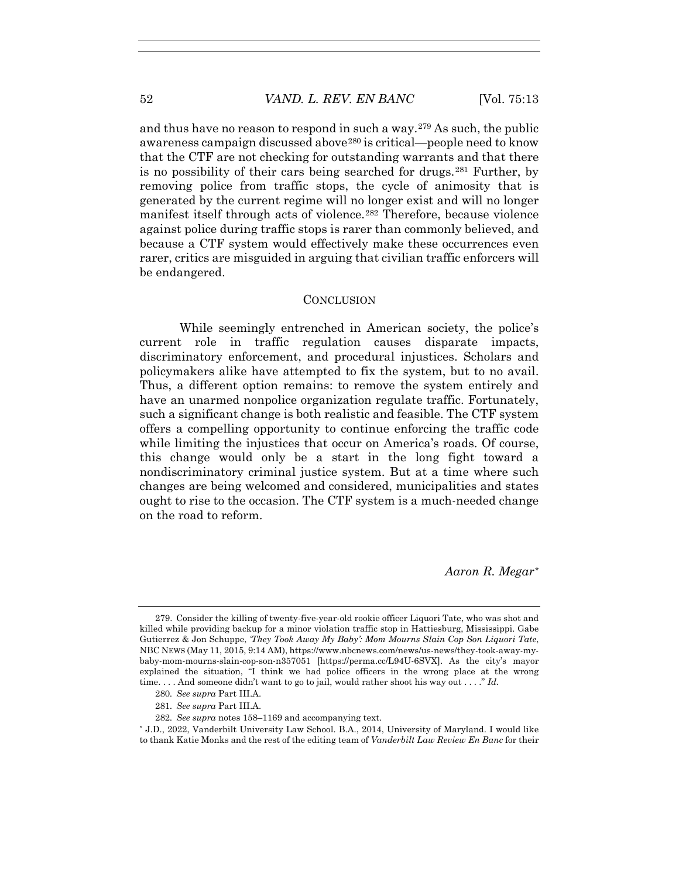and thus have no reason to respond in such a way.[279] As such, the public awareness campaign discussed above[280] is critical—people need to know that the CTF are not checking for outstanding warrants and that there is no possibility of their cars being searched for drugs.[281] Further, by removing police from traffic stops, the cycle of animosity that is generated by the current regime will no longer exist and will no longer manifest itself through acts of violence.[282] Therefore, because violence against police during traffic stops is rarer than commonly believed, and because a CTF system would effectively make these occurrences even rarer, critics are misguided in arguing that civilian traffic enforcers will be endangered.

## CONCLUSION

While seemingly entrenched in American society, the police's current role in traffic regulation causes disparate impacts, discriminatory enforcement, and procedural injustices. Scholars and policymakers alike have attempted to fix the system, but to no avail. Thus, a different option remains: to remove the system entirely and have an unarmed nonpolice organization regulate traffic. Fortunately, such a significant change is both realistic and feasible. The CTF system offers a compelling opportunity to continue enforcing the traffic code while limiting the injustices that occur on America's roads. Of course, this change would only be a start in the long fight toward a nondiscriminatory criminal justice system. But at a time where such changes are being welcomed and considered, municipalities and states ought to rise to the occasion. The CTF system is a much-needed change on the road to reform.

*Aaron R. Megar*[*]

---

279. Consider the killing of twenty-five-year-old rookie officer Liquori Tate, who was shot and killed while providing backup for a minor violation traffic stop in Hattiesburg, Mississippi. Gabe Gutierrez & Jon Schuppe, *'They Took Away My Baby': Mom Mourns Slain Cop Son Liquori Tate*, NBC NEWS (May 11, 2015, 9:14 AM), https://www.nbcnews.com/news/us-news/they-took-away-my-baby-mom-mourns-slain-cop-son-n357051 [https://perma.cc/L94U-6SVX]. As the city's mayor explained the situation, "I think we had police officers in the wrong place at the wrong time. . . . And someone didn't want to go to jail, would rather shoot his way out . . . ." *Id.*

280. *See supra* Part III.A.

281. *See supra* Part III.A.

282. *See supra* notes 158–1169 and accompanying text.

[*] J.D., 2022, Vanderbilt University Law School. B.A., 2014, University of Maryland. I would like to thank Katie Monks and the rest of the editing team of *Vanderbilt Law Review En Banc* for their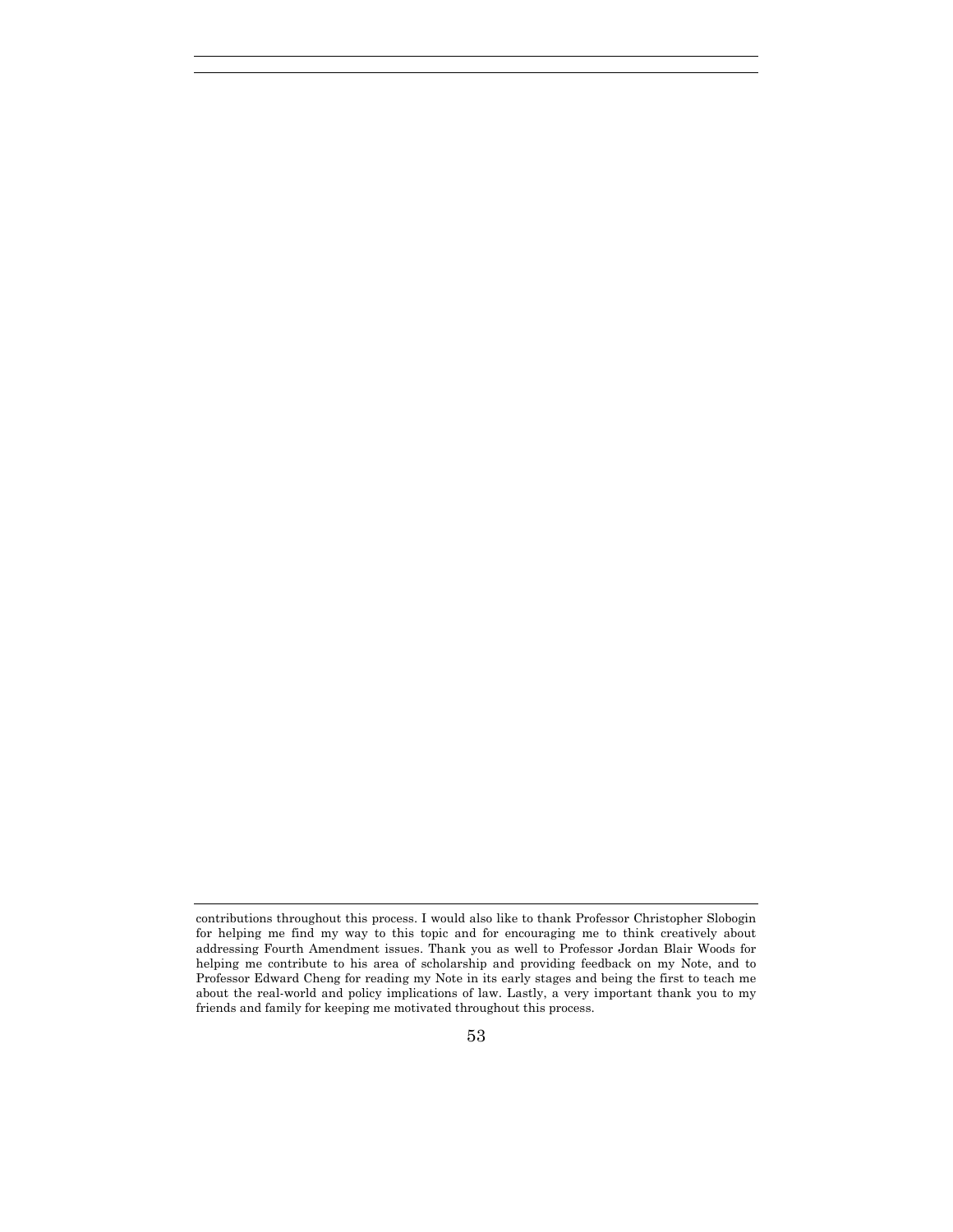contributions throughout this process. I would also like to thank Professor Christopher Slobogin for helping me find my way to this topic and for encouraging me to think creatively about addressing Fourth Amendment issues. Thank you as well to Professor Jordan Blair Woods for helping me contribute to his area of scholarship and providing feedback on my Note, and to Professor Edward Cheng for reading my Note in its early stages and being the first to teach me about the real-world and policy implications of law. Lastly, a very important thank you to my friends and family for keeping me motivated throughout this process.